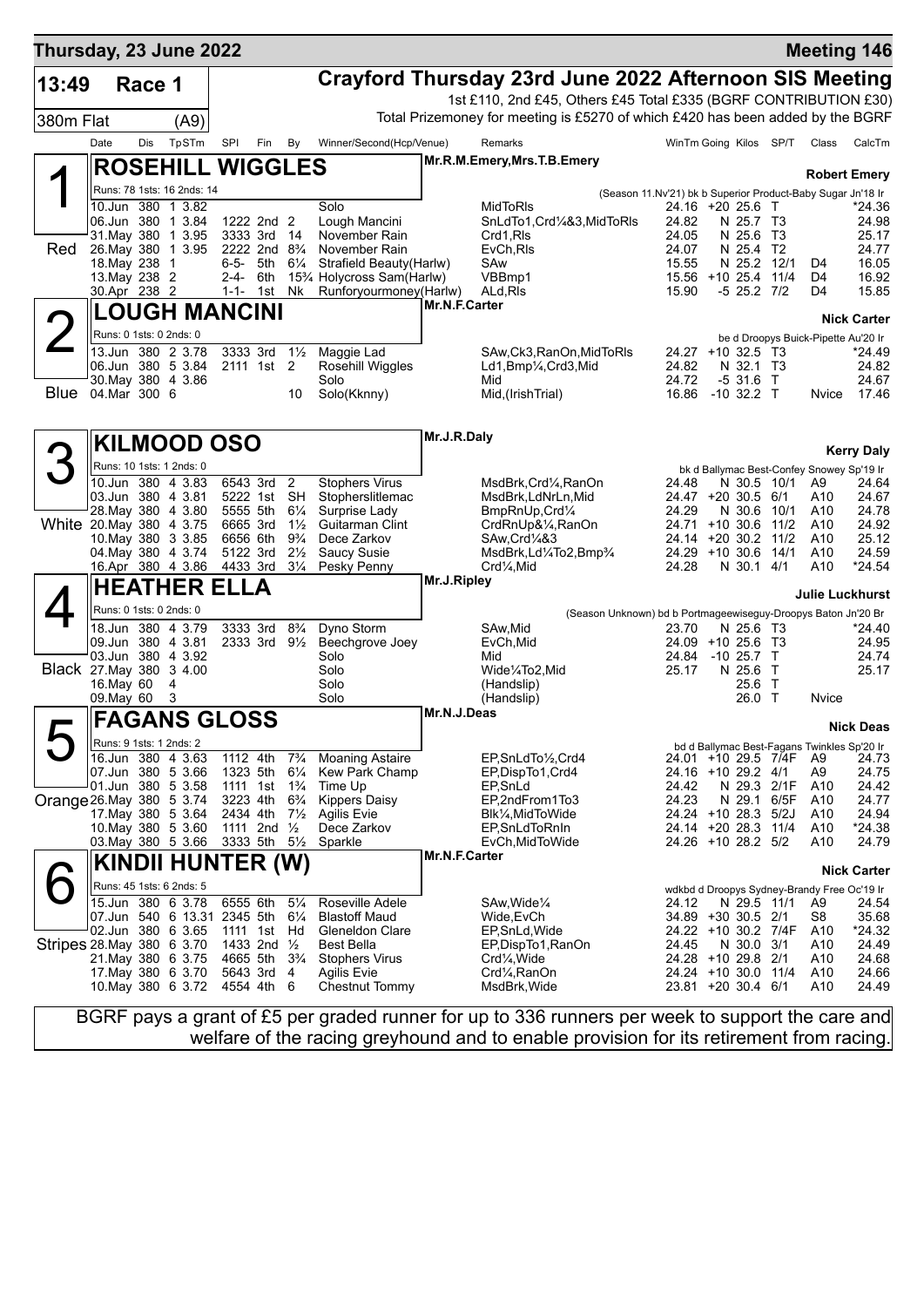# Thursday, 23 June 2022 — Meeting 146

## 13:49 Race 1 — 380m Flat (A9)

**Crayford Thursday 23rd June 2022 Afternoon SIS Meeting**

1st £110, 2nd £45, Others £45 Total £335 (BGRF CONTRIBUTION £30)

Total Prizemoney for meeting is £5270 of which £420 has been added by the BGRF

| Date | Dis | TpSTm | SPI | Fin | By | Winner/Second(Hcp/Venue) | Remarks | WinTm | Going | Kilos | SP/T | Class | CalcTm |
|---|---|---|---|---|---|---|---|---|---|---|---|---|---|

### 1 Red — ROSEHILL WIGGLES
Mr.R.M.Emery,Mrs.T.B.Emery — **Robert Emery**

Runs: 78 1sts: 16 2nds: 14 — (Season 11.Nv'21) bk b Superior Product-Baby Sugar Jn'18 Ir

| Date | Dis | TpSTm | SPI | Fin | By | Winner/Second(Hcp/Venue) | Remarks | WinTm | Going | Kilos | SP/T | Class | CalcTm |
|---|---|---|---|---|---|---|---|---|---|---|---|---|---|
| 10.Jun | 380 | 1 3.82 | | | | Solo | MidToRls | 24.16 | +20 | 25.6 | T | | *24.36 |
| 06.Jun | 380 | 1 3.84 | 1222 | 2nd | 2 | Lough Mancini | SnLdTo1,Crd¼&3,MidToRls | 24.82 | N | 25.7 | T3 | | 24.98 |
| 31.May | 380 | 1 3.95 | 3333 | 3rd | 14 | November Rain | Crd1,Rls | 24.05 | N | 25.6 | T3 | | 25.17 |
| 26.May | 380 | 1 3.95 | 2222 | 2nd | 8¾ | November Rain | EvCh,Rls | 24.07 | N | 25.4 | T2 | | 24.77 |
| 18.May | 238 | 1 | 6-5- | 5th | 6¼ | Strafield Beauty(Harlw) | SAw | 15.55 | N | 25.2 | 12/1 | D4 | 16.05 |
| 13.May | 238 | 2 | 2-4- | 6th | 15¾ | Holycross Sam(Harlw) | VBBmp1 | 15.56 | +10 | 25.4 | 11/4 | D4 | 16.92 |
| 30.Apr | 238 | 2 | 1-1- | 1st | Nk | Runforyourmoney(Harlw) | ALd,Rls | 15.90 | -5 | 25.2 | 7/2 | D4 | 15.85 |

### 2 Blue — LOUGH MANCINI
Mr.N.F.Carter — **Nick Carter**

Runs: 0 1sts: 0 2nds: 0 — be d Droopys Buick-Pipette Au'20 Ir

| Date | Dis | TpSTm | SPI | Fin | By | Winner/Second(Hcp/Venue) | Remarks | WinTm | Going | Kilos | SP/T | Class | CalcTm |
|---|---|---|---|---|---|---|---|---|---|---|---|---|---|
| 13.Jun | 380 | 2 3.78 | 3333 | 3rd | 1½ | Maggie Lad | SAw,Ck3,RanOn,MidToRls | 24.27 | +10 | 32.5 | T3 | | *24.49 |
| 06.Jun | 380 | 5 3.84 | 2111 | 1st | 2 | Rosehill Wiggles | Ld1,Bmp¼,Crd3,Mid | 24.82 | N | 32.1 | T3 | | 24.82 |
| 30.May | 380 | 4 3.86 | | | | Solo | Mid | 24.72 | -5 | 31.6 | T | | 24.67 |
| 04.Mar | 300 | 6 | | | 10 | Solo(Kknny) | Mid,(IrishTrial) | 16.86 | -10 | 32.2 | T | Nvice | 17.46 |

### 3 White — KILMOOD OSO
Mr.J.R.Daly — **Kerry Daly**

Runs: 10 1sts: 1 2nds: 0 — bk d Ballymac Best-Confey Snowey Sp'19 Ir

| Date | Dis | TpSTm | SPI | Fin | By | Winner/Second(Hcp/Venue) | Remarks | WinTm | Going | Kilos | SP/T | Class | CalcTm |
|---|---|---|---|---|---|---|---|---|---|---|---|---|---|
| 10.Jun | 380 | 4 3.83 | 6543 | 3rd | 2 | Stophers Virus | MsdBrk,Crd¼,RanOn | 24.48 | N | 30.5 | 10/1 | A9 | 24.64 |
| 03.Jun | 380 | 4 3.81 | 5222 | 1st | SH | Stopherslitlemac | MsdBrk,LdNrLn,Mid | 24.47 | +20 | 30.5 | 6/1 | A10 | 24.67 |
| 28.May | 380 | 4 3.80 | 5555 | 5th | 6¼ | Surprise Lady | BmpRnUp,Crd¼ | 24.29 | N | 30.6 | 10/1 | A10 | 24.78 |
| 20.May | 380 | 4 3.75 | 6665 | 3rd | 1½ | Guitarman Clint | CrdRnUp&¼,RanOn | 24.71 | +10 | 30.6 | 11/2 | A10 | 24.92 |
| 10.May | 380 | 3 3.85 | 6656 | 6th | 9¾ | Dece Zarkov | SAw,Crd¼&3 | 24.14 | +20 | 30.2 | 11/2 | A10 | 25.12 |
| 04.May | 380 | 4 3.74 | 5122 | 3rd | 2½ | Saucy Susie | MsdBrk,Ld¼To2,Bmp¾ | 24.29 | +10 | 30.6 | 14/1 | A10 | 24.59 |
| 16.Apr | 380 | 4 3.86 | 4433 | 3rd | 3¼ | Pesky Penny | Crd¼,Mid | 24.28 | N | 30.1 | 4/1 | A10 | *24.54 |

### 4 Black — HEATHER ELLA
Mr.J.Ripley — **Julie Luckhurst**

Runs: 0 1sts: 0 2nds: 0 — (Season Unknown) bd b Portmageewiseguy-Droopys Baton Jn'20 Br

| Date | Dis | TpSTm | SPI | Fin | By | Winner/Second(Hcp/Venue) | Remarks | WinTm | Going | Kilos | SP/T | Class | CalcTm |
|---|---|---|---|---|---|---|---|---|---|---|---|---|---|
| 18.Jun | 380 | 4 3.79 | 3333 | 3rd | 8¾ | Dyno Storm | SAw,Mid | 23.70 | N | 25.6 | T3 | | *24.40 |
| 09.Jun | 380 | 4 3.81 | 2333 | 3rd | 9½ | Beechgrove Joey | EvCh,Mid | 24.09 | +10 | 25.6 | T3 | | 24.95 |
| 03.Jun | 380 | 4 3.92 | | | | Solo | Mid | 24.84 | -10 | 25.7 | T | | 24.74 |
| 27.May | 380 | 3 4.00 | | | | Solo | Wide¼To2,Mid | 25.17 | N | 25.6 | T | | 25.17 |
| 16.May | 60 | 4 | | | | Solo | (Handslip) | | | 25.6 | T | | |
| 09.May | 60 | 3 | | | | Solo | (Handslip) | | | 26.0 | T | Nvice | |

### 5 Orange — FAGANS GLOSS
Mr.N.J.Deas — **Nick Deas**

Runs: 9 1sts: 1 2nds: 2 — bd d Ballymac Best-Fagans Twinkles Sp'20 Ir

| Date | Dis | TpSTm | SPI | Fin | By | Winner/Second(Hcp/Venue) | Remarks | WinTm | Going | Kilos | SP/T | Class | CalcTm |
|---|---|---|---|---|---|---|---|---|---|---|---|---|---|
| 16.Jun | 380 | 4 3.63 | 1112 | 4th | 7¾ | Moaning Astaire | EP,SnLdTo½,Crd4 | 24.01 | +10 | 29.5 | 7/4F | A9 | 24.73 |
| 07.Jun | 380 | 5 3.66 | 1323 | 5th | 6¼ | Kew Park Champ | EP,DispTo1,Crd4 | 24.16 | +10 | 29.2 | 4/1 | A9 | 24.75 |
| 01.Jun | 380 | 5 3.58 | 1111 | 1st | 1¾ | Time Up | EP,SnLd | 24.42 | N | 29.3 | 2/1F | A10 | 24.42 |
| 26.May | 380 | 5 3.74 | 3223 | 4th | 6¾ | Kippers Daisy | EP,2ndFrom1To3 | 24.23 | N | 29.1 | 6/5F | A10 | 24.77 |
| 17.May | 380 | 5 3.64 | 2434 | 4th | 7½ | Agilis Evie | Blk¼,MidToWide | 24.24 | +10 | 28.3 | 5/2J | A10 | 24.94 |
| 10.May | 380 | 5 3.60 | 1111 | 2nd | ½ | Dece Zarkov | EP,SnLdToRnIn | 24.14 | +20 | 28.3 | 11/4 | A10 | *24.38 |
| 03.May | 380 | 5 3.66 | 3333 | 5th | 5½ | Sparkle | EvCh,MidToWide | 24.26 | +10 | 28.2 | 5/2 | A10 | 24.79 |

### 6 Stripes — KINDII HUNTER (W)
Mr.N.F.Carter — **Nick Carter**

Runs: 45 1sts: 6 2nds: 5 — wdkbd d Droopys Sydney-Brandy Free Oc'19 Ir

| Date | Dis | TpSTm | SPI | Fin | By | Winner/Second(Hcp/Venue) | Remarks | WinTm | Going | Kilos | SP/T | Class | CalcTm |
|---|---|---|---|---|---|---|---|---|---|---|---|---|---|
| 15.Jun | 380 | 6 3.78 | 6555 | 6th | 5¼ | Roseville Adele | SAw,Wide¼ | 24.12 | N | 29.5 | 11/1 | A9 | 24.54 |
| 07.Jun | 540 | 6 13.31 | 2345 | 5th | 6¼ | Blastoff Maud | Wide,EvCh | 34.89 | +30 | 30.5 | 2/1 | S8 | 35.68 |
| 02.Jun | 380 | 6 3.65 | 1111 | 1st | Hd | Gleneldon Clare | EP,SnLd,Wide | 24.22 | +10 | 30.2 | 7/4F | A10 | *24.32 |
| 28.May | 380 | 6 3.70 | 1433 | 2nd | ½ | Best Bella | EP,DispTo1,RanOn | 24.45 | N | 30.0 | 3/1 | A10 | 24.49 |
| 21.May | 380 | 6 3.75 | 4665 | 5th | 3¾ | Stophers Virus | Crd¼,Wide | 24.28 | +10 | 29.8 | 2/1 | A10 | 24.68 |
| 17.May | 380 | 6 3.70 | 5643 | 3rd | 4 | Agilis Evie | Crd¼,RanOn | 24.24 | +10 | 30.0 | 11/4 | A10 | 24.66 |
| 10.May | 380 | 6 3.72 | 4554 | 4th | 6 | Chestnut Tommy | MsdBrk,Wide | 23.81 | +20 | 30.4 | 6/1 | A10 | 24.49 |

BGRF pays a grant of £5 per graded runner for up to 336 runners per week to support the care and welfare of the racing greyhound and to enable provision for its retirement from racing.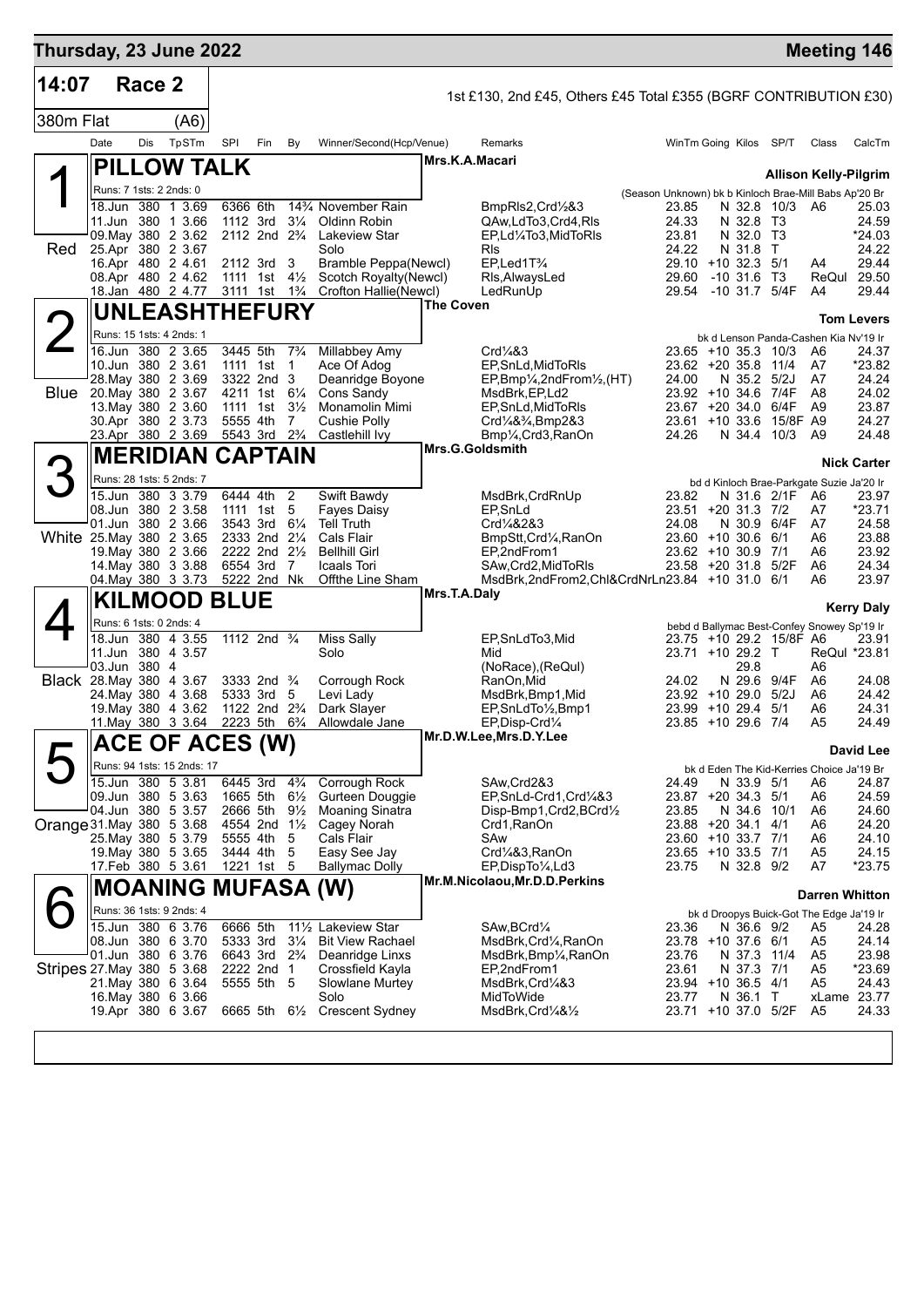## Thursday, 23 June 2022 — Meeting 146

**14:07 Race 2** — 1st £130, 2nd £45, Others £45 Total £355 (BGRF CONTRIBUTION £30)

**380m Flat (A6)**

| Date | Dis | TpSTm | SPI | Fin | By | Winner/Second(Hcp/Venue) | Remarks | WinTm | Going | Kilos | SP/T | Class | CalcTm |
|---|---|---|---|---|---|---|---|---|---|---|---|---|---|

### 1 Red — PILLOW TALK
Mrs.K.A.Macari — Allison Kelly-Pilgrim
Runs: 7 1sts: 2 2nds: 0 — (Season Unknown) bk b Kinloch Brae-Mill Babs Ap'20 Br

| Date | Dis | TpSTm | SPI | Fin | By | Winner/Second(Hcp/Venue) | Remarks | WinTm | Going | Kilos | SP/T | Class | CalcTm |
|---|---|---|---|---|---|---|---|---|---|---|---|---|---|
| 18.Jun | 380 | 1 3.69 | 6366 | 6th | 14¾ | November Rain | BmpRls2,Crd½&3 | 23.85 | N | 32.8 | 10/3 | A6 | 25.03 |
| 11.Jun | 380 | 1 3.66 | 1112 | 3rd | 3¼ | Oldinn Robin | QAw,LdTo3,Crd4,Rls | 24.33 | N | 32.8 | T3 | | 24.59 |
| 09.May | 380 | 2 3.62 | 2112 | 2nd | 2¾ | Lakeview Star | EP,Ld¼To3,MidToRls | 23.81 | N | 32.0 | T3 | | *24.03 |
| 25.Apr | 380 | 2 3.67 | | | | Solo | Rls | 24.22 | N | 31.8 | T | | 24.22 |
| 16.Apr | 480 | 2 4.61 | 2112 | 3rd | 3 | Bramble Peppa(Newcl) | EP,Led1T¾ | 29.10 | +10 | 32.3 | 5/1 | A4 | 29.44 |
| 08.Apr | 480 | 2 4.62 | 1111 | 1st | 4½ | Scotch Royalty(Newcl) | Rls,AlwaysLed | 29.60 | -10 | 31.6 | T3 | ReQul | 29.50 |
| 18.Jan | 480 | 2 4.77 | 3111 | 1st | 1¾ | Crofton Hallie(Newcl) | LedRunUp | 29.54 | -10 | 31.7 | 5/4F | A4 | 29.44 |

### 2 Blue — UNLEASHTHEFURY
The Coven — Tom Levers
Runs: 15 1sts: 4 2nds: 1 — bk d Lenson Panda-Cashen Kia Nv'19 Ir

| Date | Dis | TpSTm | SPI | Fin | By | Winner/Second(Hcp/Venue) | Remarks | WinTm | Going | Kilos | SP/T | Class | CalcTm |
|---|---|---|---|---|---|---|---|---|---|---|---|---|---|
| 16.Jun | 380 | 2 3.65 | 3445 | 5th | 7¾ | Millabbey Amy | Crd¼&3 | 23.65 | +10 | 35.3 | 10/3 | A6 | 24.37 |
| 10.Jun | 380 | 2 3.61 | 1111 | 1st | 1 | Ace Of Adog | EP,SnLd,MidToRls | 23.62 | +20 | 35.8 | 11/4 | A7 | *23.82 |
| 28.May | 380 | 2 3.69 | 3322 | 2nd | 3 | Deanridge Boyone | EP,Bmp¼,2ndFrom½,(HT) | 24.00 | N | 35.2 | 5/2J | A7 | 24.24 |
| 20.May | 380 | 2 3.67 | 4211 | 1st | 6¼ | Cons Sandy | MsdBrk,EP,Ld2 | 23.92 | +10 | 34.6 | 7/4F | A8 | 24.02 |
| 13.May | 380 | 2 3.60 | 1111 | 1st | 3½ | Monamolin Mimi | EP,SnLd,MidToRls | 23.67 | +20 | 34.0 | 6/4F | A9 | 23.87 |
| 30.Apr | 380 | 2 3.73 | 5555 | 4th | 7 | Cushie Polly | Crd¼&¾,Bmp2&3 | 23.61 | +10 | 33.6 | 15/8F | A9 | 24.27 |
| 23.Apr | 380 | 2 3.69 | 5543 | 3rd | 2¾ | Castlehill Ivy | Bmp¼,Crd3,RanOn | 24.26 | N | 34.4 | 10/3 | A9 | 24.48 |

### 3 White — MERIDIAN CAPTAIN
Mrs.G.Goldsmith — Nick Carter
Runs: 28 1sts: 5 2nds: 7 — bd d Kinloch Brae-Parkgate Suzie Ja'20 Ir

| Date | Dis | TpSTm | SPI | Fin | By | Winner/Second(Hcp/Venue) | Remarks | WinTm | Going | Kilos | SP/T | Class | CalcTm |
|---|---|---|---|---|---|---|---|---|---|---|---|---|---|
| 15.Jun | 380 | 3 3.79 | 6444 | 4th | 2 | Swift Bawdy | MsdBrk,CrdRnUp | 23.82 | N | 31.6 | 2/1F | A6 | 23.97 |
| 08.Jun | 380 | 2 3.58 | 1111 | 1st | 5 | Fayes Daisy | EP,SnLd | 23.51 | +20 | 31.3 | 7/2 | A7 | *23.71 |
| 01.Jun | 380 | 2 3.66 | 3543 | 3rd | 6¼ | Tell Truth | Crd¼&2&3 | 24.08 | N | 30.9 | 6/4F | A7 | 24.58 |
| 25.May | 380 | 2 3.65 | 2333 | 2nd | 2¼ | Cals Flair | BmpStt,Crd¼,RanOn | 23.60 | +10 | 30.6 | 6/1 | A6 | 23.88 |
| 19.May | 380 | 2 3.66 | 2222 | 2nd | 2½ | Bellhill Girl | EP,2ndFrom1 | 23.62 | +10 | 30.9 | 7/1 | A6 | 23.92 |
| 14.May | 380 | 3 3.88 | 6554 | 3rd | 7 | Icaals Tori | SAw,Crd2,MidToRls | 23.58 | +20 | 31.8 | 5/2F | A6 | 24.34 |
| 04.May | 380 | 3 3.73 | 5222 | 2nd | Nk | Offthe Line Sham | MsdBrk,2ndFrom2,Chl&CrdNrLn | 23.84 | +10 | 31.0 | 6/1 | A6 | 23.97 |

### 4 Black — KILMOOD BLUE
Mrs.T.A.Daly — Kerry Daly
Runs: 6 1sts: 0 2nds: 4 — bebd d Ballymac Best-Confey Snowey Sp'19 Ir

| Date | Dis | TpSTm | SPI | Fin | By | Winner/Second(Hcp/Venue) | Remarks | WinTm | Going | Kilos | SP/T | Class | CalcTm |
|---|---|---|---|---|---|---|---|---|---|---|---|---|---|
| 18.Jun | 380 | 4 3.55 | 1112 | 2nd | ¾ | Miss Sally | EP,SnLdTo3,Mid | 23.75 | +10 | 29.2 | 15/8F | A6 | 23.91 |
| 11.Jun | 380 | 4 3.57 | | | | Solo | Mid | 23.71 | +10 | 29.2 | T | ReQul | *23.81 |
| 03.Jun | 380 | 4 | | | | | (NoRace),(ReQul) | | | 29.8 | | A6 | |
| 28.May | 380 | 4 3.67 | 3333 | 2nd | ¾ | Corrough Rock | RanOn,Mid | 24.02 | N | 29.6 | 9/4F | A6 | 24.08 |
| 24.May | 380 | 4 3.68 | 5333 | 3rd | 5 | Levi Lady | MsdBrk,Bmp1,Mid | 23.92 | +10 | 29.0 | 5/2J | A6 | 24.42 |
| 19.May | 380 | 4 3.62 | 1122 | 2nd | 2¾ | Dark Slayer | EP,SnLdTo½,Bmp1 | 23.99 | +10 | 29.4 | 5/1 | A6 | 24.31 |
| 11.May | 380 | 3 3.64 | 2223 | 5th | 6¾ | Allowdale Jane | EP,Disp-Crd¼ | 23.85 | +10 | 29.6 | 7/4 | A5 | 24.49 |

### 5 Orange — ACE OF ACES (W)
Mr.D.W.Lee,Mrs.D.Y.Lee — David Lee
Runs: 94 1sts: 15 2nds: 17 — bk d Eden The Kid-Kerries Choice Ja'19 Br

| Date | Dis | TpSTm | SPI | Fin | By | Winner/Second(Hcp/Venue) | Remarks | WinTm | Going | Kilos | SP/T | Class | CalcTm |
|---|---|---|---|---|---|---|---|---|---|---|---|---|---|
| 15.Jun | 380 | 5 3.81 | 6445 | 3rd | 4¾ | Corrough Rock | SAw,Crd2&3 | 24.49 | N | 33.9 | 5/1 | A6 | 24.87 |
| 09.Jun | 380 | 5 3.63 | 1665 | 5th | 6½ | Gurteen Douggie | EP,SnLd-Crd1,Crd¼&3 | 23.87 | +20 | 34.3 | 5/1 | A6 | 24.59 |
| 04.Jun | 380 | 5 3.57 | 2666 | 5th | 9½ | Moaning Sinatra | Disp-Bmp1,Crd2,BCrd½ | 23.85 | N | 34.6 | 10/1 | A6 | 24.60 |
| 31.May | 380 | 5 3.68 | 4554 | 2nd | 1½ | Cagey Norah | Crd1,RanOn | 23.88 | +20 | 34.1 | 4/1 | A6 | 24.20 |
| 25.May | 380 | 5 3.79 | 5555 | 4th | 5 | Cals Flair | SAw | 23.60 | +10 | 33.7 | 7/1 | A6 | 24.10 |
| 19.May | 380 | 5 3.65 | 3444 | 4th | 5 | Easy See Jay | Crd¼&3,RanOn | 23.65 | +10 | 33.5 | 7/1 | A5 | 24.15 |
| 17.Feb | 380 | 5 3.61 | 1221 | 1st | 5 | Ballymac Dolly | EP,DispTo¼,Ld3 | 23.75 | N | 32.8 | 9/2 | A7 | *23.75 |

### 6 Stripes — MOANING MUFASA (W)
Mr.M.Nicolaou,Mr.D.D.Perkins — Darren Whitton
Runs: 36 1sts: 9 2nds: 4 — bk d Droopys Buick-Got The Edge Ja'19 Ir

| Date | Dis | TpSTm | SPI | Fin | By | Winner/Second(Hcp/Venue) | Remarks | WinTm | Going | Kilos | SP/T | Class | CalcTm |
|---|---|---|---|---|---|---|---|---|---|---|---|---|---|
| 15.Jun | 380 | 6 3.76 | 6666 | 5th | 11½ | Lakeview Star | SAw,BCrd¼ | 23.36 | N | 36.6 | 9/2 | A5 | 24.28 |
| 08.Jun | 380 | 6 3.70 | 5333 | 3rd | 3¼ | Bit View Rachael | MsdBrk,Crd¼,RanOn | 23.78 | +10 | 37.6 | 6/1 | A5 | 24.14 |
| 01.Jun | 380 | 6 3.76 | 6643 | 3rd | 2¾ | Deanridge Linxs | MsdBrk,Bmp¼,RanOn | 23.76 | N | 37.3 | 11/4 | A5 | 23.98 |
| 27.May | 380 | 5 3.68 | 2222 | 2nd | 1 | Crossfield Kayla | EP,2ndFrom1 | 23.61 | N | 37.3 | 7/1 | A5 | *23.69 |
| 21.May | 380 | 6 3.64 | 5555 | 5th | 5 | Slowlane Murtey | MsdBrk,Crd¼&3 | 23.94 | +10 | 36.5 | 4/1 | A5 | 24.43 |
| 16.May | 380 | 6 3.66 | | | | Solo | MidToWide | 23.77 | N | 36.1 | T | xLame | 23.77 |
| 19.Apr | 380 | 6 3.67 | 6665 | 5th | 6½ | Crescent Sydney | MsdBrk,Crd¼&½ | 23.71 | +10 | 37.0 | 5/2F | A5 | 24.33 |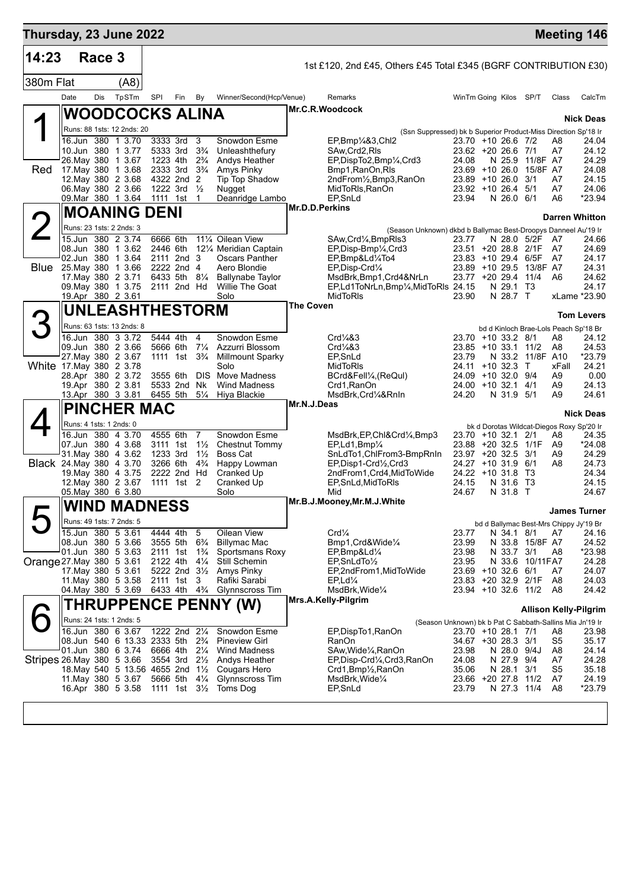# Thursday, 23 June 2022 — Meeting 146

**14:23 Race 3** — 1st £120, 2nd £45, Others £45 Total £345 (BGRF CONTRIBUTION £30)

**380m Flat (A8)**

| Date | Dis | TpSTm | SPI | Fin | By | Winner/Second(Hcp/Venue) | Remarks | WinTm | Going | Kilos | SP/T | Class | CalcTm |
|---|---|---|---|---|---|---|---|---|---|---|---|---|---|

## 1 Red — WOODCOCKS ALINA
Mr.C.R.Woodcock — Trainer: Nick Deas
Runs: 88 1sts: 12 2nds: 20 — (Ssn Suppressed) bk b Superior Product-Miss Direction Sp'18 Ir

| Date | Dis | TpSTm | SPI | Fin | By | Winner/Second(Hcp/Venue) | Remarks | WinTm | Going | Kilos | SP/T | Class | CalcTm |
|---|---|---|---|---|---|---|---|---|---|---|---|---|---|
| 16.Jun | 380 | 1 3.70 | 3333 | 3rd | 3 | Snowdon Esme | EP,Bmp¼&3,Chl2 | 23.70 | +10 | 26.6 | 7/2 | A8 | 24.04 |
| 10.Jun | 380 | 1 3.77 | 5333 | 3rd | 3¾ | Unleashthefury | SAw,Crd2,Rls | 23.62 | +20 | 26.6 | 7/1 | A7 | 24.12 |
| 26.May | 380 | 1 3.67 | 1223 | 4th | 2¾ | Andys Heather | EP,DispTo2,Bmp¼,Crd3 | 24.08 | N | 25.9 | 11/8F | A7 | 24.29 |
| 17.May | 380 | 1 3.68 | 2333 | 3rd | 3¾ | Amys Pinky | Bmp1,RanOn,Rls | 23.69 | +10 | 26.0 | 15/8F | A7 | 24.08 |
| 12.May | 380 | 2 3.68 | 4322 | 2nd | 2 | Tip Top Shadow | 2ndFrom½,Bmp3,RanOn | 23.89 | +10 | 26.0 | 3/1 | A7 | 24.15 |
| 06.May | 380 | 2 3.66 | 1222 | 3rd | ½ | Nugget | MidToRls,RanOn | 23.92 | +10 | 26.4 | 5/1 | A7 | 24.06 |
| 09.Mar | 380 | 1 3.64 | 1111 | 1st | 1 | Deanridge Lambo | EP,SnLd | 23.94 | N | 26.0 | 6/1 | A6 | *23.94 |

## 2 Blue — MOANING DENI
Mr.D.D.Perkins — Trainer: Darren Whitton
Runs: 23 1sts: 2 2nds: 3 — (Season Unknown) dkbd b Ballymac Best-Droopys Danneel Au'19 Ir

| Date | Dis | TpSTm | SPI | Fin | By | Winner/Second(Hcp/Venue) | Remarks | WinTm | Going | Kilos | SP/T | Class | CalcTm |
|---|---|---|---|---|---|---|---|---|---|---|---|---|---|
| 15.Jun | 380 | 2 3.74 | 6666 | 6th | 11¼ | Oilean View | SAw,Crd¼,BmpRls3 | 23.77 | N | 28.0 | 5/2F | A7 | 24.66 |
| 08.Jun | 380 | 1 3.62 | 2446 | 6th | 12¼ | Meridian Captain | EP,Disp-Bmp¼,Crd3 | 23.51 | +20 | 28.8 | 2/1F | A7 | 24.69 |
| 02.Jun | 380 | 1 3.64 | 2111 | 2nd | 3 | Oscars Panther | EP,Bmp&Ld¼To4 | 23.83 | +10 | 29.4 | 6/5F | A7 | 24.17 |
| 25.May | 380 | 1 3.66 | 2222 | 2nd | 4 | Aero Blondie | EP,Disp-Crd¼ | 23.89 | +10 | 29.5 | 13/8F | A7 | 24.31 |
| 17.May | 380 | 2 3.71 | 6433 | 5th | 8¼ | Ballynabe Taylor | MsdBrk,Bmp1,Crd4&NrLn | 23.77 | +20 | 29.4 | 11/4 | A6 | 24.62 |
| 09.May | 380 | 1 3.75 | 2111 | 2nd | Hd | Willie The Goat | EP,Ld1ToNrLn,Bmp¼,MidToRls | 24.15 | N | 29.1 | T3 | | 24.17 |
| 19.Apr | 380 | 2 3.61 | | | | Solo | MidToRls | 23.90 | N | 28.7 | T | | xLame *23.90 |

## 3 White — UNLEASHTHESTORM
The Coven — Trainer: Tom Levers
Runs: 63 1sts: 13 2nds: 8 — bd d Kinloch Brae-Lols Peach Sp'18 Br

| Date | Dis | TpSTm | SPI | Fin | By | Winner/Second(Hcp/Venue) | Remarks | WinTm | Going | Kilos | SP/T | Class | CalcTm |
|---|---|---|---|---|---|---|---|---|---|---|---|---|---|
| 16.Jun | 380 | 3 3.72 | 5444 | 4th | 4 | Snowdon Esme | Crd¼&3 | 23.70 | +10 | 33.2 | 8/1 | A8 | 24.12 |
| 09.Jun | 380 | 2 3.66 | 5666 | 6th | 7¼ | Azzurri Blossom | Crd¼&3 | 23.85 | +10 | 33.1 | 11/2 | A8 | 24.53 |
| 27.May | 380 | 2 3.67 | 1111 | 1st | 3¾ | Millmount Sparky | EP,SnLd | 23.79 | N | 33.2 | 11/8F | A10 | *23.79 |
| 17.May | 380 | 2 3.78 | | | | Solo | MidToRls | 24.11 | +10 | 32.3 | T | xFall | 24.21 |
| 28.Apr | 380 | 2 3.72 | 3555 | 6th | DIS | Move Madness | BCrd&Fell¼,(ReQul) | 24.09 | +10 | 32.0 | 9/4 | A9 | 0.00 |
| 19.Apr | 380 | 2 3.81 | 5533 | 2nd | Nk | Wind Madness | Crd1,RanOn | 24.00 | +10 | 32.1 | 4/1 | A9 | 24.13 |
| 13.Apr | 380 | 3 3.81 | 6455 | 5th | 5¼ | Hiya Blackie | MsdBrk,Crd¼&RnIn | 24.20 | N | 31.9 | 5/1 | A9 | 24.61 |

## 4 Black — PINCHER MAC
Mr.N.J.Deas — Trainer: Nick Deas
Runs: 4 1sts: 1 2nds: 0 — bk d Dorotas Wildcat-Diegos Roxy Sp'20 Ir

| Date | Dis | TpSTm | SPI | Fin | By | Winner/Second(Hcp/Venue) | Remarks | WinTm | Going | Kilos | SP/T | Class | CalcTm |
|---|---|---|---|---|---|---|---|---|---|---|---|---|---|
| 16.Jun | 380 | 4 3.70 | 4555 | 6th | 7 | Snowdon Esme | MsdBrk,EP,Chl&Crd¼,Bmp3 | 23.70 | +10 | 32.1 | 2/1 | A8 | 24.35 |
| 07.Jun | 380 | 4 3.68 | 3111 | 1st | 1½ | Chestnut Tommy | EP,Ld1,Bmp¼ | 23.88 | +20 | 32.5 | 1/1F | A9 | *24.08 |
| 31.May | 380 | 4 3.62 | 1233 | 3rd | 1½ | Boss Cat | SnLdTo1,ChlFrom3-BmpRnIn | 23.97 | +20 | 32.5 | 3/1 | A9 | 24.29 |
| 24.May | 380 | 4 3.70 | 3266 | 6th | 4¾ | Happy Lowman | EP,Disp1-Crd½,Crd3 | 24.27 | +10 | 31.9 | 6/1 | A8 | 24.73 |
| 19.May | 380 | 4 3.75 | 2222 | 2nd | Hd | Cranked Up | 2ndFrom1,Crd4,MidToWide | 24.22 | +10 | 31.8 | T3 | | 24.34 |
| 12.May | 380 | 2 3.67 | 1111 | 1st | 2 | Cranked Up | EP,SnLd,MidToRls | 24.15 | N | 31.6 | T3 | | 24.15 |
| 05.May | 380 | 6 3.80 | | | | Solo | Mid | 24.67 | N | 31.8 | T | | 24.67 |

## 5 Orange — WIND MADNESS
Mr.B.J.Mooney,Mr.M.J.White — Trainer: James Turner
Runs: 49 1sts: 7 2nds: 5 — bd d Ballymac Best-Mrs Chippy Jy'19 Br

| Date | Dis | TpSTm | SPI | Fin | By | Winner/Second(Hcp/Venue) | Remarks | WinTm | Going | Kilos | SP/T | Class | CalcTm |
|---|---|---|---|---|---|---|---|---|---|---|---|---|---|
| 15.Jun | 380 | 5 3.61 | 4444 | 4th | 5 | Oilean View | Crd¼ | 23.77 | N | 34.1 | 8/1 | A7 | 24.16 |
| 08.Jun | 380 | 5 3.66 | 3555 | 5th | 6¾ | Billymac Mac | Bmp1,Crd&Wide¼ | 23.99 | N | 33.8 | 15/8F | A7 | 24.52 |
| 01.Jun | 380 | 5 3.63 | 2111 | 1st | 1¾ | Sportsmans Roxy | EP,Bmp&Ld¼ | 23.98 | N | 33.7 | 3/1 | A8 | *23.98 |
| 27.May | 380 | 5 3.61 | 2122 | 4th | 4¼ | Still Schemin | EP,SnLdTo½ | 23.95 | N | 33.6 | 10/11F | A7 | 24.28 |
| 17.May | 380 | 5 3.61 | 5222 | 2nd | 3½ | Amys Pinky | EP,2ndFrom1,MidToWide | 23.69 | +10 | 32.6 | 6/1 | A7 | 24.07 |
| 11.May | 380 | 5 3.58 | 2111 | 1st | 3 | Rafiki Sarabi | EP,Ld¼ | 23.83 | +20 | 32.9 | 2/1F | A8 | 24.03 |
| 04.May | 380 | 5 3.69 | 6433 | 4th | 4¾ | Glynnscross Tim | MsdBrk,Wide¼ | 23.94 | +10 | 32.6 | 11/2 | A8 | 24.42 |

## 6 Stripes — THRUPPENCE PENNY (W)
Mrs.A.Kelly-Pilgrim — Trainer: Allison Kelly-Pilgrim
Runs: 24 1sts: 1 2nds: 5 — (Season Unknown) bk b Pat C Sabbath-Sallins Mia Jn'19 Ir

| Date | Dis | TpSTm | SPI | Fin | By | Winner/Second(Hcp/Venue) | Remarks | WinTm | Going | Kilos | SP/T | Class | CalcTm |
|---|---|---|---|---|---|---|---|---|---|---|---|---|---|
| 16.Jun | 380 | 6 3.67 | 1222 | 2nd | 2¼ | Snowdon Esme | EP,DispTo1,RanOn | 23.70 | +10 | 28.1 | 7/1 | A8 | 23.98 |
| 08.Jun | 540 | 6 13.33 | 2333 | 5th | 2¾ | Pineview Girl | RanOn | 34.67 | +30 | 28.3 | 3/1 | S5 | 35.17 |
| 01.Jun | 380 | 6 3.74 | 6666 | 4th | 2¼ | Wind Madness | SAw,Wide¼,RanOn | 23.98 | N | 28.0 | 9/4J | A8 | 24.14 |
| 26.May | 380 | 5 3.66 | 3554 | 3rd | 2½ | Andys Heather | EP,Disp-Crd¼,Crd3,RanOn | 24.08 | N | 27.9 | 9/4 | A7 | 24.28 |
| 18.May | 540 | 5 13.56 | 4655 | 2nd | 1½ | Cougars Hero | Crd1,Bmp½,RanOn | 35.06 | N | 28.1 | 3/1 | S5 | 35.18 |
| 11.May | 380 | 5 3.67 | 5666 | 5th | 4¼ | Glynnscross Tim | MsdBrk,Wide¼ | 23.66 | +20 | 27.8 | 11/2 | A7 | 24.19 |
| 16.Apr | 380 | 5 3.58 | 1111 | 1st | 3½ | Toms Dog | EP,SnLd | 23.79 | N | 27.3 | 11/4 | A8 | *23.79 |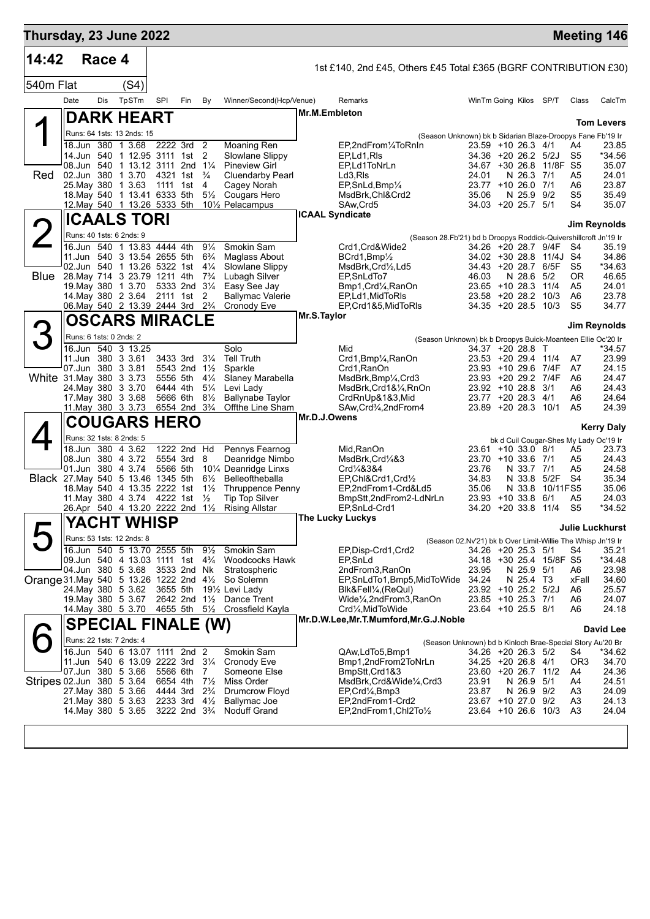**Thursday, 23 June 2022** — **Meeting 146**

## 14:42 Race 4

1st £140, 2nd £45, Others £45 Total £365 (BGRF CONTRIBUTION £30)

540m Flat (S4)

### 1 DARK HEART — Red

Mr.M.Embleton — Trainer: Tom Levers

Runs: 64 1sts: 13 2nds: 15 — (Season Unknown) bk b Sidarian Blaze-Droopys Fane Fb'19 Ir

| Date | Dis | TpSTm | SPl | Fin | By | Winner/Second(Hcp/Venue) | Remarks | WinTm | Going | Kilos | SP/T | Class | CalcTm |
|---|---|---|---|---|---|---|---|---|---|---|---|---|---|
| 18.Jun | 380 | 1 3.68 | 2222 | 3rd | 2 | Moaning Ren | EP,2ndFrom¼ToRnIn | 23.59 | +10 | 26.3 | 4/1 | A4 | 23.85 |
| 14.Jun | 540 | 1 12.95 | 3111 | 1st | 2 | Slowlane Slippy | EP,Ld1,Rls | 34.36 | +20 | 26.2 | 5/2J | S5 | *34.56 |
| 08.Jun | 540 | 1 13.12 | 3111 | 2nd | 1¼ | Pineview Girl | EP,Ld1ToNrLn | 34.67 | +30 | 26.8 | 11/8F | S5 | 35.07 |
| 02.Jun | 380 | 1 3.70 | 4321 | 1st | ¾ | Cluendarby Pearl | Ld3,Rls | 24.01 | N | 26.3 | 7/1 | A5 | 24.01 |
| 25.May | 380 | 1 3.63 | 1111 | 1st | 4 | Cagey Norah | EP,SnLd,Bmp¼ | 23.77 | +10 | 26.0 | 7/1 | A6 | 23.87 |
| 18.May | 540 | 1 13.41 | 6333 | 5th | 5½ | Cougars Hero | MsdBrk,Chl&Crd2 | 35.06 | N | 25.9 | 9/2 | S5 | 35.49 |
| 12.May | 540 | 1 13.26 | 5333 | 5th | 10½ | Pelacampus | SAw,Crd5 | 34.03 | +20 | 25.7 | 5/1 | S4 | 35.07 |

### 2 ICAALS TORI — Blue

ICAAL Syndicate — Trainer: Jim Reynolds

Runs: 40 1sts: 6 2nds: 9 — (Season 28.Fb'21) bd b Droopys Roddick-Quivershillcroft Jn'19 Ir

| Date | Dis | TpSTm | SPl | Fin | By | Winner/Second(Hcp/Venue) | Remarks | WinTm | Going | Kilos | SP/T | Class | CalcTm |
|---|---|---|---|---|---|---|---|---|---|---|---|---|---|
| 16.Jun | 540 | 1 13.83 | 4444 | 4th | 9¼ | Smokin Sam | Crd1,Crd&Wide2 | 34.26 | +20 | 28.7 | 9/4F | S4 | 35.19 |
| 11.Jun | 540 | 3 13.54 | 2655 | 5th | 6¾ | Maglass About | BCrd1,Bmp½ | 34.02 | +30 | 28.8 | 11/4J | S4 | 34.86 |
| 02.Jun | 540 | 1 13.26 | 5322 | 1st | 4¼ | Slowlane Slippy | MsdBrk,Crd½,Ld5 | 34.43 | +20 | 28.7 | 6/5F | S5 | *34.63 |
| 28.May | 714 | 3 23.79 | 1211 | 4th | 7¾ | Lubagh Silver | EP,SnLdTo7 | 46.03 | N | 28.6 | 5/2 | OR | 46.65 |
| 19.May | 380 | 1 3.70 | 5333 | 2nd | 3¼ | Easy See Jay | Bmp1,Crd¼,RanOn | 23.65 | +10 | 28.3 | 11/4 | A5 | 24.01 |
| 14.May | 380 | 2 3.64 | 2111 | 1st | 2 | Ballymac Valerie | EP,Ld1,MidToRls | 23.58 | +20 | 28.2 | 10/3 | A6 | 23.78 |
| 06.May | 540 | 2 13.39 | 2444 | 3rd | 2¾ | Cronody Eve | EP,Crd1&5,MidToRls | 34.35 | +20 | 28.5 | 10/3 | S5 | 34.77 |

### 3 OSCARS MIRACLE — White

Mr.S.Taylor — Trainer: Jim Reynolds

Runs: 6 1sts: 0 2nds: 2 — (Season Unknown) bk b Droopys Buick-Moanteen Ellie Oc'20 Ir

| Date | Dis | TpSTm | SPl | Fin | By | Winner/Second(Hcp/Venue) | Remarks | WinTm | Going | Kilos | SP/T | Class | CalcTm |
|---|---|---|---|---|---|---|---|---|---|---|---|---|---|
| 16.Jun | 540 | 3 13.25 | | | | Solo | Mid | 34.37 | +20 | 28.8 | T | | *34.57 |
| 11.Jun | 380 | 3 3.61 | 3433 | 3rd | 3¼ | Tell Truth | Crd1,Bmp¼,RanOn | 23.53 | +20 | 29.4 | 11/4 | A7 | 23.99 |
| 07.Jun | 380 | 3 3.81 | 5543 | 2nd | 1½ | Sparkle | Crd1,RanOn | 23.93 | +10 | 29.6 | 7/4F | A7 | 24.15 |
| 31.May | 380 | 3 3.73 | 5556 | 5th | 4¼ | Slaney Marabella | MsdBrk,Bmp¼,Crd3 | 23.93 | +20 | 29.2 | 7/4F | A6 | 24.47 |
| 24.May | 380 | 3 3.70 | 6444 | 4th | 5¼ | Levi Lady | MsdBrk,Crd1&¼,RnOn | 23.92 | +10 | 28.8 | 3/1 | A6 | 24.43 |
| 17.May | 380 | 3 3.68 | 5666 | 6th | 8½ | Ballynabe Taylor | CrdRnUp&1&3,Mid | 23.77 | +20 | 28.3 | 4/1 | A6 | 24.64 |
| 11.May | 380 | 3 3.73 | 6554 | 2nd | 3¾ | Offthe Line Sham | SAw,Crd¾,2ndFrom4 | 23.89 | +20 | 28.3 | 10/1 | A5 | 24.39 |

### 4 COUGARS HERO — Black

Mr.D.J.Owens — Trainer: Kerry Daly

Runs: 32 1sts: 8 2nds: 5 — bk d Cuil Cougar-Shes My Lady Oc'19 Ir

| Date | Dis | TpSTm | SPl | Fin | By | Winner/Second(Hcp/Venue) | Remarks | WinTm | Going | Kilos | SP/T | Class | CalcTm |
|---|---|---|---|---|---|---|---|---|---|---|---|---|---|
| 18.Jun | 380 | 4 3.62 | 1222 | 2nd | Hd | Pennys Fearnog | Mid,RanOn | 23.61 | +10 | 33.0 | 8/1 | A5 | 23.73 |
| 08.Jun | 380 | 4 3.72 | 5554 | 3rd | 8 | Deanridge Nimbo | MsdBrk,Crd¼&3 | 23.70 | +10 | 33.6 | 7/1 | A5 | 24.43 |
| 01.Jun | 380 | 4 3.74 | 5566 | 5th | 10¼ | Deanridge Linxs | Crd¼&3&4 | 23.76 | N | 33.7 | 7/1 | A5 | 24.58 |
| 27.May | 540 | 5 13.46 | 1345 | 5th | 6½ | Belleoftheballa | EP,Chl&Crd1,Crd½ | 34.83 | N | 33.8 | 5/2F | S4 | 35.34 |
| 18.May | 540 | 4 13.35 | 2222 | 1st | 1½ | Thruppence Penny | EP,2ndFrom1-Crd&Ld5 | 35.06 | N | 33.8 | 10/11FS5 | | 35.06 |
| 11.May | 380 | 4 3.74 | 4222 | 1st | ½ | Tip Top Silver | BmpStt,2ndFrom2-LdNrLn | 23.93 | +10 | 33.8 | 6/1 | A5 | 24.03 |
| 26.Apr | 540 | 4 13.20 | 2222 | 2nd | 1½ | Rising Allstar | EP,SnLd-Crd1 | 34.20 | +20 | 33.8 | 11/4 | S5 | *34.52 |

### 5 YACHT WHISP — Orange

The Lucky Luckys — Trainer: Julie Luckhurst

Runs: 53 1sts: 12 2nds: 8 — (Season 02.Nv'21) bk b Over Limit-Willie The Whisp Jn'19 Ir

| Date | Dis | TpSTm | SPl | Fin | By | Winner/Second(Hcp/Venue) | Remarks | WinTm | Going | Kilos | SP/T | Class | CalcTm |
|---|---|---|---|---|---|---|---|---|---|---|---|---|---|
| 16.Jun | 540 | 5 13.70 | 2555 | 5th | 9½ | Smokin Sam | EP,Disp-Crd1,Crd2 | 34.26 | +20 | 25.3 | 5/1 | S4 | 35.21 |
| 09.Jun | 540 | 4 13.03 | 1111 | 1st | 4¾ | Woodcocks Hawk | EP,SnLd | 34.18 | +30 | 25.4 | 15/8F | S5 | *34.48 |
| 04.Jun | 380 | 5 3.68 | 3533 | 2nd | Nk | Stratospheric | 2ndFrom3,RanOn | 23.95 | N | 25.9 | 5/1 | A6 | 23.98 |
| 31.May | 540 | 5 13.26 | 1222 | 2nd | 4½ | So Solemn | EP,SnLdTo1,Bmp5,MidToWide | 34.24 | N | 25.4 | T3 | xFall | 34.60 |
| 24.May | 380 | 5 3.62 | 3655 | 5th | 19½ | Levi Lady | Blk&Fell¼,(ReQul) | 23.92 | +10 | 25.2 | 5/2J | A6 | 25.57 |
| 19.May | 380 | 5 3.67 | 2642 | 2nd | 1½ | Dance Trent | Wide¼,2ndFrom3,RanOn | 23.85 | +10 | 25.3 | 7/1 | A6 | 24.07 |
| 14.May | 380 | 5 3.70 | 4655 | 5th | 5½ | Crossfield Kayla | Crd¼,MidToWide | 23.64 | +10 | 25.5 | 8/1 | A6 | 24.18 |

### 6 SPECIAL FINALE (W) — Stripes

Mr.D.W.Lee,Mr.T.Mumford,Mr.G.J.Noble — Trainer: David Lee

Runs: 22 1sts: 7 2nds: 4 — (Season Unknown) bd b Kinloch Brae-Special Story Au'20 Br

| Date | Dis | TpSTm | SPl | Fin | By | Winner/Second(Hcp/Venue) | Remarks | WinTm | Going | Kilos | SP/T | Class | CalcTm |
|---|---|---|---|---|---|---|---|---|---|---|---|---|---|
| 16.Jun | 540 | 6 13.07 | 1111 | 2nd | 2 | Smokin Sam | QAw,LdTo5,Bmp1 | 34.26 | +20 | 26.3 | 5/2 | S4 | *34.62 |
| 11.Jun | 540 | 6 13.09 | 2222 | 3rd | 3¼ | Cronody Eve | Bmp1,2ndFrom2ToRnLn | 34.25 | +20 | 26.8 | 4/1 | OR3 | 34.70 |
| 07.Jun | 380 | 5 3.66 | 5566 | 6th | 7 | Someone Else | BmpStt,Crd1&3 | 23.60 | +20 | 26.7 | 11/2 | A4 | 24.36 |
| 02.Jun | 380 | 5 3.64 | 6654 | 4th | 7½ | Miss Order | MsdBrk,Crd&Wide¼,Crd3 | 23.91 | N | 26.9 | 5/1 | A4 | 24.51 |
| 27.May | 380 | 5 3.66 | 4444 | 3rd | 2¾ | Drumcrow Floyd | EP,Crd¼,Bmp3 | 23.87 | N | 26.9 | 9/2 | A3 | 24.09 |
| 21.May | 380 | 5 3.63 | 2233 | 3rd | 4½ | Ballymac Joe | EP,2ndFrom1-Crd2 | 23.67 | +10 | 27.0 | 9/2 | A3 | 24.13 |
| 14.May | 380 | 5 3.65 | 3222 | 2nd | 3¾ | Noduff Grand | EP,2ndFrom1,Chl2To½ | 23.64 | +10 | 26.6 | 10/3 | A3 | 24.04 |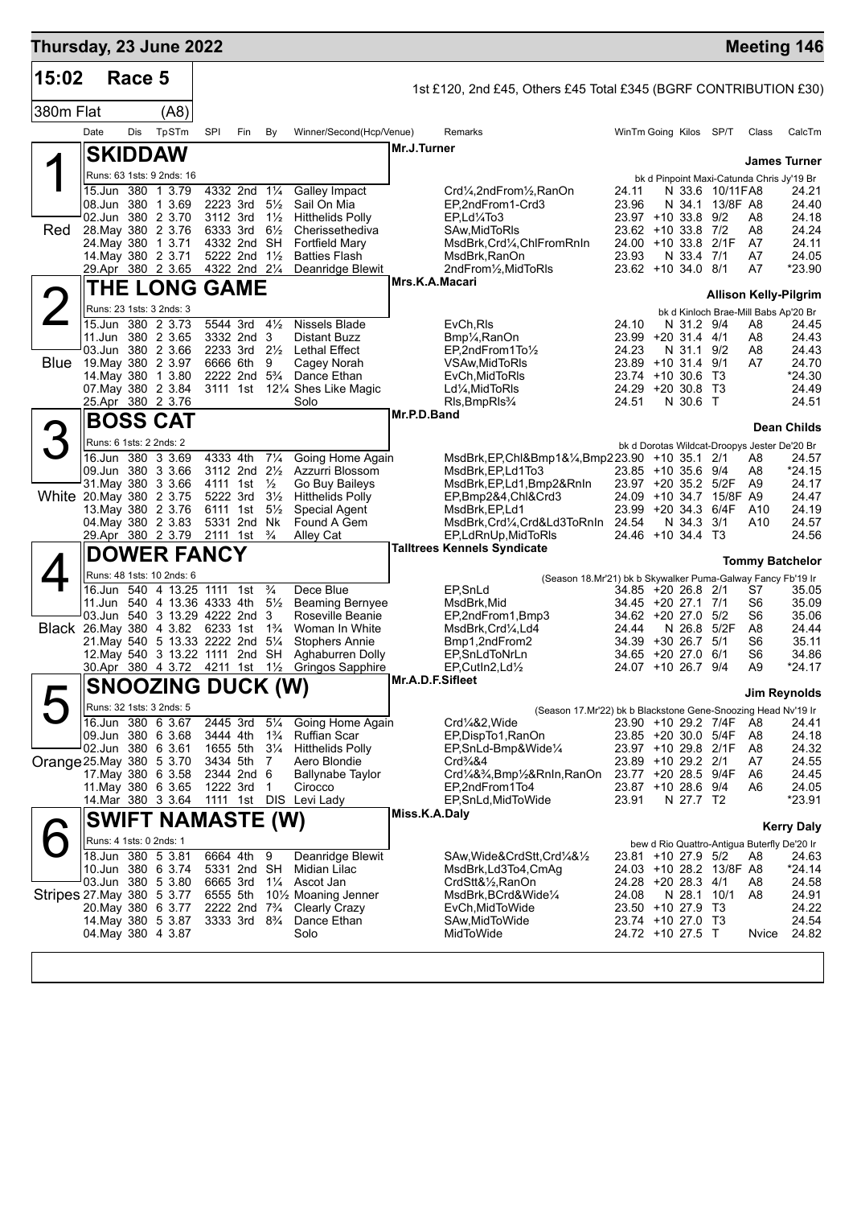# Thursday, 23 June 2022 — Meeting 146

## 15:02 Race 5

1st £120, 2nd £45, Others £45 Total £345 (BGRF CONTRIBUTION £30)

380m Flat (A8)

| Date | Dis | TpSTm | SPI | Fin | By | Winner/Second(Hcp/Venue) | Remarks | WinTm | Going | Kilos | SP/T | Class | CalcTm |
|---|---|---|---|---|---|---|---|---|---|---|---|---|---|

### 1 (Red) SKIDDAW — Mr.J.Turner — James Turner

Runs: 63 1sts: 9 2nds: 16 — bk d Pinpoint Maxi-Catunda Chris Jy'19 Br

| Date | Dis | TpSTm | SPI | Fin | By | Winner/Second(Hcp/Venue) | Remarks | WinTm | Going | Kilos | SP/T | Class | CalcTm |
|---|---|---|---|---|---|---|---|---|---|---|---|---|---|
| 15.Jun | 380 | 1 3.79 | 4332 | 2nd | 1¼ | Galley Impact | Crd¼,2ndFrom½,RanOn | 24.11 | N | 33.6 | 10/11F | A8 | 24.21 |
| 08.Jun | 380 | 1 3.69 | 2223 | 3rd | 5½ | Sail On Mia | EP,2ndFrom1-Crd3 | 23.96 | N | 34.1 | 13/8F | A8 | 24.40 |
| 02.Jun | 380 | 2 3.70 | 3112 | 3rd | 1½ | Hitthelids Polly | EP,Ld¼To3 | 23.97 | +10 | 33.8 | 9/2 | A8 | 24.18 |
| 28.May | 380 | 2 3.76 | 6333 | 3rd | 6½ | Cherissethediva | SAw,MidToRls | 23.62 | +10 | 33.8 | 7/2 | A8 | 24.24 |
| 24.May | 380 | 1 3.71 | 4332 | 2nd | SH | Fortfield Mary | MsdBrk,Crd¼,ChlFromRnIn | 24.00 | +10 | 33.8 | 2/1F | A7 | 24.11 |
| 14.May | 380 | 2 3.71 | 5222 | 2nd | 1½ | Batties Flash | MsdBrk,RanOn | 23.93 | N | 33.4 | 7/1 | A7 | 24.05 |
| 29.Apr | 380 | 2 3.65 | 4322 | 2nd | 2¼ | Deanridge Blewit | 2ndFrom½,MidToRls | 23.62 | +10 | 34.0 | 8/1 | A7 | *23.90 |

### 2 (Blue) THE LONG GAME — Mrs.K.A.Macari — Allison Kelly-Pilgrim

Runs: 23 1sts: 3 2nds: 3 — bk d Kinloch Brae-Mill Babs Ap'20 Br

| Date | Dis | TpSTm | SPI | Fin | By | Winner/Second(Hcp/Venue) | Remarks | WinTm | Going | Kilos | SP/T | Class | CalcTm |
|---|---|---|---|---|---|---|---|---|---|---|---|---|---|
| 15.Jun | 380 | 2 3.73 | 5544 | 3rd | 4½ | Nissels Blade | EvCh,Rls | 24.10 | N | 31.2 | 9/4 | A8 | 24.45 |
| 11.Jun | 380 | 2 3.65 | 3332 | 2nd | 3 | Distant Buzz | Bmp¼,RanOn | 23.99 | +20 | 31.4 | 4/1 | A8 | 24.43 |
| 03.Jun | 380 | 2 3.66 | 2233 | 3rd | 2½ | Lethal Effect | EP,2ndFrom1To½ | 24.23 | N | 31.1 | 9/2 | A8 | 24.43 |
| 19.May | 380 | 2 3.97 | 6666 | 6th | 9 | Cagey Norah | VSAw,MidToRls | 23.89 | +10 | 31.4 | 9/1 | A7 | 24.70 |
| 14.May | 380 | 1 3.80 | 2222 | 2nd | 5¾ | Dance Ethan | EvCh,MidToRls | 23.74 | +10 | 30.6 | T3 | | *24.30 |
| 07.May | 380 | 2 3.84 | 3111 | 1st | 12¼ | Shes Like Magic | Ld¼,MidToRls | 24.29 | +20 | 30.8 | T3 | | 24.49 |
| 25.Apr | 380 | 2 3.76 | | | | Solo | Rls,BmpRls¾ | 24.51 | N | 30.6 | T | | 24.51 |

### 3 (White) BOSS CAT — Mr.P.D.Band — Dean Childs

Runs: 6 1sts: 2 2nds: 2 — bk d Dorotas Wildcat-Droopys Jester De'20 Br

| Date | Dis | TpSTm | SPI | Fin | By | Winner/Second(Hcp/Venue) | Remarks | WinTm | Going | Kilos | SP/T | Class | CalcTm |
|---|---|---|---|---|---|---|---|---|---|---|---|---|---|
| 16.Jun | 380 | 3 3.69 | 4333 | 4th | 7¼ | Going Home Again | MsdBrk,EP,Chl&Bmp1&¼,Bmp2 | 23.90 | +10 | 35.1 | 2/1 | A8 | 24.57 |
| 09.Jun | 380 | 3 3.66 | 3112 | 2nd | 2½ | Azzurri Blossom | MsdBrk,EP,Ld1To3 | 23.85 | +10 | 35.6 | 9/4 | A8 | *24.15 |
| 31.May | 380 | 3 3.66 | 4111 | 1st | ½ | Go Buy Baileys | MsdBrk,EP,Ld1,Bmp2&RnIn | 23.97 | +20 | 35.2 | 5/2F | A9 | 24.17 |
| 20.May | 380 | 2 3.75 | 5222 | 3rd | 3½ | Hitthelids Polly | EP,Bmp2&4,Chl&Crd3 | 24.09 | +10 | 34.7 | 15/8F | A9 | 24.47 |
| 13.May | 380 | 2 3.76 | 6111 | 1st | 5½ | Special Agent | MsdBrk,EP,Ld1 | 23.99 | +20 | 34.3 | 6/4F | A10 | 24.19 |
| 04.May | 380 | 2 3.83 | 5331 | 2nd | Nk | Found A Gem | MsdBrk,Crd¼,Crd&Ld3ToRnIn | 24.54 | N | 34.3 | 3/1 | A10 | 24.57 |
| 29.Apr | 380 | 2 3.79 | 2111 | 1st | ¾ | Alley Cat | EP,LdRnUp,MidToRls | 24.46 | +10 | 34.4 | T3 | | 24.56 |

### 4 (Black) DOWER FANCY — Talltrees Kennels Syndicate — Tommy Batchelor

Runs: 48 1sts: 10 2nds: 6 — (Season 18.Mr'21) bk b Skywalker Puma-Galway Fancy Fb'19 Ir

| Date | Dis | TpSTm | SPI | Fin | By | Winner/Second(Hcp/Venue) | Remarks | WinTm | Going | Kilos | SP/T | Class | CalcTm |
|---|---|---|---|---|---|---|---|---|---|---|---|---|---|
| 16.Jun | 540 | 4 13.25 | 1111 | 1st | ¾ | Dece Blue | EP,SnLd | 34.85 | +20 | 26.8 | 2/1 | S7 | 35.05 |
| 11.Jun | 540 | 4 13.36 | 4333 | 4th | 5½ | Beaming Bernyee | MsdBrk,Mid | 34.45 | +20 | 27.1 | 7/1 | S6 | 35.09 |
| 03.Jun | 540 | 3 13.29 | 4222 | 2nd | 3 | Roseville Beanie | EP,2ndFrom1,Bmp3 | 34.62 | +20 | 27.0 | 5/2 | S6 | 35.06 |
| 26.May | 380 | 4 3.82 | 6233 | 1st | 1¾ | Woman In White | MsdBrk,Crd¼,Ld4 | 24.44 | N | 26.8 | 5/2F | A8 | 24.44 |
| 21.May | 540 | 5 13.33 | 2222 | 2nd | 5¼ | Stophers Annie | Bmp1,2ndFrom2 | 34.39 | +30 | 26.7 | 5/1 | S6 | 35.11 |
| 12.May | 540 | 3 13.22 | 1111 | 2nd | SH | Aghaburren Dolly | EP,SnLdToNrLn | 34.65 | +20 | 27.0 | 6/1 | S6 | 34.86 |
| 30.Apr | 380 | 4 3.72 | 4211 | 1st | 1½ | Gringos Sapphire | EP,CutIn2,Ld½ | 24.07 | +10 | 26.7 | 9/4 | A9 | *24.17 |

### 5 (Orange) SNOOZING DUCK (W) — Mr.A.D.F.Sifleet — Jim Reynolds

Runs: 32 1sts: 3 2nds: 5 — (Season 17.Mr'22) bk b Blackstone Gene-Snoozing Head Nv'19 Ir

| Date | Dis | TpSTm | SPI | Fin | By | Winner/Second(Hcp/Venue) | Remarks | WinTm | Going | Kilos | SP/T | Class | CalcTm |
|---|---|---|---|---|---|---|---|---|---|---|---|---|---|
| 16.Jun | 380 | 6 3.67 | 2445 | 3rd | 5¼ | Going Home Again | Crd¼&2,Wide | 23.90 | +10 | 29.2 | 7/4F | A8 | 24.41 |
| 09.Jun | 380 | 6 3.68 | 3444 | 4th | 1¾ | Ruffian Scar | EP,DispTo1,RanOn | 23.85 | +20 | 30.0 | 5/4F | A8 | 24.18 |
| 02.Jun | 380 | 6 3.61 | 1655 | 5th | 3¼ | Hitthelids Polly | EP,SnLd-Bmp&Wide¼ | 23.97 | +10 | 29.8 | 2/1F | A8 | 24.32 |
| 25.May | 380 | 5 3.70 | 3434 | 5th | 7 | Aero Blondie | Crd¾&4 | 23.89 | +10 | 29.2 | 2/1 | A7 | 24.55 |
| 17.May | 380 | 6 3.58 | 2344 | 2nd | 6 | Ballynabe Taylor | Crd¼&¾,Bmp½&RnIn,RanOn | 23.77 | +20 | 28.5 | 9/4F | A6 | 24.45 |
| 11.May | 380 | 6 3.65 | 1222 | 3rd | 1 | Cirocco | EP,2ndFrom1To4 | 23.87 | +10 | 28.6 | 9/4 | A6 | 24.05 |
| 14.Mar | 380 | 3 3.64 | 1111 | 1st | DIS | Levi Lady | EP,SnLd,MidToWide | 23.91 | N | 27.7 | T2 | | *23.91 |

### 6 (Stripes) SWIFT NAMASTE (W) — Miss.K.A.Daly — Kerry Daly

Runs: 4 1sts: 0 2nds: 1 — bew d Rio Quattro-Antigua Buterfly De'20 Ir

| Date | Dis | TpSTm | SPI | Fin | By | Winner/Second(Hcp/Venue) | Remarks | WinTm | Going | Kilos | SP/T | Class | CalcTm |
|---|---|---|---|---|---|---|---|---|---|---|---|---|---|
| 18.Jun | 380 | 5 3.81 | 6664 | 4th | 9 | Deanridge Blewit | SAw,Wide&CrdStt,Crd¼&½ | 23.81 | +10 | 27.9 | 5/2 | A8 | 24.63 |
| 10.Jun | 380 | 6 3.74 | 5331 | 2nd | SH | Midian Lilac | MsdBrk,Ld3To4,CmAg | 24.03 | +10 | 28.2 | 13/8F | A8 | *24.14 |
| 03.Jun | 380 | 5 3.80 | 6665 | 3rd | 1¼ | Ascot Jan | CrdStt&½,RanOn | 24.28 | +20 | 28.3 | 4/1 | A8 | 24.58 |
| 27.May | 380 | 5 3.77 | 6555 | 5th | 10½ | Moaning Jenner | MsdBrk,BCrd&Wide¼ | 24.08 | N | 28.1 | 10/1 | A8 | 24.91 |
| 20.May | 380 | 6 3.77 | 2222 | 2nd | 7¾ | Clearly Crazy | EvCh,MidToWide | 23.50 | +10 | 27.9 | T3 | | 24.22 |
| 14.May | 380 | 5 3.87 | 3333 | 3rd | 8¾ | Dance Ethan | SAw,MidToWide | 23.74 | +10 | 27.0 | T3 | | 24.54 |
| 04.May | 380 | 4 3.87 | | | | Solo | MidToWide | 24.72 | +10 | 27.5 | T | Nvice | 24.82 |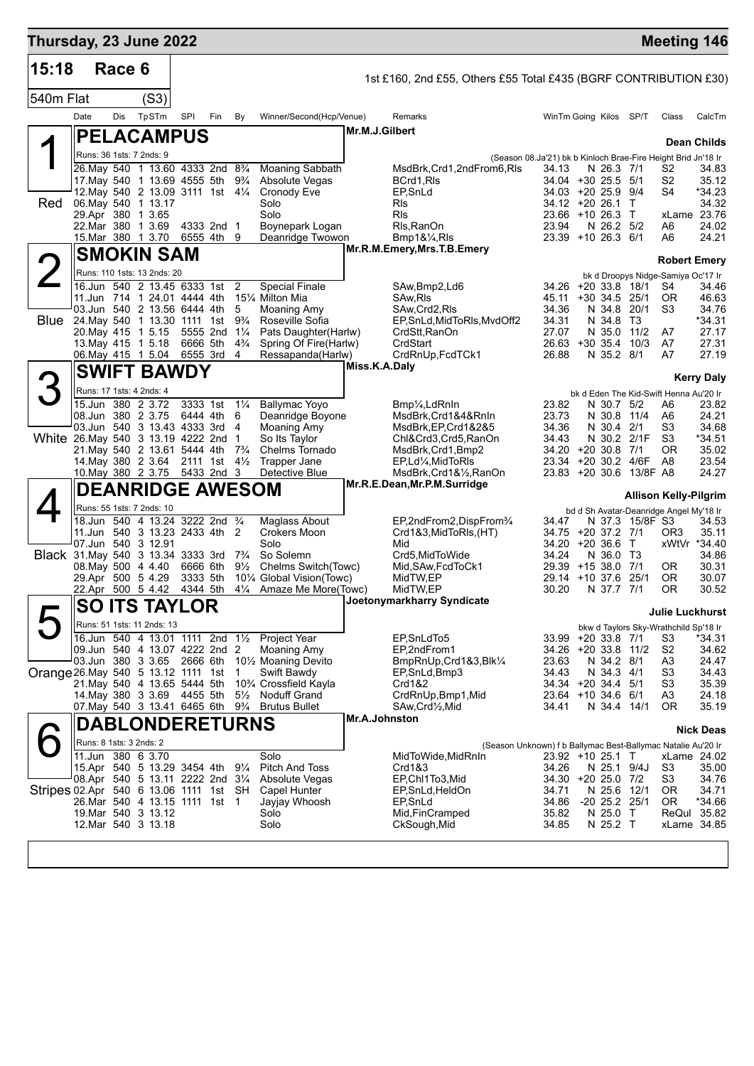## Thursday, 23 June 2022 — Meeting 146

**15:18 Race 6** — 1st £160, 2nd £55, Others £55 Total £435 (BGRF CONTRIBUTION £30)

540m Flat (S3)

| Date | Dis | TpSTm | SPI | Fin | By | Winner/Second(Hcp/Venue) | Remarks | WinTm | Going | Kilos | SP/T | Class | CalcTm |
|---|---|---|---|---|---|---|---|---|---|---|---|---|---|

### 1 — PELACAMPUS (Red)
Mr.M.J.Gilbert — Dean Childs
Runs: 36 1sts: 7 2nds: 9 — (Season 08.Ja'21) bk b Kinloch Brae-Fire Height Brid Jn'18 Ir

| Date | Dis | TpSTm | SPI | Fin | By | Winner/Second(Hcp/Venue) | Remarks | WinTm | Going | Kilos | SP/T | Class | CalcTm |
|---|---|---|---|---|---|---|---|---|---|---|---|---|---|
| 26.May | 540 | 1 13.60 | 4333 | 2nd | 8¾ | Moaning Sabbath | MsdBrk,Crd1,2ndFrom6,Rls | 34.13 | N | 26.3 | 7/1 | S2 | 34.83 |
| 17.May | 540 | 1 13.69 | 4555 | 5th | 9¾ | Absolute Vegas | BCrd1,Rls | 34.04 | +30 | 25.5 | 5/1 | S2 | 35.12 |
| 12.May | 540 | 2 13.09 | 3111 | 1st | 4¼ | Cronody Eve | EP,SnLd | 34.03 | +20 | 25.9 | 9/4 | S4 | *34.23 |
| 06.May | 540 | 1 13.17 | | | | Solo | Rls | 34.12 | +20 | 26.1 | T | | 34.32 |
| 29.Apr | 380 | 1 3.65 | | | | Solo | Rls | 23.66 | +10 | 26.3 | T | xLame | 23.76 |
| 22.Mar | 380 | 1 3.69 | 4333 | 2nd | 1 | Boynepark Logan | Rls,RanOn | 23.94 | N | 26.2 | 5/2 | A6 | 24.02 |
| 15.Mar | 380 | 1 3.70 | 6555 | 4th | 9 | Deanridge Twowon | Bmp1&¼,Rls | 23.39 | +10 | 26.3 | 6/1 | A6 | 24.21 |

### 2 — SMOKIN SAM (Blue)
Mr.R.M.Emery,Mrs.T.B.Emery — Robert Emery
Runs: 110 1sts: 13 2nds: 20 — bk d Droopys Nidge-Samiya Oc'17 Ir

| Date | Dis | TpSTm | SPI | Fin | By | Winner/Second(Hcp/Venue) | Remarks | WinTm | Going | Kilos | SP/T | Class | CalcTm |
|---|---|---|---|---|---|---|---|---|---|---|---|---|---|
| 16.Jun | 540 | 2 13.45 | 6333 | 1st | 2 | Special Finale | SAw,Bmp2,Ld6 | 34.26 | +20 | 33.8 | 18/1 | S4 | 34.46 |
| 11.Jun | 714 | 1 24.01 | 4444 | 4th | 15¼ | Milton Mia | SAw,Rls | 45.11 | +30 | 34.5 | 25/1 | OR | 46.63 |
| 03.Jun | 540 | 2 13.56 | 6444 | 4th | 5 | Moaning Amy | SAw,Crd2,Rls | 34.36 | N | 34.8 | 20/1 | S3 | 34.76 |
| 24.May | 540 | 1 13.30 | 1111 | 1st | 9¾ | Roseville Sofia | EP,SnLd,MidToRls,MvdOff2 | 34.31 | N | 34.8 | T3 | | *34.31 |
| 20.May | 415 | 1 5.15 | 5555 | 2nd | 1¼ | Pats Daughter(Harlw) | CrdStt,RanOn | 27.07 | N | 35.0 | 11/2 | A7 | 27.17 |
| 13.May | 415 | 1 5.18 | 6666 | 5th | 4¾ | Spring Of Fire(Harlw) | CrdStart | 26.63 | +30 | 35.4 | 10/3 | A7 | 27.31 |
| 06.May | 415 | 1 5.04 | 6555 | 3rd | 4 | Ressapanda(Harlw) | CrdRnUp,FcdTCk1 | 26.88 | N | 35.2 | 8/1 | A7 | 27.19 |

### 3 — SWIFT BAWDY (White)
Miss.K.A.Daly — Kerry Daly
Runs: 17 1sts: 4 2nds: 4 — bk d Eden The Kid-Swift Henna Au'20 Ir

| Date | Dis | TpSTm | SPI | Fin | By | Winner/Second(Hcp/Venue) | Remarks | WinTm | Going | Kilos | SP/T | Class | CalcTm |
|---|---|---|---|---|---|---|---|---|---|---|---|---|---|
| 15.Jun | 380 | 2 3.72 | 3333 | 1st | 1¼ | Ballymac Yoyo | Bmp¼,LdRnIn | 23.82 | N | 30.7 | 5/2 | A6 | 23.82 |
| 08.Jun | 380 | 2 3.75 | 6444 | 4th | 6 | Deanridge Boyone | MsdBrk,Crd1&4&RnIn | 23.73 | N | 30.8 | 11/4 | A6 | 24.21 |
| 03.Jun | 540 | 3 13.43 | 4333 | 3rd | 4 | Moaning Amy | MsdBrk,EP,Crd1&2&5 | 34.36 | N | 30.4 | 2/1 | S3 | 34.68 |
| 26.May | 540 | 3 13.19 | 4222 | 2nd | 1 | So Its Taylor | Chl&Crd3,Crd5,RanOn | 34.43 | N | 30.2 | 2/1F | S3 | *34.51 |
| 21.May | 540 | 2 13.61 | 5444 | 4th | 7¾ | Chelms Tornado | MsdBrk,Crd1,Bmp2 | 34.20 | +20 | 30.8 | 7/1 | OR | 35.02 |
| 14.May | 380 | 2 3.64 | 2111 | 1st | 4½ | Trapper Jane | EP,Ld¼,MidToRls | 23.34 | +20 | 30.2 | 4/6F | A8 | 23.54 |
| 10.May | 380 | 2 3.75 | 5433 | 2nd | 3 | Detective Blue | MsdBrk,Crd1&½,RanOn | 23.83 | +20 | 30.6 | 13/8F | A8 | 24.27 |

### 4 — DEANRIDGE AWESOM (Black)
Mr.R.E.Dean,Mr.P.M.Surridge — Allison Kelly-Pilgrim
Runs: 55 1sts: 7 2nds: 10 — bd d Sh Avatar-Deanridge Angel My'18 Ir

| Date | Dis | TpSTm | SPI | Fin | By | Winner/Second(Hcp/Venue) | Remarks | WinTm | Going | Kilos | SP/T | Class | CalcTm |
|---|---|---|---|---|---|---|---|---|---|---|---|---|---|
| 18.Jun | 540 | 4 13.24 | 3222 | 2nd | ¾ | Maglass About | EP,2ndFrom2,DispFrom¾ | 34.47 | N | 37.3 | 15/8F | S3 | 34.53 |
| 11.Jun | 540 | 3 13.23 | 2433 | 4th | 2 | Crokers Moon | Crd1&3,MidToRls,(HT) | 34.75 | +20 | 37.2 | 7/1 | OR3 | 35.11 |
| 07.Jun | 540 | 3 12.91 | | | | Solo | Mid | 34.20 | +20 | 36.6 | T | xWtVr | *34.40 |
| 31.May | 540 | 3 13.34 | 3333 | 3rd | 7¾ | So Solemn | Crd5,MidToWide | 34.24 | N | 36.0 | T3 | | 34.86 |
| 08.May | 500 | 4 4.40 | 6666 | 6th | 9½ | Chelms Switch(Towc) | Mid,SAw,FcdToCk1 | 29.39 | +15 | 38.0 | 7/1 | OR | 30.31 |
| 29.Apr | 500 | 5 4.29 | 3333 | 5th | 10¼ | Global Vision(Towc) | MidTW,EP | 29.14 | +10 | 37.6 | 25/1 | OR | 30.07 |
| 22.Apr | 500 | 5 4.42 | 4344 | 5th | 4¼ | Amaze Me More(Towc) | MidTW,EP | 30.20 | N | 37.7 | 7/1 | OR | 30.52 |

### 5 — SO ITS TAYLOR (Orange)
Joetonymarkharry Syndicate — Julie Luckhurst
Runs: 51 1sts: 11 2nds: 13 — bkw d Taylors Sky-Wrathchild Sp'18 Ir

| Date | Dis | TpSTm | SPI | Fin | By | Winner/Second(Hcp/Venue) | Remarks | WinTm | Going | Kilos | SP/T | Class | CalcTm |
|---|---|---|---|---|---|---|---|---|---|---|---|---|---|
| 16.Jun | 540 | 4 13.01 | 1111 | 2nd | 1½ | Project Year | EP,SnLdTo5 | 33.99 | +20 | 33.8 | 7/1 | S3 | *34.31 |
| 09.Jun | 540 | 4 13.07 | 4222 | 2nd | 2 | Moaning Amy | EP,2ndFrom1 | 34.26 | +20 | 33.8 | 11/2 | S2 | 34.62 |
| 03.Jun | 380 | 3 3.65 | 2666 | 6th | 10½ | Moaning Devito | BmpRnUp,Crd1&3,Blk¼ | 23.63 | N | 34.2 | 8/1 | A3 | 24.47 |
| 26.May | 540 | 5 13.12 | 1111 | 1st | 1 | Swift Bawdy | EP,SnLd,Bmp3 | 34.43 | N | 34.3 | 4/1 | S3 | 34.43 |
| 21.May | 540 | 4 13.65 | 5444 | 5th | 10¾ | Crossfield Kayla | Crd1&2 | 34.34 | +20 | 34.4 | 5/1 | S3 | 35.39 |
| 14.May | 380 | 3 3.69 | 4455 | 5th | 5½ | Noduff Grand | CrdRnUp,Bmp1,Mid | 23.64 | +10 | 34.6 | 6/1 | A3 | 24.18 |
| 07.May | 540 | 3 13.41 | 6465 | 6th | 9¾ | Brutus Bullet | SAw,Crd½,Mid | 34.41 | N | 34.4 | 14/1 | OR | 35.19 |

### 6 — DABLONDERETURNS (Stripes)
Mr.A.Johnston — Nick Deas
Runs: 8 1sts: 3 2nds: 2 — (Season Unknown) f b Ballymac Best-Ballymac Natalie Au'20 Ir

| Date | Dis | TpSTm | SPI | Fin | By | Winner/Second(Hcp/Venue) | Remarks | WinTm | Going | Kilos | SP/T | Class | CalcTm |
|---|---|---|---|---|---|---|---|---|---|---|---|---|---|
| 11.Jun | 380 | 6 3.70 | | | | Solo | MidToWide,MidRnIn | 23.92 | +10 | 25.1 | T | xLame | 24.02 |
| 15.Apr | 540 | 5 13.29 | 3454 | 4th | 9¼ | Pitch And Toss | Crd1&3 | 34.26 | N | 25.1 | 9/4J | S3 | 35.00 |
| 08.Apr | 540 | 5 13.11 | 2222 | 2nd | 3¼ | Absolute Vegas | EP,Chl1To3,Mid | 34.30 | +20 | 25.0 | 7/2 | S3 | 34.76 |
| 02.Apr | 540 | 6 13.06 | 1111 | 1st | SH | Capel Hunter | EP,SnLd,HeldOn | 34.71 | N | 25.6 | 12/1 | OR | 34.71 |
| 26.Mar | 540 | 4 13.15 | 1111 | 1st | 1 | Jayjay Whoosh | EP,SnLd | 34.86 | -20 | 25.2 | 25/1 | OR | *34.66 |
| 19.Mar | 540 | 3 13.12 | | | | Solo | Mid,FinCramped | 35.82 | N | 25.0 | T | ReQul | 35.82 |
| 12.Mar | 540 | 3 13.18 | | | | Solo | CkSough,Mid | 34.85 | N | 25.2 | T | xLame | 34.85 |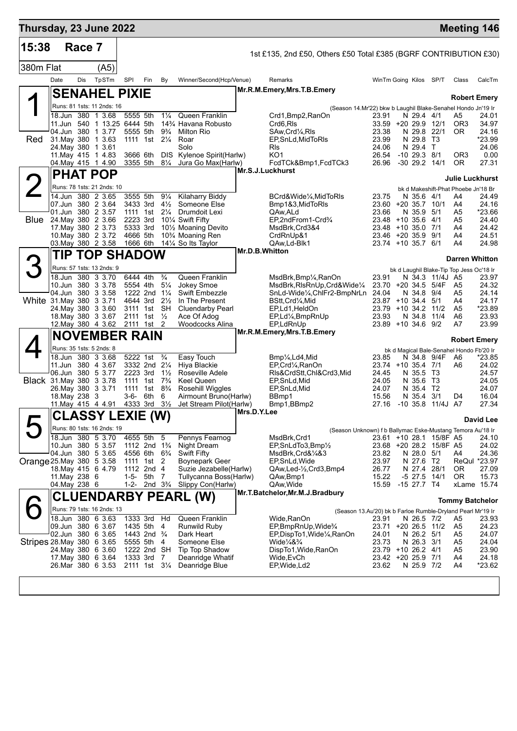# Thursday, 23 June 2022 — Meeting 146

## 15:38 Race 7

1st £135, 2nd £50, Others £50 Total £385 (BGRF CONTRIBUTION £30)

380m Flat (A5)

### 1 — SENAHEL PIXIE (Red)

Mr.R.M.Emery,Mrs.T.B.Emery — Trainer: Robert Emery

Runs: 81 1sts: 11 2nds: 16 — (Season 14.Mr'22) bkw b Laughil Blake-Senahel Hondo Jn'19 Ir

| Date | Dis | TpSTm | SPI | Fin | By | Winner/Second(Hcp/Venue) | Remarks | WinTm | Going | Kilos | SP/T | Class | CalcTm |
|---|---|---|---|---|---|---|---|---|---|---|---|---|---|
| 18.Jun | 380 | 1 3.68 | 5555 | 5th | 1¼ | Queen Franklin | Crd1,Bmp2,RanOn | 23.91 | N | 29.4 | 4/1 | A5 | 24.01 |
| 11.Jun | 540 | 1 13.25 | 6444 | 5th | 14¾ | Havana Robusto | Crd6,Rls | 33.59 | +20 | 29.9 | 12/1 | OR3 | 34.97 |
| 04.Jun | 380 | 1 3.77 | 5555 | 5th | 9¾ | Milton Rio | SAw,Crd¼,Rls | 23.38 | N | 29.8 | 22/1 | OR | 24.16 |
| 31.May | 380 | 1 3.63 | 1111 | 1st | 2¼ | Roar | EP,SnLd,MidToRls | 23.99 | N | 29.8 | T3 | | *23.99 |
| 24.May | 380 | 1 3.61 | | | | Solo | Rls | 24.06 | N | 29.4 | T | | 24.06 |
| 11.May | 415 | 1 4.83 | 3666 | 6th | DIS | Kylenoe Spirit(Harlw) | KO1 | 26.54 | -10 | 29.3 | 8/1 | OR3 | 0.00 |
| 04.May | 415 | 1 4.90 | 3355 | 5th | 8¼ | Jura Go Max(Harlw) | FcdTCk&Bmp1,FcdTCk3 | 26.96 | -30 | 29.2 | 14/1 | OR | 27.31 |

### 2 — PHAT POP (Blue)

Mr.S.J.Luckhurst — Trainer: Julie Luckhurst

Runs: 78 1sts: 21 2nds: 10 — bk d Makeshift-Phat Phoebe Jn'18 Br

| Date | Dis | TpSTm | SPI | Fin | By | Winner/Second(Hcp/Venue) | Remarks | WinTm | Going | Kilos | SP/T | Class | CalcTm |
|---|---|---|---|---|---|---|---|---|---|---|---|---|---|
| 14.Jun | 380 | 2 3.65 | 3555 | 5th | 9¼ | Kilaharry Biddy | BCrd&Wide¼,MidToRls | 23.75 | N | 35.6 | 4/1 | A4 | 24.49 |
| 07.Jun | 380 | 2 3.64 | 3433 | 3rd | 4½ | Someone Else | Bmp1&3,MidToRls | 23.60 | +20 | 35.7 | 10/1 | A4 | 24.16 |
| 01.Jun | 380 | 2 3.57 | 1111 | 1st | 2¼ | Drumdoit Lexi | QAw,ALd | 23.66 | N | 35.9 | 5/1 | A5 | *23.66 |
| 24.May | 380 | 2 3.66 | 2223 | 3rd | 10¼ | Swift Fifty | EP,2ndFrom1-Crd¾ | 23.48 | +10 | 35.6 | 4/1 | A5 | 24.40 |
| 17.May | 380 | 2 3.73 | 5333 | 3rd | 10½ | Moaning Devito | MsdBrk,Crd3&4 | 23.48 | +10 | 35.0 | 7/1 | A4 | 24.42 |
| 10.May | 380 | 2 3.72 | 4666 | 5th | 10¾ | Moaning Ren | CrdRnUp&1 | 23.46 | +20 | 35.9 | 9/1 | A4 | 24.51 |
| 03.May | 380 | 2 3.58 | 1666 | 6th | 14¼ | So Its Taylor | QAw,Ld-Blk1 | 23.74 | +10 | 35.7 | 6/1 | A4 | 24.98 |

### 3 — TIP TOP SHADOW (White)

Mr.D.B.Whitton — Trainer: Darren Whitton

Runs: 57 1sts: 13 2nds: 9 — bk d Laughil Blake-Tip Top Jess Oc'18 Ir

| Date | Dis | TpSTm | SPI | Fin | By | Winner/Second(Hcp/Venue) | Remarks | WinTm | Going | Kilos | SP/T | Class | CalcTm |
|---|---|---|---|---|---|---|---|---|---|---|---|---|---|
| 18.Jun | 380 | 3 3.70 | 6444 | 4th | ¾ | Queen Franklin | MsdBrk,Bmp¼,RanOn | 23.91 | N | 34.3 | 11/4J | A5 | 23.97 |
| 10.Jun | 380 | 3 3.78 | 5554 | 4th | 5¼ | Jokey Smoe | MsdBrk,RlsRnUp,Crd&Wide¼ | 23.70 | +20 | 34.5 | 5/4F | A5 | 24.32 |
| 04.Jun | 380 | 3 3.58 | 1222 | 2nd | 1¼ | Swift Embezzle | SnLd-Wide¼,ChlFr2-BmpNrLn | 24.04 | N | 34.8 | 9/4 | A5 | 24.14 |
| 31.May | 380 | 3 3.71 | 4644 | 3rd | 2½ | In The Present | BStt,Crd¼,Mid | 23.87 | +10 | 34.4 | 5/1 | A4 | 24.17 |
| 24.May | 380 | 3 3.60 | 3111 | 1st | SH | Cluendarby Pearl | EP,Ld1,HeldOn | 23.79 | +10 | 34.2 | 11/2 | A5 | *23.89 |
| 18.May | 380 | 3 3.67 | 2111 | 1st | ½ | Ace Of Adog | EP,Ld¼,BmpRnUp | 23.93 | N | 34.8 | 11/4 | A6 | 23.93 |
| 12.May | 380 | 4 3.62 | 2111 | 1st | 2 | Woodcocks Alina | EP,LdRnUp | 23.89 | +10 | 34.6 | 9/2 | A7 | 23.99 |

### 4 — NOVEMBER RAIN (Black)

Mr.R.M.Emery,Mrs.T.B.Emery — Trainer: Robert Emery

Runs: 35 1sts: 5 2nds: 8 — bk d Magical Bale-Senahel Hondo Fb'20 Ir

| Date | Dis | TpSTm | SPI | Fin | By | Winner/Second(Hcp/Venue) | Remarks | WinTm | Going | Kilos | SP/T | Class | CalcTm |
|---|---|---|---|---|---|---|---|---|---|---|---|---|---|
| 18.Jun | 380 | 3 3.68 | 5222 | 1st | ¾ | Easy Touch | Bmp¼,Ld4,Mid | 23.85 | N | 34.8 | 9/4F | A6 | *23.85 |
| 11.Jun | 380 | 4 3.67 | 3332 | 2nd | 2¼ | Hiya Blackie | EP,Crd¼,RanOn | 23.74 | +10 | 35.4 | 7/1 | A6 | 24.02 |
| 06.Jun | 380 | 5 3.77 | 2223 | 3rd | 1½ | Roseville Adele | Rls&CrdStt,Chl&Crd3,Mid | 24.45 | N | 35.5 | T3 | | 24.57 |
| 31.May | 380 | 3 3.78 | 1111 | 1st | 7¾ | Keel Queen | EP,SnLd,Mid | 24.05 | N | 35.6 | T3 | | 24.05 |
| 26.May | 380 | 3 3.71 | 1111 | 1st | 8¾ | Rosehill Wiggles | EP,SnLd,Mid | 24.07 | N | 35.4 | T2 | | 24.07 |
| 18.May | 238 | 3 | 3-6- | 6th | 6 | Airmount Bruno(Harlw) | BBmp1 | 15.56 | N | 35.4 | 3/1 | D4 | 16.04 |
| 11.May | 415 | 4 4.91 | 4333 | 3rd | 3½ | Jet Stream Pilot(Harlw) | Bmp1,BBmp2 | 27.16 | -10 | 35.8 | 11/4J | A7 | 27.34 |

### 5 — CLASSY LEXIE (W) (Orange)

Mrs.D.Y.Lee — Trainer: David Lee

Runs: 80 1sts: 16 2nds: 19 — (Season Unknown) f b Ballymac Eske-Mustang Temora Au'18 Ir

| Date | Dis | TpSTm | SPI | Fin | By | Winner/Second(Hcp/Venue) | Remarks | WinTm | Going | Kilos | SP/T | Class | CalcTm |
|---|---|---|---|---|---|---|---|---|---|---|---|---|---|
| 18.Jun | 380 | 5 3.70 | 4655 | 5th | 5 | Pennys Fearnog | MsdBrk,Crd1 | 23.61 | +10 | 28.1 | 15/8F | A5 | 24.10 |
| 10.Jun | 380 | 5 3.57 | 1112 | 2nd | 1¾ | Night Dream | EP,SnLdTo3,Bmp½ | 23.68 | +20 | 28.2 | 15/8F | A5 | 24.02 |
| 04.Jun | 380 | 5 3.65 | 4556 | 6th | 6¾ | Swift Fifty | MsdBrk,Crd&¼&3 | 23.82 | N | 28.0 | 5/1 | A4 | 24.36 |
| 25.May | 380 | 5 3.58 | 1111 | 1st | 2 | Boynepark Geer | EP,SnLd,Wide | 23.97 | N | 27.6 | T2 | ReQul | *23.97 |
| 18.May | 415 | 6 4.79 | 1112 | 2nd | 4 | Suzie Jezabelle(Harlw) | QAw,Led-½,Crd3,Bmp4 | 26.77 | N | 27.4 | 28/1 | OR | 27.09 |
| 11.May | 238 | 6 | 1-5- | 5th | 7 | Tullycanna Boss(Harlw) | QAw,Bmp1 | 15.22 | -5 | 27.5 | 14/1 | OR | 15.73 |
| 04.May | 238 | 6 | 1-2- | 2nd | 3¾ | Slippy Con(Harlw) | QAw,Wide | 15.59 | -15 | 27.7 | T4 | xLame | 15.74 |

### 6 — CLUENDARBY PEARL (W) (Stripes)

Mr.T.Batchelor,Mr.M.J.Bradbury — Trainer: Tommy Batchelor

Runs: 79 1sts: 16 2nds: 13 — (Season 13.Au'20) bk b Farloe Rumble-Dryland Pearl Mr'19 Ir

| Date | Dis | TpSTm | SPI | Fin | By | Winner/Second(Hcp/Venue) | Remarks | WinTm | Going | Kilos | SP/T | Class | CalcTm |
|---|---|---|---|---|---|---|---|---|---|---|---|---|---|
| 18.Jun | 380 | 6 3.63 | 1333 | 3rd | Hd | Queen Franklin | Wide,RanOn | 23.91 | N | 26.5 | 7/2 | A5 | 23.93 |
| 09.Jun | 380 | 6 3.67 | 1435 | 5th | 4 | Runwild Ruby | EP,BmpRnUp,Wide¾ | 23.71 | +20 | 26.5 | 11/2 | A5 | 24.23 |
| 02.Jun | 380 | 6 3.65 | 1443 | 2nd | ¾ | Dark Heart | EP,DispTo1,Wide¼,RanOn | 24.01 | N | 26.2 | 5/1 | A5 | 24.07 |
| 28.May | 380 | 6 3.65 | 5555 | 5th | 4 | Someone Else | Wide¼&¾ | 23.73 | N | 26.3 | 3/1 | A5 | 24.04 |
| 24.May | 380 | 6 3.60 | 1222 | 2nd | SH | Tip Top Shadow | DispTo1,Wide,RanOn | 23.79 | +10 | 26.2 | 4/1 | A5 | 23.90 |
| 17.May | 380 | 6 3.64 | 1333 | 3rd | 7 | Deanridge Whatif | Wide,EvCh | 23.42 | +20 | 25.9 | 7/1 | A4 | 24.18 |
| 26.Mar | 380 | 6 3.53 | 2111 | 1st | 3¼ | Deanridge Blue | EP,Wide,Ld2 | 23.62 | N | 25.9 | 7/2 | A4 | *23.62 |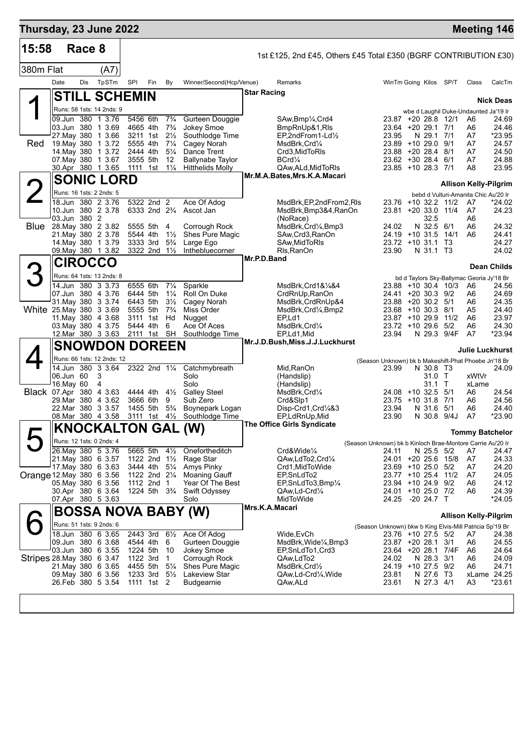# Thursday, 23 June 2022 — Meeting 146

## 15:58 Race 8

1st £125, 2nd £45, Others £45 Total £350 (BGRF CONTRIBUTION £30)

380m Flat (A7)

---

### 1 — STILL SCHEMIN (Red)

**Star Racing** — Trainer: **Nick Deas**

Runs: 58 1sts: 14 2nds: 9 — wbe d Laughil Duke-Undaunted Ja'19 Ir

| Date | Dis | TpSTm | SPI | Fin | By | Winner/Second(Hcp/Venue) | Remarks | WinTm | Going | Kilos | SP/T | Class | CalcTm |
|---|---|---|---|---|---|---|---|---|---|---|---|---|---|
| 09.Jun | 380 | 1 3.76 | 5456 | 6th | 7¾ | Gurteen Douggie | SAw,Bmp¼,Crd4 | 23.87 | +20 | 28.8 | 12/1 | A6 | 24.69 |
| 03.Jun | 380 | 1 3.69 | 4665 | 4th | 7¾ | Jokey Smoe | BmpRnUp&1,Rls | 23.64 | +20 | 29.1 | 7/1 | A6 | 24.46 |
| 27.May | 380 | 1 3.66 | 3211 | 1st | 2½ | Southlodge Time | EP,2ndFrom1-Ld½ | 23.95 | N | 29.1 | 7/1 | A7 | *23.95 |
| 19.May | 380 | 1 3.72 | 5555 | 4th | 7¼ | Cagey Norah | MsdBrk,Crd¼ | 23.89 | +10 | 29.0 | 9/1 | A7 | 24.57 |
| 14.May | 380 | 1 3.72 | 2444 | 4th | 5¼ | Dance Trent | Crd3,MidToRls | 23.88 | +20 | 28.4 | 8/1 | A7 | 24.50 |
| 07.May | 380 | 1 3.67 | 3555 | 5th | 12 | Ballynabe Taylor | BCrd¼ | 23.62 | +30 | 28.4 | 6/1 | A7 | 24.88 |
| 30.Apr | 380 | 1 3.65 | 1111 | 1st | 1¼ | Hitthelids Molly | QAw,ALd,MidToRls | 23.85 | +10 | 28.3 | 7/1 | A8 | 23.95 |

### 2 — SONIC LORD (Blue)

**Mr.M.A.Bates,Mrs.K.A.Macari** — Trainer: **Allison Kelly-Pilgrim**

Runs: 16 1sts: 2 2nds: 5 — bebd d Vulturi-Amanita Chic Au'20 Ir

| Date | Dis | TpSTm | SPI | Fin | By | Winner/Second(Hcp/Venue) | Remarks | WinTm | Going | Kilos | SP/T | Class | CalcTm |
|---|---|---|---|---|---|---|---|---|---|---|---|---|---|
| 18.Jun | 380 | 2 3.76 | 5322 | 2nd | 2 | Ace Of Adog | MsdBrk,EP,2ndFrom2,Rls | 23.76 | +10 | 32.2 | 11/2 | A7 | *24.02 |
| 10.Jun | 380 | 2 3.78 | 6333 | 2nd | 2¾ | Ascot Jan | MsdBrk,Bmp3&4,RanOn | 23.81 | +20 | 33.0 | 11/4 | A7 | 24.23 |
| 03.Jun | 380 | 2 | | | | | (NoRace) | | | 32.5 | | A6 | |
| 28.May | 380 | 2 3.82 | 5555 | 5th | 4 | Corrough Rock | MsdBrk,Crd¼,Bmp3 | 24.02 | N | 32.5 | 6/1 | A6 | 24.32 |
| 21.May | 380 | 2 3.78 | 5544 | 4th | 1½ | Shes Pure Magic | SAw,Crd3,RanOn | 24.19 | +10 | 31.5 | 14/1 | A6 | 24.41 |
| 14.May | 380 | 1 3.79 | 3333 | 3rd | 5¾ | Large Ego | SAw,MidToRls | 23.72 | +10 | 31.1 | T3 | | 24.27 |
| 09.May | 380 | 1 3.82 | 3322 | 2nd | 1½ | Inthebluecorner | Rls,RanOn | 23.90 | N | 31.1 | T3 | | 24.02 |

### 3 — CIROCCO (White)

**Mr.P.D.Band** — Trainer: **Dean Childs**

Runs: 64 1sts: 13 2nds: 8 — bd d Taylors Sky-Ballymac Georia Jy'18 Br

| Date | Dis | TpSTm | SPI | Fin | By | Winner/Second(Hcp/Venue) | Remarks | WinTm | Going | Kilos | SP/T | Class | CalcTm |
|---|---|---|---|---|---|---|---|---|---|---|---|---|---|
| 14.Jun | 380 | 3 3.73 | 6555 | 6th | 7¼ | Sparkle | MsdBrk,Crd1&¼&4 | 23.88 | +10 | 30.4 | 10/3 | A6 | 24.56 |
| 07.Jun | 380 | 4 3.76 | 6444 | 5th | 1¼ | Roll On Duke | CrdRnUp,RanOn | 24.41 | +20 | 30.3 | 9/2 | A6 | 24.69 |
| 31.May | 380 | 3 3.74 | 6443 | 5th | 3½ | Cagey Norah | MsdBrk,CrdRnUp&4 | 23.88 | +20 | 30.2 | 5/1 | A6 | 24.35 |
| 25.May | 380 | 3 3.69 | 5555 | 5th | 7¾ | Miss Order | MsdBrk,Crd¼,Bmp2 | 23.68 | +10 | 30.3 | 8/1 | A5 | 24.40 |
| 11.May | 380 | 4 3.68 | 3111 | 1st | Hd | Nugget | EP,Ld1 | 23.87 | +10 | 29.9 | 11/2 | A6 | 23.97 |
| 03.May | 380 | 4 3.75 | 5444 | 4th | 6 | Ace Of Aces | MsdBrk,Crd¼ | 23.72 | +10 | 29.6 | 5/2 | A6 | 24.30 |
| 12.Mar | 380 | 3 3.63 | 2111 | 1st | SH | Southlodge Time | EP,Ld1,Mid | 23.94 | N | 29.3 | 9/4F | A7 | *23.94 |

### 4 — SNOWDON DOREEN (Black)

**Mr.J.D.Bush,Miss.J.J.Luckhurst** — Trainer: **Julie Luckhurst**

Runs: 66 1sts: 12 2nds: 12 — (Season Unknown) bk b Makeshift-Phat Phoebe Jn'18 Br

| Date | Dis | TpSTm | SPI | Fin | By | Winner/Second(Hcp/Venue) | Remarks | WinTm | Going | Kilos | SP/T | Class | CalcTm |
|---|---|---|---|---|---|---|---|---|---|---|---|---|---|
| 14.Jun | 380 | 3 3.64 | 2322 | 2nd | 1¼ | Catchmybreath | Mid,RanOn | 23.99 | N | 30.8 | T3 | | 24.09 |
| 06.Jun | 60 | 3 | | | | Solo | (Handslip) | | | 31.0 | T | xWtVr | |
| 16.May | 60 | 4 | | | | Solo | (Handslip) | | | 31.1 | T | xLame | |
| 07.Apr | 380 | 4 3.63 | 4444 | 4th | 4½ | Galley Steel | MsdBrk,Crd¼ | 24.08 | +10 | 32.5 | 5/1 | A6 | 24.54 |
| 29.Mar | 380 | 4 3.62 | 3666 | 6th | 9 | Sub Zero | Crd&Slp1 | 23.75 | +10 | 31.8 | 7/1 | A6 | 24.56 |
| 22.Mar | 380 | 3 3.57 | 1455 | 5th | 5¾ | Boynepark Logan | Disp-Crd1,Crd¼&3 | 23.94 | N | 31.6 | 5/1 | A6 | 24.40 |
| 08.Mar | 380 | 4 3.58 | 3111 | 1st | 4½ | Southlodge Time | EP,LdRnUp,Mid | 23.90 | N | 30.8 | 9/4J | A7 | *23.90 |

### 5 — KNOCKALTON GAL (W) (Orange)

**The Office Girls Syndicate** — Trainer: **Tommy Batchelor**

Runs: 12 1sts: 0 2nds: 4 — (Season Unknown) bk b Kinloch Brae-Montore Carrie Au'20 Ir

| Date | Dis | TpSTm | SPI | Fin | By | Winner/Second(Hcp/Venue) | Remarks | WinTm | Going | Kilos | SP/T | Class | CalcTm |
|---|---|---|---|---|---|---|---|---|---|---|---|---|---|
| 26.May | 380 | 5 3.76 | 5665 | 5th | 4½ | Onefortheditch | Crd&Wide¼ | 24.11 | N | 25.5 | 5/2 | A7 | 24.47 |
| 21.May | 380 | 6 3.57 | 1122 | 2nd | 1½ | Rage Star | QAw,LdTo2,Crd¼ | 24.01 | +20 | 25.6 | 15/8 | A7 | 24.33 |
| 17.May | 380 | 6 3.63 | 3444 | 4th | 5¼ | Amys Pinky | Crd1,MidToWide | 23.69 | +10 | 25.0 | 5/2 | A7 | 24.20 |
| 12.May | 380 | 6 3.56 | 1122 | 2nd | 2¼ | Moaning Gauff | EP,SnLdTo2 | 23.77 | +10 | 25.4 | 11/2 | A7 | 24.05 |
| 05.May | 380 | 6 3.56 | 1112 | 2nd | 1 | Year Of The Best | EP,SnLdTo3,Bmp¼ | 23.94 | +10 | 24.9 | 9/2 | A6 | 24.12 |
| 30.Apr | 380 | 6 3.64 | 1224 | 5th | 3¾ | Swift Odyssey | QAw,Ld-Crd¼ | 24.01 | +10 | 25.0 | 7/2 | A6 | 24.39 |
| 07.Apr | 380 | 5 3.63 | | | | Solo | MidToWide | 24.25 | -20 | 24.7 | T | | *24.05 |

### 6 — BOSSA NOVA BABY (W) (Stripes)

**Mrs.K.A.Macari** — Trainer: **Allison Kelly-Pilgrim**

Runs: 51 1sts: 9 2nds: 6 — (Season Unknown) bkw b King Elvis-Mill Patricia Sp'19 Br

| Date | Dis | TpSTm | SPI | Fin | By | Winner/Second(Hcp/Venue) | Remarks | WinTm | Going | Kilos | SP/T | Class | CalcTm |
|---|---|---|---|---|---|---|---|---|---|---|---|---|---|
| 18.Jun | 380 | 6 3.65 | 2443 | 3rd | 6½ | Ace Of Adog | Wide,EvCh | 23.76 | +10 | 27.5 | 5/2 | A7 | 24.38 |
| 09.Jun | 380 | 6 3.68 | 4544 | 4th | 6 | Gurteen Douggie | MsdBrk,Wide¼,Bmp3 | 23.87 | +20 | 28.1 | 3/1 | A6 | 24.55 |
| 03.Jun | 380 | 6 3.55 | 1224 | 5th | 10 | Jokey Smoe | EP,SnLdTo1,Crd3 | 23.64 | +20 | 28.1 | 7/4F | A6 | 24.64 |
| 28.May | 380 | 6 3.47 | 1122 | 3rd | 1 | Corrough Rock | QAw,LdTo2 | 24.02 | N | 28.3 | 3/1 | A6 | 24.09 |
| 21.May | 380 | 6 3.65 | 4455 | 5th | 5¼ | Shes Pure Magic | MsdBrk,Crd½ | 24.19 | +10 | 27.5 | 9/2 | A6 | 24.71 |
| 09.May | 380 | 6 3.56 | 1233 | 3rd | 5½ | Lakeview Star | QAw,Ld-Crd¼,Wide | 23.81 | N | 27.6 | T3 | xLame | 24.25 |
| 26.Feb | 380 | 5 3.54 | 1111 | 1st | 2 | Budgearnie | QAw,ALd | 23.61 | N | 27.3 | 4/1 | A3 | *23.61 |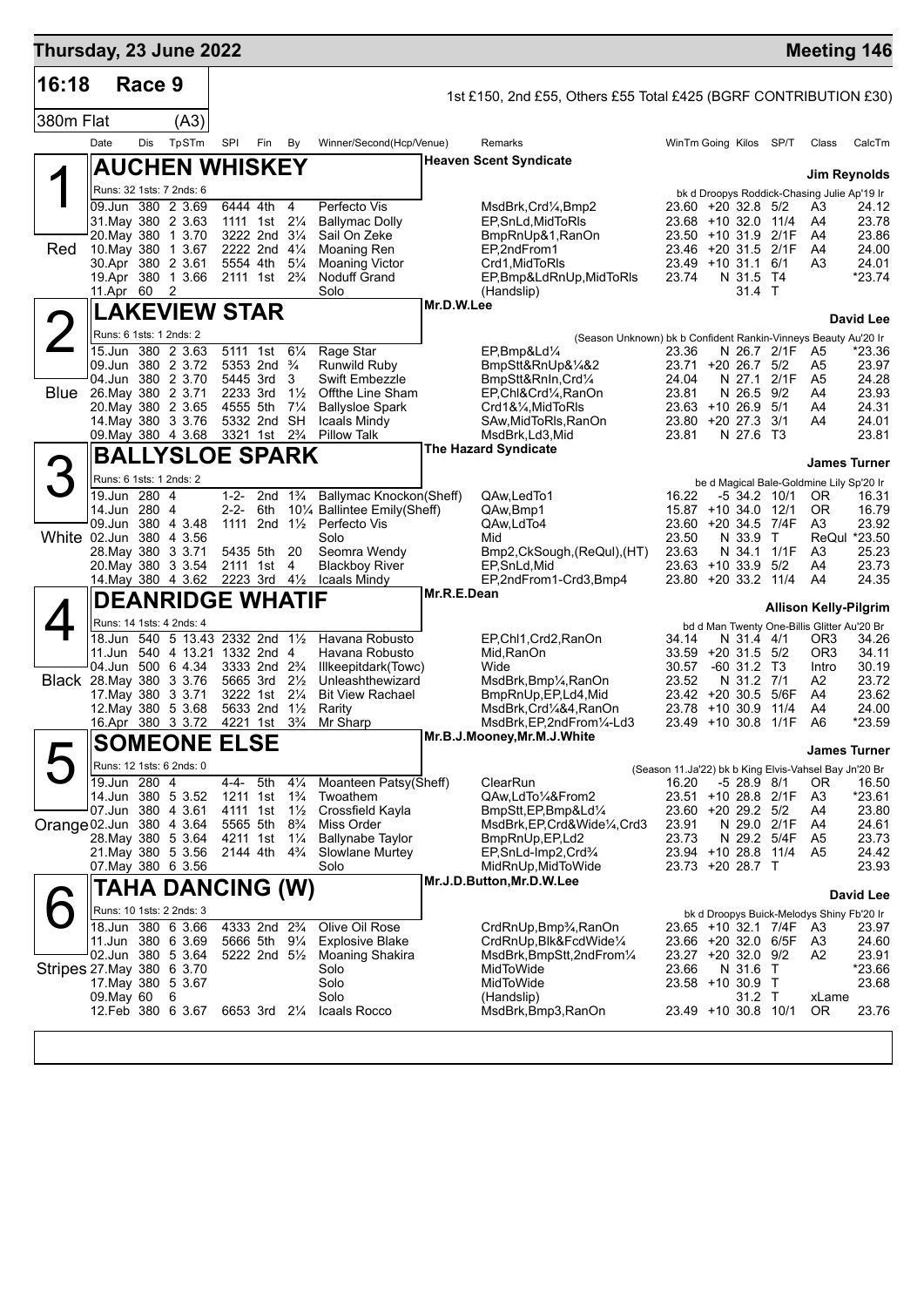## Thursday, 23 June 2022 — Meeting 146

**16:18 Race 9** — 1st £150, 2nd £55, Others £55 Total £425 (BGRF CONTRIBUTION £30)

**380m Flat (A3)**

### 1 AUCHEN WHISKEY (Red)
Heaven Scent Syndicate — **Jim Reynolds**
Runs: 32 1sts: 7 2nds: 6 — bk d Droopys Roddick-Chasing Julie Ap'19 Ir

| Date | Dis | TpSTm | SPI | Fin | By | Winner/Second(Hcp/Venue) | Remarks | WinTm | Going | Kilos | SP/T | Class | CalcTm |
|---|---|---|---|---|---|---|---|---|---|---|---|---|---|
| 09.Jun | 380 | 2 3.69 | 6444 | 4th | 4 | Perfecto Vis | MsdBrk,Crd¼,Bmp2 | 23.60 | +20 | 32.8 | 5/2 | A3 | 24.12 |
| 31.May | 380 | 2 3.63 | 1111 | 1st | 2¼ | Ballymac Dolly | EP,SnLd,MidToRls | 23.68 | +10 | 32.0 | 11/4 | A4 | 23.78 |
| 20.May | 380 | 1 3.70 | 3222 | 2nd | 3¼ | Sail On Zeke | BmpRnUp&1,RanOn | 23.50 | +10 | 31.9 | 2/1F | A4 | 23.86 |
| 10.May | 380 | 1 3.67 | 2222 | 2nd | 4¼ | Moaning Ren | EP,2ndFrom1 | 23.46 | +20 | 31.5 | 2/1F | A4 | 24.00 |
| 30.Apr | 380 | 2 3.61 | 5554 | 4th | 5¼ | Moaning Victor | Crd1,MidToRls | 23.49 | +10 | 31.1 | 6/1 | A3 | 24.01 |
| 19.Apr | 380 | 1 3.66 | 2111 | 1st | 2¾ | Noduff Grand | EP,Bmp&LdRnUp,MidToRls | 23.74 | N | 31.5 | T4 | | *23.74 |
| 11.Apr | 60 | 2 | | | | Solo | (Handslip) | | | 31.4 | T | | |

### 2 LAKEVIEW STAR (Blue)
Mr.D.W.Lee — **David Lee**
Runs: 6 1sts: 1 2nds: 2 — (Season Unknown) bk b Confident Rankin-Vinneys Beauty Au'20 Ir

| Date | Dis | TpSTm | SPI | Fin | By | Winner/Second(Hcp/Venue) | Remarks | WinTm | Going | Kilos | SP/T | Class | CalcTm |
|---|---|---|---|---|---|---|---|---|---|---|---|---|---|
| 15.Jun | 380 | 2 3.63 | 5111 | 1st | 6¼ | Rage Star | EP,Bmp&Ld¼ | 23.36 | N | 26.7 | 2/1F | A5 | *23.36 |
| 09.Jun | 380 | 2 3.72 | 5353 | 2nd | ¾ | Runwild Ruby | BmpStt&RnUp&¼&2 | 23.71 | +20 | 26.7 | 5/2 | A5 | 23.97 |
| 04.Jun | 380 | 2 3.70 | 5445 | 3rd | 3 | Swift Embezzle | BmpStt&RnIn,Crd¼ | 24.04 | N | 27.1 | 2/1F | A5 | 24.28 |
| 26.May | 380 | 2 3.71 | 2233 | 3rd | 1½ | Offthe Line Sham | EP,Chl&Crd¼,RanOn | 23.81 | N | 26.5 | 9/2 | A4 | 23.93 |
| 20.May | 380 | 2 3.65 | 4555 | 5th | 7¼ | Ballysloe Spark | Crd1&¼,MidToRls | 23.63 | +10 | 26.9 | 5/1 | A4 | 24.31 |
| 14.May | 380 | 3 3.76 | 5332 | 2nd | SH | Icaals Mindy | SAw,MidToRls,RanOn | 23.80 | +20 | 27.3 | 3/1 | A4 | 24.01 |
| 09.May | 380 | 4 3.68 | 3321 | 1st | 2¾ | Pillow Talk | MsdBrk,Ld3,Mid | 23.81 | N | 27.6 | T3 | | 23.81 |

### 3 BALLYSLOE SPARK (White)
The Hazard Syndicate — **James Turner**
Runs: 6 1sts: 1 2nds: 2 — be d Magical Bale-Goldmine Lily Sp'20 Ir

| Date | Dis | TpSTm | SPI | Fin | By | Winner/Second(Hcp/Venue) | Remarks | WinTm | Going | Kilos | SP/T | Class | CalcTm |
|---|---|---|---|---|---|---|---|---|---|---|---|---|---|
| 19.Jun | 280 | 4 | 1-2- | 2nd | 1¾ | Ballymac Knockon(Sheff) | QAw,LedTo1 | 16.22 | -5 | 34.2 | 10/1 | OR | 16.31 |
| 14.Jun | 280 | 4 | 2-2- | 6th | 10¼ | Ballintee Emily(Sheff) | QAw,Bmp1 | 15.87 | +10 | 34.0 | 12/1 | OR | 16.79 |
| 09.Jun | 380 | 4 3.48 | 1111 | 2nd | 1½ | Perfecto Vis | QAw,LdTo4 | 23.60 | +20 | 34.5 | 7/4F | A3 | 23.92 |
| 02.Jun | 380 | 4 3.56 | | | | Solo | Mid | 23.50 | N | 33.9 | T | ReQul | *23.50 |
| 28.May | 380 | 3 3.71 | 5435 | 5th | 20 | Seomra Wendy | Bmp2,CkSough,(ReQul),(HT) | 23.63 | N | 34.1 | 1/1F | A3 | 25.23 |
| 20.May | 380 | 3 3.54 | 2111 | 1st | 4 | Blackboy River | EP,SnLd,Mid | 23.63 | +10 | 33.9 | 5/2 | A4 | 23.73 |
| 14.May | 380 | 4 3.62 | 2223 | 3rd | 4½ | Icaals Mindy | EP,2ndFrom1-Crd3,Bmp4 | 23.80 | +20 | 33.2 | 11/4 | A4 | 24.35 |

### 4 DEANRIDGE WHATIF (Black)
Mr.R.E.Dean — **Allison Kelly-Pilgrim**
Runs: 14 1sts: 4 2nds: 4 — bd d Man Twenty One-Billis Glitter Au'20 Br

| Date | Dis | TpSTm | SPI | Fin | By | Winner/Second(Hcp/Venue) | Remarks | WinTm | Going | Kilos | SP/T | Class | CalcTm |
|---|---|---|---|---|---|---|---|---|---|---|---|---|---|
| 18.Jun | 540 | 5 13.43 | 2332 | 2nd | 1½ | Havana Robusto | EP,Chl1,Crd2,RanOn | 34.14 | N | 31.4 | 4/1 | OR3 | 34.26 |
| 11.Jun | 540 | 4 13.21 | 1332 | 2nd | 4 | Havana Robusto | Mid,RanOn | 33.59 | +20 | 31.5 | 5/2 | OR3 | 34.11 |
| 04.Jun | 500 | 6 4.34 | 3333 | 2nd | 2¾ | Illkeepitdark(Towc) | Wide | 30.57 | -60 | 31.2 | T3 | Intro | 30.19 |
| 28.May | 380 | 3 3.76 | 5665 | 3rd | 2½ | Unleashthewizard | MsdBrk,Bmp¼,RanOn | 23.52 | N | 31.2 | 7/1 | A2 | 23.72 |
| 17.May | 380 | 3 3.71 | 3222 | 1st | 2¼ | Bit View Rachael | BmpRnUp,EP,Ld4,Mid | 23.42 | +20 | 30.5 | 5/6F | A4 | 23.62 |
| 12.May | 380 | 5 3.68 | 5633 | 2nd | 1½ | Rarity | MsdBrk,Crd¼&4,RanOn | 23.78 | +10 | 30.9 | 11/4 | A4 | 24.00 |
| 16.Apr | 380 | 3 3.72 | 4221 | 1st | 3¾ | Mr Sharp | MsdBrk,EP,2ndFrom¼-Ld3 | 23.49 | +10 | 30.8 | 1/1F | A6 | *23.59 |

### 5 SOMEONE ELSE (Orange)
Mr.B.J.Mooney,Mr.M.J.White — **James Turner**
Runs: 12 1sts: 6 2nds: 0 — (Season 11.Ja'22) bk b King Elvis-Vahsel Bay Jn'20 Br

| Date | Dis | TpSTm | SPI | Fin | By | Winner/Second(Hcp/Venue) | Remarks | WinTm | Going | Kilos | SP/T | Class | CalcTm |
|---|---|---|---|---|---|---|---|---|---|---|---|---|---|
| 19.Jun | 280 | 4 | 4-4- | 5th | 4¼ | Moanteen Patsy(Sheff) | ClearRun | 16.20 | -5 | 28.9 | 8/1 | OR | 16.50 |
| 14.Jun | 380 | 5 3.52 | 1211 | 1st | 1¾ | Twoathem | QAw,LdTo¼&From2 | 23.51 | +10 | 28.8 | 2/1F | A3 | *23.61 |
| 07.Jun | 380 | 4 3.61 | 4111 | 1st | 1½ | Crossfield Kayla | BmpStt,EP,Bmp&Ld¼ | 23.60 | +20 | 29.2 | 5/2 | A4 | 23.80 |
| 02.Jun | 380 | 4 3.64 | 5565 | 5th | 8¾ | Miss Order | MsdBrk,EP,Crd&Wide¼,Crd3 | 23.91 | N | 29.0 | 2/1F | A4 | 24.61 |
| 28.May | 380 | 5 3.64 | 4211 | 1st | 1¼ | Ballynabe Taylor | BmpRnUp,EP,Ld2 | 23.73 | N | 29.2 | 5/4F | A5 | 23.73 |
| 21.May | 380 | 5 3.56 | 2144 | 4th | 4¾ | Slowlane Murtey | EP,SnLd-Imp2,Crd¾ | 23.94 | +10 | 28.8 | 11/4 | A5 | 24.42 |
| 07.May | 380 | 6 3.56 | | | | Solo | MidRnUp,MidToWide | 23.73 | +20 | 28.7 | T | | 23.93 |

### 6 TAHA DANCING (W) (Stripes)
Mr.J.D.Button,Mr.D.W.Lee — **David Lee**
Runs: 10 1sts: 2 2nds: 3 — bk d Droopys Buick-Melodys Shiny Fb'20 Ir

| Date | Dis | TpSTm | SPI | Fin | By | Winner/Second(Hcp/Venue) | Remarks | WinTm | Going | Kilos | SP/T | Class | CalcTm |
|---|---|---|---|---|---|---|---|---|---|---|---|---|---|
| 18.Jun | 380 | 6 3.66 | 4333 | 2nd | 2¾ | Olive Oil Rose | CrdRnUp,Bmp¾,RanOn | 23.65 | +10 | 32.1 | 7/4F | A3 | 23.97 |
| 11.Jun | 380 | 6 3.69 | 5666 | 5th | 9¼ | Explosive Blake | CrdRnUp,Blk&FcdWide¼ | 23.66 | +20 | 32.0 | 6/5F | A3 | 24.60 |
| 02.Jun | 380 | 5 3.64 | 5222 | 2nd | 5½ | Moaning Shakira | MsdBrk,BmpStt,2ndFrom¼ | 23.27 | +20 | 32.0 | 9/2 | A2 | 23.91 |
| 27.May | 380 | 6 3.70 | | | | Solo | MidToWide | 23.66 | N | 31.6 | T | | *23.66 |
| 17.May | 380 | 5 3.67 | | | | Solo | MidToWide | 23.58 | +10 | 30.9 | T | | 23.68 |
| 09.May | 60 | 6 | | | | Solo | (Handslip) | | | 31.2 | T | xLame | |
| 12.Feb | 380 | 6 3.67 | 6653 | 3rd | 2¼ | Icaals Rocco | MsdBrk,Bmp3,RanOn | 23.49 | +10 | 30.8 | 10/1 | OR | 23.76 |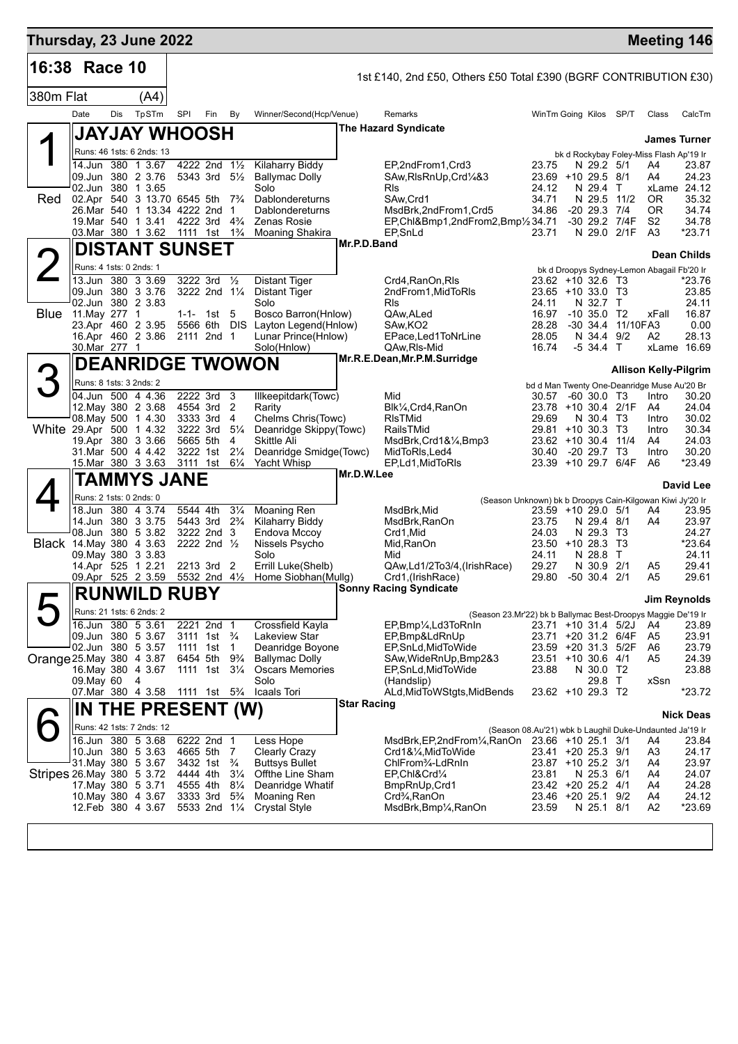# Thursday, 23 June 2022 — Meeting 146

## 16:38 Race 10

1st £140, 2nd £50, Others £50 Total £390 (BGRF CONTRIBUTION £30)

380m Flat (A4)

| Date | Dis | TpSTm | SPl | Fin | By | Winner/Second(Hcp/Venue) | Remarks | WinTm | Going | Kilos | SP/T | Class | CalcTm |
|---|---|---|---|---|---|---|---|---|---|---|---|---|---|

### 1 (Red) JAYJAY WHOOSH
The Hazard Syndicate — **James Turner**

Runs: 46 1sts: 6 2nds: 13 — bk d Rockybay Foley-Miss Flash Ap'19 Ir

| Date | Dis | TpSTm | SPl | Fin | By | Winner/Second(Hcp/Venue) | Remarks | WinTm | Going | Kilos | SP/T | Class | CalcTm |
|---|---|---|---|---|---|---|---|---|---|---|---|---|---|
| 14.Jun | 380 | 1 3.67 | 4222 | 2nd | 1½ | Kilaharry Biddy | EP,2ndFrom1,Crd3 | 23.75 | N | 29.2 | 5/1 | A4 | 23.87 |
| 09.Jun | 380 | 2 3.76 | 5343 | 3rd | 5½ | Ballymac Dolly | SAw,RlsRnUp,Crd¼&3 | 23.69 | +10 | 29.5 | 8/1 | A4 | 24.23 |
| 02.Jun | 380 | 1 3.65 | | | | Solo | Rls | 24.12 | N | 29.4 | T | xLame | 24.12 |
| 02.Apr | 540 | 3 13.70 | 6545 | 5th | 7¾ | Dablondereturns | SAw,Crd1 | 34.71 | N | 29.5 | 11/2 | OR | 35.32 |
| 26.Mar | 540 | 1 13.34 | 4222 | 2nd | 1 | Dablondereturns | MsdBrk,2ndFrom1,Crd5 | 34.86 | -20 | 29.3 | 7/4 | OR | 34.74 |
| 19.Mar | 540 | 1 3.41 | 4222 | 3rd | 4¾ | Zenas Rosie | EP,Chl&Bmp1,2ndFrom2,Bmp½ | 34.71 | -30 | 29.2 | 7/4F | S2 | 34.78 |
| 03.Mar | 380 | 1 3.62 | 1111 | 1st | 1¾ | Moaning Shakira | EP,SnLd | 23.71 | N | 29.0 | 2/1F | A3 | *23.71 |

### 2 (Blue) DISTANT SUNSET
Mr.P.D.Band — **Dean Childs**

Runs: 4 1sts: 0 2nds: 1 — bk d Droopys Sydney-Lemon Abagail Fb'20 Ir

| Date | Dis | TpSTm | SPl | Fin | By | Winner/Second(Hcp/Venue) | Remarks | WinTm | Going | Kilos | SP/T | Class | CalcTm |
|---|---|---|---|---|---|---|---|---|---|---|---|---|---|
| 13.Jun | 380 | 3 3.69 | 3222 | 3rd | ½ | Distant Tiger | Crd4,RanOn,Rls | 23.62 | +10 | 32.6 | T3 | | *23.76 |
| 09.Jun | 380 | 3 3.76 | 3222 | 2nd | 1¼ | Distant Tiger | 2ndFrom1,MidToRls | 23.65 | +10 | 33.0 | T3 | | 23.85 |
| 02.Jun | 380 | 2 3.83 | | | | Solo | Rls | 24.11 | N | 32.7 | T | | 24.11 |
| 11.May | 277 | 1 | 1-1- | 1st | 5 | Bosco Barron(Hnlow) | QAw,ALed | 16.97 | -10 | 35.0 | T2 | xFall | 16.87 |
| 23.Apr | 460 | 2 3.95 | 5566 | 6th | DIS | Layton Legend(Hnlow) | SAw,KO2 | 28.28 | -30 | 34.4 | 11/10F | A3 | 0.00 |
| 16.Apr | 460 | 2 3.86 | 2111 | 2nd | 1 | Lunar Prince(Hnlow) | EPace,Led1ToNrLine | 28.05 | N | 34.4 | 9/2 | A2 | 28.13 |
| 30.Mar | 277 | 1 | | | | Solo(Hnlow) | QAw,Rls-Mid | 16.74 | -5 | 34.4 | T | xLame | 16.69 |

### 3 (White) DEANRIDGE TWOWON
Mr.R.E.Dean,Mr.P.M.Surridge — **Allison Kelly-Pilgrim**

Runs: 8 1sts: 3 2nds: 2 — bd d Man Twenty One-Deanridge Muse Au'20 Br

| Date | Dis | TpSTm | SPl | Fin | By | Winner/Second(Hcp/Venue) | Remarks | WinTm | Going | Kilos | SP/T | Class | CalcTm |
|---|---|---|---|---|---|---|---|---|---|---|---|---|---|
| 04.Jun | 500 | 4 4.36 | 2222 | 3rd | 3 | Illkeepitdark(Towc) | Mid | 30.57 | -60 | 30.0 | T3 | Intro | 30.20 |
| 12.May | 380 | 2 3.68 | 4554 | 3rd | 2 | Rarity | Blk¼,Crd4,RanOn | 23.78 | +10 | 30.4 | 2/1F | A4 | 24.04 |
| 08.May | 500 | 1 4.30 | 3333 | 3rd | 4 | Chelms Chris(Towc) | RlsTMid | 29.69 | N | 30.4 | T3 | Intro | 30.02 |
| 29.Apr | 500 | 1 4.32 | 3222 | 3rd | 5¼ | Deanridge Skippy(Towc) | RailsTMid | 29.81 | +10 | 30.3 | T3 | Intro | 30.34 |
| 19.Apr | 380 | 3 3.66 | 5665 | 5th | 4 | Skittle Ali | MsdBrk,Crd1&¼,Bmp3 | 23.62 | +10 | 30.4 | 11/4 | A4 | 24.03 |
| 31.Mar | 500 | 4 4.42 | 3222 | 1st | 2¼ | Deanridge Smidge(Towc) | MidToRls,Led4 | 30.40 | -20 | 29.7 | T3 | Intro | 30.20 |
| 15.Mar | 380 | 3 3.63 | 3111 | 1st | 6¼ | Yacht Whisp | EP,Ld1,MidToRls | 23.39 | +10 | 29.7 | 6/4F | A6 | *23.49 |

### 4 (Black) TAMMYS JANE
Mr.D.W.Lee — **David Lee**

Runs: 2 1sts: 0 2nds: 0 — (Season Unknown) bk b Droopys Cain-Kilgowan Kiwi Jy'20 Ir

| Date | Dis | TpSTm | SPl | Fin | By | Winner/Second(Hcp/Venue) | Remarks | WinTm | Going | Kilos | SP/T | Class | CalcTm |
|---|---|---|---|---|---|---|---|---|---|---|---|---|---|
| 18.Jun | 380 | 4 3.74 | 5544 | 4th | 3¼ | Moaning Ren | MsdBrk,Mid | 23.59 | +10 | 29.0 | 5/1 | A4 | 23.95 |
| 14.Jun | 380 | 3 3.75 | 5443 | 3rd | 2¾ | Kilaharry Biddy | MsdBrk,RanOn | 23.75 | N | 29.4 | 8/1 | A4 | 23.97 |
| 08.Jun | 380 | 3 3.82 | 3222 | 2nd | 3 | Endova Mccoy | Crd1,Mid | 24.03 | N | 29.3 | T3 | | 24.27 |
| 14.May | 380 | 4 3.63 | 2222 | 2nd | ½ | Nissels Psycho | Mid,RanOn | 23.50 | +10 | 28.3 | T3 | | *23.64 |
| 09.May | 380 | 3 3.83 | | | | Solo | Mid | 24.11 | N | 28.8 | T | | 24.11 |
| 14.Apr | 525 | 1 2.21 | 2213 | 3rd | 2 | Errill Luke(Shelb) | QAw,Ld1/2To3/4,(IrishRace) | 29.27 | N | 30.9 | 2/1 | A5 | 29.41 |
| 09.Apr | 525 | 2 3.59 | 5532 | 2nd | 4½ | Home Siobhan(Mullg) | Crd1,(IrishRace) | 29.80 | -50 | 30.4 | 2/1 | A5 | 29.61 |

### 5 (Orange) RUNWILD RUBY
Sonny Racing Syndicate — **Jim Reynolds**

Runs: 21 1sts: 6 2nds: 2 — (Season 23.Mr'22) bk b Ballymac Best-Droopys Maggie De'19 Ir

| Date | Dis | TpSTm | SPl | Fin | By | Winner/Second(Hcp/Venue) | Remarks | WinTm | Going | Kilos | SP/T | Class | CalcTm |
|---|---|---|---|---|---|---|---|---|---|---|---|---|---|
| 16.Jun | 380 | 5 3.61 | 2221 | 2nd | 1 | Crossfield Kayla | EP,Bmp¼,Ld3ToRnIn | 23.71 | +10 | 31.4 | 5/2J | A4 | 23.89 |
| 09.Jun | 380 | 5 3.67 | 3111 | 1st | ¾ | Lakeview Star | EP,Bmp&LdRnUp | 23.71 | +20 | 31.2 | 6/4F | A5 | 23.91 |
| 02.Jun | 380 | 5 3.57 | 1111 | 1st | 1 | Deanridge Boyone | EP,SnLd,MidToWide | 23.59 | +20 | 31.3 | 5/2F | A6 | 23.79 |
| 25.May | 380 | 4 3.87 | 6454 | 5th | 9¾ | Ballymac Dolly | SAw,WideRnUp,Bmp2&3 | 23.51 | +10 | 30.6 | 4/1 | A5 | 24.39 |
| 16.May | 380 | 4 3.67 | 1111 | 1st | 3¼ | Oscars Memories | EP,SnLd,MidToWide | 23.88 | N | 30.0 | T2 | | 23.88 |
| 09.May | 60 | 4 | | | | Solo | (Handslip) | | | 29.8 | T | xSsn | |
| 07.Mar | 380 | 4 3.58 | 1111 | 1st | 5¾ | Icaals Tori | ALd,MidToWStgts,MidBends | 23.62 | +10 | 29.3 | T2 | | *23.72 |

### 6 (Stripes) IN THE PRESENT (W)
Star Racing — **Nick Deas**

Runs: 42 1sts: 7 2nds: 12 — (Season 08.Au'21) wbk b Laughil Duke-Undaunted Ja'19 Ir

| Date | Dis | TpSTm | SPl | Fin | By | Winner/Second(Hcp/Venue) | Remarks | WinTm | Going | Kilos | SP/T | Class | CalcTm |
|---|---|---|---|---|---|---|---|---|---|---|---|---|---|
| 16.Jun | 380 | 5 3.68 | 6222 | 2nd | 1 | Less Hope | MsdBrk,EP,2ndFrom¼,RanOn | 23.66 | +10 | 25.1 | 3/1 | A4 | 23.84 |
| 10.Jun | 380 | 5 3.63 | 4665 | 5th | 7 | Clearly Crazy | Crd1&¼,MidToWide | 23.41 | +20 | 25.3 | 9/1 | A3 | 24.17 |
| 31.May | 380 | 5 3.67 | 3432 | 1st | ¾ | Buttsys Bullet | ChlFrom¾-LdRnIn | 23.87 | +10 | 25.2 | 3/1 | A4 | 23.97 |
| 26.May | 380 | 5 3.72 | 4444 | 4th | 3¼ | Offthe Line Sham | EP,Chl&Crd¼ | 23.81 | N | 25.3 | 6/1 | A4 | 24.07 |
| 17.May | 380 | 5 3.71 | 4555 | 4th | 8¼ | Deanridge Whatif | BmpRnUp,Crd1 | 23.42 | +20 | 25.2 | 4/1 | A4 | 24.28 |
| 10.May | 380 | 4 3.67 | 3333 | 3rd | 5¾ | Moaning Ren | Crd¾,RanOn | 23.46 | +20 | 25.1 | 9/2 | A4 | 24.12 |
| 12.Feb | 380 | 4 3.67 | 5533 | 2nd | 1¼ | Crystal Style | MsdBrk,Bmp¼,RanOn | 23.59 | N | 25.1 | 8/1 | A2 | *23.69 |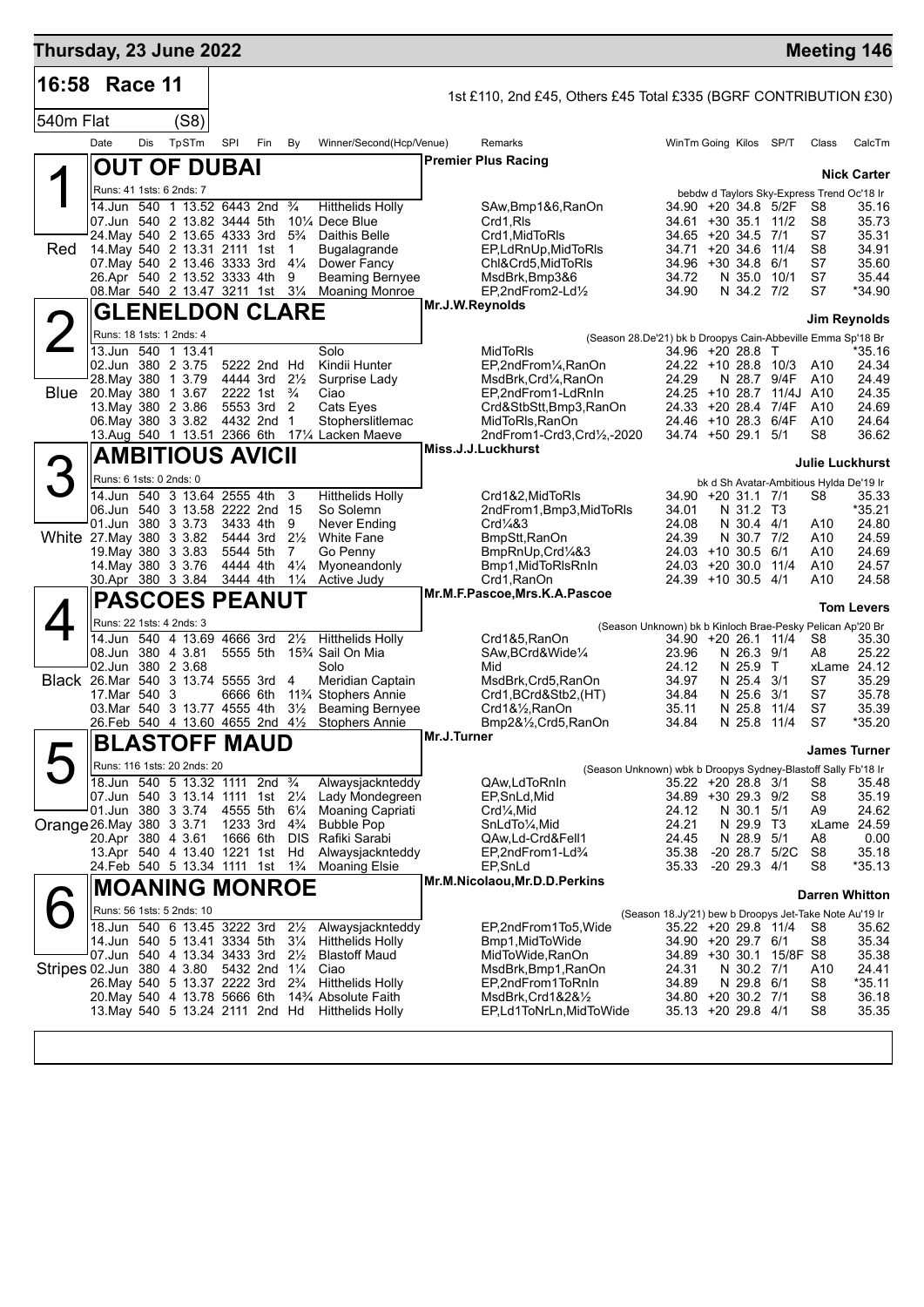# Thursday, 23 June 2022 — Meeting 146

## 16:58 Race 11

1st £110, 2nd £45, Others £45 Total £335 (BGRF CONTRIBUTION £30)

540m Flat (S8)

### 1 — OUT OF DUBAI (Red)

Premier Plus Racing — Trainer: Nick Carter

Runs: 41 1sts: 6 2nds: 7 — bebdw d Taylors Sky-Express Trend Oc'18 Ir

| Date | Dis | Tp STm | SPI | Fin | By | Winner/Second(Hcp/Venue) | Remarks | WinTm | Going | Kilos | SP/T | Class | CalcTm |
|---|---|---|---|---|---|---|---|---|---|---|---|---|---|
| 14.Jun | 540 | 1 13.52 | 6443 | 2nd | ¾ | Hitthelids Holly | SAw,Bmp1&6,RanOn | 34.90 | +20 | 34.8 | 5/2F | S8 | 35.16 |
| 07.Jun | 540 | 2 13.82 | 3444 | 5th | 10¼ | Dece Blue | Crd1,Rls | 34.61 | +30 | 35.1 | 11/2 | S8 | 35.73 |
| 24.May | 540 | 2 13.65 | 4333 | 3rd | 5¾ | Daithis Belle | Crd1,MidToRls | 34.65 | +20 | 34.5 | 7/1 | S7 | 35.31 |
| 14.May | 540 | 2 13.31 | 2111 | 1st | 1 | Bugalagrande | EP,LdRnUp,MidToRls | 34.71 | +20 | 34.6 | 11/4 | S8 | 34.91 |
| 07.May | 540 | 2 13.46 | 3333 | 3rd | 4¼ | Dower Fancy | Chl&Crd5,MidToRls | 34.96 | +30 | 34.8 | 6/1 | S7 | 35.60 |
| 26.Apr | 540 | 2 13.52 | 3333 | 4th | 9 | Beaming Bernyee | MsdBrk,Bmp3&6 | 34.72 | N | 35.0 | 10/1 | S7 | 35.44 |
| 08.Mar | 540 | 2 13.47 | 3211 | 1st | 3¼ | Moaning Monroe | EP,2ndFrom2-Ld½ | 34.90 | N | 34.2 | 7/2 | S7 | *34.90 |

### 2 — GLENELDON CLARE (Blue)

Mr.J.W.Reynolds — Trainer: Jim Reynolds

Runs: 18 1sts: 1 2nds: 4 — (Season 28.De'21) bk b Droopys Cain-Abbeville Emma Sp'18 Br

| Date | Dis | Tp STm | SPI | Fin | By | Winner/Second(Hcp/Venue) | Remarks | WinTm | Going | Kilos | SP/T | Class | CalcTm |
|---|---|---|---|---|---|---|---|---|---|---|---|---|---|
| 13.Jun | 540 | 1 13.41 | | | | Solo | MidToRls | 34.96 | +20 | 28.8 | T | | *35.16 |
| 02.Jun | 380 | 2 3.75 | 5222 | 2nd | Hd | Kindii Hunter | EP,2ndFrom¼,RanOn | 24.22 | +10 | 28.8 | 10/3 | A10 | 24.34 |
| 28.May | 380 | 1 3.79 | 4444 | 3rd | 2½ | Surprise Lady | MsdBrk,Crd¼,RanOn | 24.29 | N | 28.7 | 9/4F | A10 | 24.49 |
| 20.May | 380 | 1 3.67 | 2222 | 1st | ¾ | Ciao | EP,2ndFrom1-LdRnIn | 24.25 | +10 | 28.7 | 11/4J | A10 | 24.35 |
| 13.May | 380 | 2 3.86 | 5553 | 3rd | 2 | Cats Eyes | Crd&StbStt,Bmp3,RanOn | 24.33 | +20 | 28.4 | 7/4F | A10 | 24.69 |
| 06.May | 380 | 3 3.82 | 4432 | 2nd | 1 | Stopherslitlemac | MidToRls,RanOn | 24.46 | +10 | 28.3 | 6/4F | A10 | 24.64 |
| 13.Aug | 540 | 1 13.51 | 2366 | 6th | 17¼ | Lacken Maeve | 2ndFrom1-Crd3,Crd½,-2020 | 34.74 | +50 | 29.1 | 5/1 | S8 | 36.62 |

### 3 — AMBITIOUS AVICII (White)

Miss.J.J.Luckhurst — Trainer: Julie Luckhurst

Runs: 6 1sts: 0 2nds: 0 — bk d Sh Avatar-Ambitious Hylda De'19 Ir

| Date | Dis | Tp STm | SPI | Fin | By | Winner/Second(Hcp/Venue) | Remarks | WinTm | Going | Kilos | SP/T | Class | CalcTm |
|---|---|---|---|---|---|---|---|---|---|---|---|---|---|
| 14.Jun | 540 | 3 13.64 | 2555 | 4th | 3 | Hitthelids Holly | Crd1&2,MidToRls | 34.90 | +20 | 31.1 | 7/1 | S8 | 35.33 |
| 06.Jun | 540 | 3 13.58 | 2222 | 2nd | 15 | So Solemn | 2ndFrom1,Bmp3,MidToRls | 34.01 | N | 31.2 | T3 | | *35.21 |
| 01.Jun | 380 | 3 3.73 | 3433 | 4th | 9 | Never Ending | Crd¼&3 | 24.08 | N | 30.4 | 4/1 | A10 | 24.80 |
| 27.May | 380 | 3 3.82 | 5444 | 3rd | 2½ | White Fane | BmpStt,RanOn | 24.39 | N | 30.7 | 7/2 | A10 | 24.59 |
| 19.May | 380 | 3 3.83 | 5544 | 5th | 7 | Go Penny | BmpRnUp,Crd¼&3 | 24.03 | +10 | 30.5 | 6/1 | A10 | 24.69 |
| 14.May | 380 | 3 3.76 | 4444 | 4th | 4¼ | Myoneandonly | Bmp1,MidToRlsRnIn | 24.03 | +20 | 30.0 | 11/4 | A10 | 24.57 |
| 30.Apr | 380 | 3 3.84 | 3444 | 4th | 1¼ | Active Judy | Crd1,RanOn | 24.39 | +10 | 30.5 | 4/1 | A10 | 24.58 |

### 4 — PASCOES PEANUT (Black)

Mr.M.F.Pascoe,Mrs.K.A.Pascoe — Trainer: Tom Levers

Runs: 22 1sts: 4 2nds: 3 — (Season Unknown) bk b Kinloch Brae-Pesky Pelican Ap'20 Br

| Date | Dis | Tp STm | SPI | Fin | By | Winner/Second(Hcp/Venue) | Remarks | WinTm | Going | Kilos | SP/T | Class | CalcTm |
|---|---|---|---|---|---|---|---|---|---|---|---|---|---|
| 14.Jun | 540 | 4 13.69 | 4666 | 3rd | 2½ | Hitthelids Holly | Crd1&5,RanOn | 34.90 | +20 | 26.1 | 11/4 | S8 | 35.30 |
| 08.Jun | 380 | 4 3.81 | 5555 | 5th | 15¾ | Sail On Mia | SAw,BCrd&Wide¼ | 23.96 | N | 26.3 | 9/1 | A8 | 25.22 |
| 02.Jun | 380 | 2 3.68 | | | | Solo | Mid | 24.12 | N | 25.9 | T | xLame | 24.12 |
| 26.Mar | 540 | 3 13.74 | 5555 | 3rd | 4 | Meridian Captain | MsdBrk,Crd5,RanOn | 34.97 | N | 25.4 | 3/1 | S7 | 35.29 |
| 17.Mar | 540 | 3 | 6666 | 6th | 11¾ | Stophers Annie | Crd1,BCrd&Stb2,(HT) | 34.84 | N | 25.6 | 3/1 | S7 | 35.78 |
| 03.Mar | 540 | 3 13.77 | 4555 | 4th | 3½ | Beaming Bernyee | Crd1&½,RanOn | 35.11 | N | 25.8 | 11/4 | S7 | 35.39 |
| 26.Feb | 540 | 4 13.60 | 4655 | 2nd | 4½ | Stophers Annie | Bmp2&½,Crd5,RanOn | 34.84 | N | 25.8 | 11/4 | S7 | *35.20 |

### 5 — BLASTOFF MAUD (Orange)

Mr.J.Turner — Trainer: James Turner

Runs: 116 1sts: 20 2nds: 20 — (Season Unknown) wbk b Droopys Sydney-Blastoff Sally Fb'18 Ir

| Date | Dis | Tp STm | SPI | Fin | By | Winner/Second(Hcp/Venue) | Remarks | WinTm | Going | Kilos | SP/T | Class | CalcTm |
|---|---|---|---|---|---|---|---|---|---|---|---|---|---|
| 18.Jun | 540 | 5 13.32 | 1111 | 2nd | ¾ | Alwaysjacknteddy | QAw,LdToRnIn | 35.22 | +20 | 28.8 | 3/1 | S8 | 35.48 |
| 07.Jun | 540 | 3 13.14 | 1111 | 1st | 2¼ | Lady Mondegreen | EP,SnLd,Mid | 34.89 | +30 | 29.3 | 9/2 | S8 | 35.19 |
| 01.Jun | 380 | 3 3.74 | 4555 | 5th | 6¼ | Moaning Capriati | Crd¼,Mid | 24.12 | N | 30.1 | 5/1 | A9 | 24.62 |
| 26.May | 380 | 3 3.71 | 1233 | 3rd | 4¾ | Bubble Pop | SnLdTo¼,Mid | 24.21 | N | 29.9 | T3 | xLame | 24.59 |
| 20.Apr | 380 | 4 3.61 | 1666 | 6th | DIS | Rafiki Sarabi | QAw,Ld-Crd&Fell1 | 24.45 | N | 28.9 | 5/1 | A8 | 0.00 |
| 13.Apr | 540 | 4 13.40 | 1221 | 1st | Hd | Alwaysjacknteddy | EP,2ndFrom1-Ld¾ | 35.38 | -20 | 28.7 | 5/2C | S8 | 35.18 |
| 24.Feb | 540 | 5 13.34 | 1111 | 1st | 1¾ | Moaning Elsie | EP,SnLd | 35.33 | -20 | 29.3 | 4/1 | S8 | *35.13 |

### 6 — MOANING MONROE (Stripes)

Mr.M.Nicolaou,Mr.D.D.Perkins — Trainer: Darren Whitton

Runs: 56 1sts: 5 2nds: 10 — (Season 18.Jy'21) bew b Droopys Jet-Take Note Au'19 Ir

| Date | Dis | Tp STm | SPI | Fin | By | Winner/Second(Hcp/Venue) | Remarks | WinTm | Going | Kilos | SP/T | Class | CalcTm |
|---|---|---|---|---|---|---|---|---|---|---|---|---|---|
| 18.Jun | 540 | 6 13.45 | 3222 | 3rd | 2½ | Alwaysjacknteddy | EP,2ndFrom1To5,Wide | 35.22 | +20 | 29.8 | 11/4 | S8 | 35.62 |
| 14.Jun | 540 | 5 13.41 | 3334 | 5th | 3¼ | Hitthelids Holly | Bmp1,MidToWide | 34.90 | +20 | 29.7 | 6/1 | S8 | 35.34 |
| 07.Jun | 540 | 4 13.34 | 3433 | 3rd | 2½ | Blastoff Maud | MidToWide,RanOn | 34.89 | +30 | 30.1 | 15/8F | S8 | 35.38 |
| 02.Jun | 380 | 4 3.80 | 5432 | 2nd | 1¼ | Ciao | MsdBrk,Bmp1,RanOn | 24.31 | N | 30.2 | 7/1 | A10 | 24.41 |
| 26.May | 540 | 5 13.37 | 2222 | 3rd | 2¾ | Hitthelids Holly | EP,2ndFrom1ToRnIn | 34.89 | N | 29.8 | 6/1 | S8 | *35.11 |
| 20.May | 540 | 4 13.78 | 5666 | 6th | 14¾ | Absolute Faith | MsdBrk,Crd1&2&½ | 34.80 | +20 | 30.2 | 7/1 | S8 | 36.18 |
| 13.May | 540 | 5 13.24 | 2111 | 2nd | Hd | Hitthelids Holly | EP,Ld1ToNrLn,MidToWide | 35.13 | +20 | 29.8 | 4/1 | S8 | 35.35 |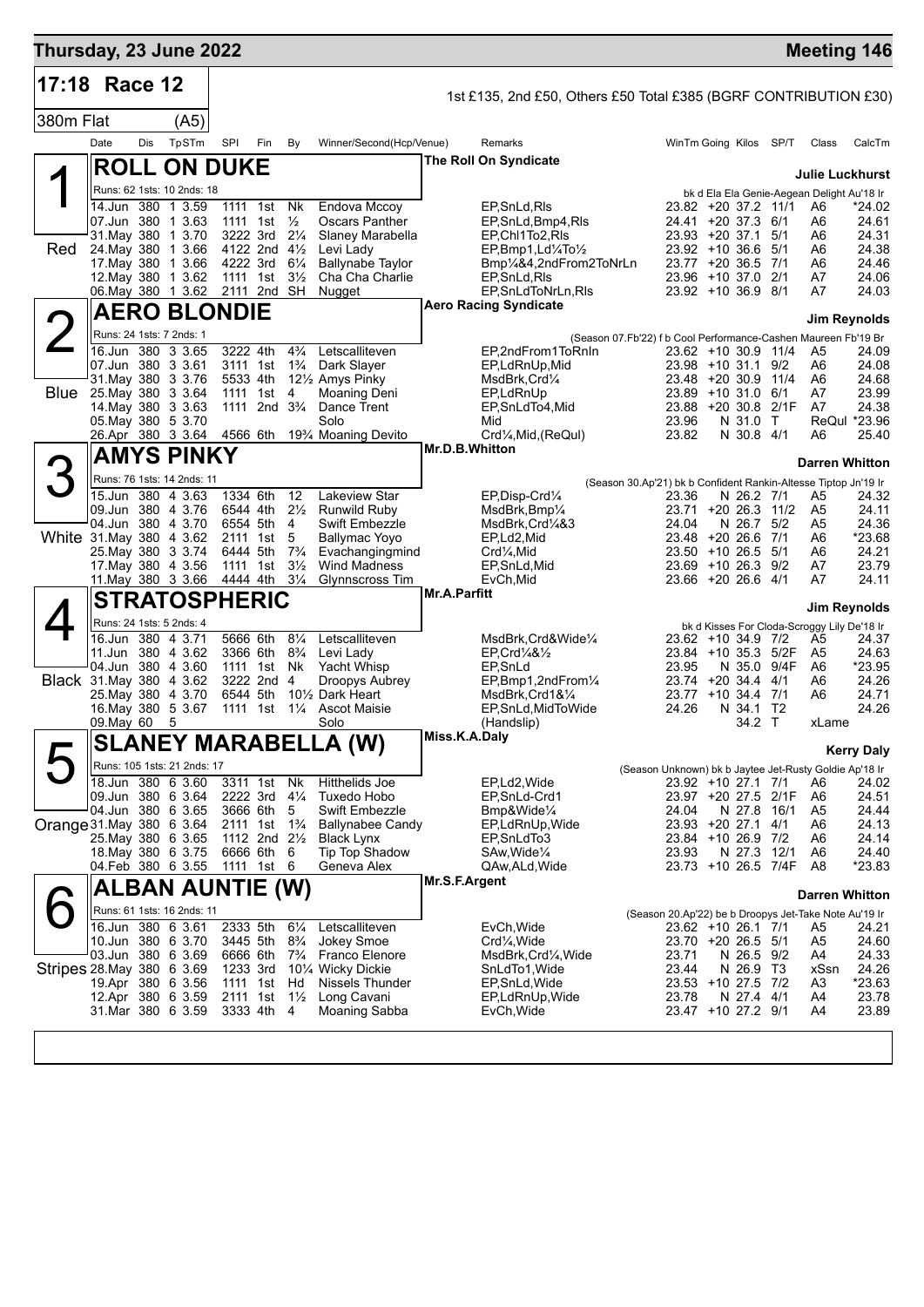# Thursday, 23 June 2022 — Meeting 146

## 17:18 Race 12

1st £135, 2nd £50, Others £50 Total £385 (BGRF CONTRIBUTION £30)

380m Flat (A5)

| Date | Dis | TpSTm | SPI | Fin | By | Winner/Second(Hcp/Venue) | Remarks | WinTm | Going | Kilos | SP/T | Class | CalcTm |
|---|---|---|---|---|---|---|---|---|---|---|---|---|---|

### 1 ROLL ON DUKE — Red

The Roll On Syndicate — Julie Luckhurst

Runs: 62 1sts: 10 2nds: 18 — bk d Ela Ela Genie-Aegean Delight Au'18 Ir

| Date | Dis | TpSTm | SPI | Fin | By | Winner/Second(Hcp/Venue) | Remarks | WinTm | Going | Kilos | SP/T | Class | CalcTm |
|---|---|---|---|---|---|---|---|---|---|---|---|---|---|
| 14.Jun | 380 | 1 3.59 | 1111 | 1st | Nk | Endova Mccoy | EP,SnLd,Rls | 23.82 | +20 | 37.2 | 11/1 | A6 | *24.02 |
| 07.Jun | 380 | 1 3.63 | 1111 | 1st | ½ | Oscars Panther | EP,SnLd,Bmp4,Rls | 24.41 | +20 | 37.3 | 6/1 | A6 | 24.61 |
| 31.May | 380 | 1 3.70 | 3222 | 3rd | 2¼ | Slaney Marabella | EP,Chl1To2,Rls | 23.93 | +20 | 37.1 | 5/1 | A6 | 24.31 |
| 24.May | 380 | 1 3.66 | 4122 | 2nd | 4½ | Levi Lady | EP,Bmp1,Ld¼To½ | 23.92 | +10 | 36.6 | 5/1 | A6 | 24.38 |
| 17.May | 380 | 1 3.66 | 4222 | 3rd | 6¼ | Ballynabe Taylor | Bmp¼&4,2ndFrom2ToNrLn | 23.77 | +20 | 36.5 | 7/1 | A6 | 24.46 |
| 12.May | 380 | 1 3.62 | 1111 | 1st | 3½ | Cha Cha Charlie | EP,SnLd,Rls | 23.96 | +10 | 37.0 | 2/1 | A7 | 24.06 |
| 06.May | 380 | 1 3.62 | 2111 | 2nd | SH | Nugget | EP,SnLdToNrLn,Rls | 23.92 | +10 | 36.9 | 8/1 | A7 | 24.03 |

### 2 AERO BLONDIE — Blue

Aero Racing Syndicate — Jim Reynolds

Runs: 24 1sts: 7 2nds: 1 — (Season 07.Fb'22) f b Cool Performance-Cashen Maureen Fb'19 Br

| Date | Dis | TpSTm | SPI | Fin | By | Winner/Second(Hcp/Venue) | Remarks | WinTm | Going | Kilos | SP/T | Class | CalcTm |
|---|---|---|---|---|---|---|---|---|---|---|---|---|---|
| 16.Jun | 380 | 3 3.65 | 3222 | 4th | 4¾ | Letscalliteven | EP,2ndFrom1ToRnIn | 23.62 | +10 | 30.9 | 11/4 | A5 | 24.09 |
| 07.Jun | 380 | 3 3.61 | 3111 | 1st | 1¾ | Dark Slayer | EP,LdRnUp,Mid | 23.98 | +10 | 31.1 | 9/2 | A6 | 24.08 |
| 31.May | 380 | 3 3.76 | 5533 | 4th | 12½ | Amys Pinky | MsdBrk,Crd¼ | 23.48 | +20 | 30.9 | 11/4 | A6 | 24.68 |
| 25.May | 380 | 3 3.64 | 1111 | 1st | 4 | Moaning Deni | EP,LdRnUp | 23.89 | +10 | 31.0 | 6/1 | A7 | 23.99 |
| 14.May | 380 | 3 3.63 | 1111 | 2nd | 3¾ | Dance Trent | EP,SnLdTo4,Mid | 23.88 | +20 | 30.8 | 2/1F | A7 | 24.38 |
| 05.May | 380 | 5 3.70 | | | | Solo | Mid | 23.96 | N | 31.0 | T | ReQul | *23.96 |
| 26.Apr | 380 | 3 3.64 | 4566 | 6th | 19¾ | Moaning Devito | Crd¼,Mid,(ReQul) | 23.82 | N | 30.8 | 4/1 | A6 | 25.40 |

### 3 AMYS PINKY — White

Mr.D.B.Whitton — Darren Whitton

Runs: 76 1sts: 14 2nds: 11 — (Season 30.Ap'21) bk b Confident Rankin-Altesse Tiptop Jn'19 Ir

| Date | Dis | TpSTm | SPI | Fin | By | Winner/Second(Hcp/Venue) | Remarks | WinTm | Going | Kilos | SP/T | Class | CalcTm |
|---|---|---|---|---|---|---|---|---|---|---|---|---|---|
| 15.Jun | 380 | 4 3.63 | 1334 | 6th | 12 | Lakeview Star | EP,Disp-Crd¼ | 23.36 | N | 26.2 | 7/1 | A5 | 24.32 |
| 09.Jun | 380 | 4 3.76 | 6544 | 4th | 2½ | Runwild Ruby | MsdBrk,Bmp¼ | 23.71 | +20 | 26.3 | 11/2 | A5 | 24.11 |
| 04.Jun | 380 | 4 3.70 | 6554 | 5th | 4 | Swift Embezzle | MsdBrk,Crd¼&3 | 24.04 | N | 26.7 | 5/2 | A5 | 24.36 |
| 31.May | 380 | 4 3.62 | 2111 | 1st | 5 | Ballymac Yoyo | EP,Ld2,Mid | 23.48 | +20 | 26.6 | 7/1 | A6 | *23.68 |
| 25.May | 380 | 3 3.74 | 6444 | 5th | 7¾ | Evachangingmind | Crd¼,Mid | 23.50 | +10 | 26.5 | 5/1 | A6 | 24.21 |
| 17.May | 380 | 4 3.56 | 1111 | 1st | 3½ | Wind Madness | EP,SnLd,Mid | 23.69 | +10 | 26.3 | 9/2 | A7 | 23.79 |
| 11.May | 380 | 3 3.66 | 4444 | 4th | 3¼ | Glynnscross Tim | EvCh,Mid | 23.66 | +20 | 26.6 | 4/1 | A7 | 24.11 |

### 4 STRATOSPHERIC — Black

Mr.A.Parfitt — Jim Reynolds

Runs: 24 1sts: 5 2nds: 4 — bk d Kisses For Cloda-Scroggy Lily De'18 Ir

| Date | Dis | TpSTm | SPI | Fin | By | Winner/Second(Hcp/Venue) | Remarks | WinTm | Going | Kilos | SP/T | Class | CalcTm |
|---|---|---|---|---|---|---|---|---|---|---|---|---|---|
| 16.Jun | 380 | 4 3.71 | 5666 | 6th | 8¼ | Letscalliteven | MsdBrk,Crd&Wide¼ | 23.62 | +10 | 34.9 | 7/2 | A5 | 24.37 |
| 11.Jun | 380 | 4 3.62 | 3366 | 6th | 8¾ | Levi Lady | EP,Crd¼&½ | 23.84 | +10 | 35.3 | 5/2F | A5 | 24.63 |
| 04.Jun | 380 | 4 3.60 | 1111 | 1st | Nk | Yacht Whisp | EP,SnLd | 23.95 | N | 35.0 | 9/4F | A6 | *23.95 |
| 31.May | 380 | 4 3.62 | 3222 | 2nd | 4 | Droopys Aubrey | EP,Bmp1,2ndFrom¼ | 23.74 | +20 | 34.4 | 4/1 | A6 | 24.26 |
| 25.May | 380 | 4 3.70 | 6544 | 5th | 10½ | Dark Heart | MsdBrk,Crd1&¼ | 23.77 | +10 | 34.4 | 7/1 | A6 | 24.71 |
| 16.May | 380 | 5 3.67 | 1111 | 1st | 1¼ | Ascot Maisie | EP,SnLd,MidToWide | 24.26 | N | 34.1 | T2 | | 24.26 |
| 09.May | 60 | 5 | | | | Solo | (Handslip) | | | 34.2 | T | xLame | |

### 5 SLANEY MARABELLA (W) — Orange

Miss.K.A.Daly — Kerry Daly

Runs: 105 1sts: 21 2nds: 17 — (Season Unknown) bk b Jaytee Jet-Rusty Goldie Ap'18 Ir

| Date | Dis | TpSTm | SPI | Fin | By | Winner/Second(Hcp/Venue) | Remarks | WinTm | Going | Kilos | SP/T | Class | CalcTm |
|---|---|---|---|---|---|---|---|---|---|---|---|---|---|
| 18.Jun | 380 | 6 3.60 | 3311 | 1st | Nk | Hitthelids Joe | EP,Ld2,Wide | 23.92 | +10 | 27.1 | 7/1 | A6 | 24.02 |
| 09.Jun | 380 | 6 3.64 | 2222 | 3rd | 4¼ | Tuxedo Hobo | EP,SnLd-Crd1 | 23.97 | +20 | 27.5 | 2/1F | A6 | 24.51 |
| 04.Jun | 380 | 6 3.65 | 3666 | 6th | 5 | Swift Embezzle | Bmp&Wide¼ | 24.04 | N | 27.8 | 16/1 | A5 | 24.44 |
| 31.May | 380 | 6 3.64 | 2111 | 1st | 1¾ | Ballynabee Candy | EP,LdRnUp,Wide | 23.93 | +20 | 27.1 | 4/1 | A6 | 24.13 |
| 25.May | 380 | 6 3.65 | 1112 | 2nd | 2½ | Black Lynx | EP,SnLdTo3 | 23.84 | +10 | 26.9 | 7/2 | A6 | 24.14 |
| 18.May | 380 | 6 3.75 | 6666 | 6th | 6 | Tip Top Shadow | SAw,Wide¼ | 23.93 | N | 27.3 | 12/1 | A6 | 24.40 |
| 04.Feb | 380 | 6 3.55 | 1111 | 1st | 6 | Geneva Alex | QAw,ALd,Wide | 23.73 | +10 | 26.5 | 7/4F | A8 | *23.83 |

### 6 ALBAN AUNTIE (W) — Stripes

Mr.S.F.Argent — Darren Whitton

Runs: 61 1sts: 16 2nds: 11 — (Season 20.Ap'22) be b Droopys Jet-Take Note Au'19 Ir

| Date | Dis | TpSTm | SPI | Fin | By | Winner/Second(Hcp/Venue) | Remarks | WinTm | Going | Kilos | SP/T | Class | CalcTm |
|---|---|---|---|---|---|---|---|---|---|---|---|---|---|
| 16.Jun | 380 | 6 3.61 | 2333 | 5th | 6¼ | Letscalliteven | EvCh,Wide | 23.62 | +10 | 26.1 | 7/1 | A5 | 24.21 |
| 10.Jun | 380 | 6 3.70 | 3445 | 5th | 8¾ | Jokey Smoe | Crd¼,Wide | 23.70 | +20 | 26.5 | 5/1 | A5 | 24.60 |
| 03.Jun | 380 | 6 3.69 | 6666 | 6th | 7¾ | Franco Elenore | MsdBrk,Crd¼,Wide | 23.71 | N | 26.5 | 9/2 | A4 | 24.33 |
| 28.May | 380 | 6 3.69 | 1233 | 3rd | 10¼ | Wicky Dickie | SnLdTo1,Wide | 23.44 | N | 26.9 | T3 | xSsn | 24.26 |
| 19.Apr | 380 | 6 3.56 | 1111 | 1st | Hd | Nissels Thunder | EP,SnLd,Wide | 23.53 | +10 | 27.5 | 7/2 | A3 | *23.63 |
| 12.Apr | 380 | 6 3.59 | 2111 | 1st | 1½ | Long Cavani | EP,LdRnUp,Wide | 23.78 | N | 27.4 | 4/1 | A4 | 23.78 |
| 31.Mar | 380 | 6 3.59 | 3333 | 4th | 4 | Moaning Sabba | EvCh,Wide | 23.47 | +10 | 27.2 | 9/1 | A4 | 23.89 |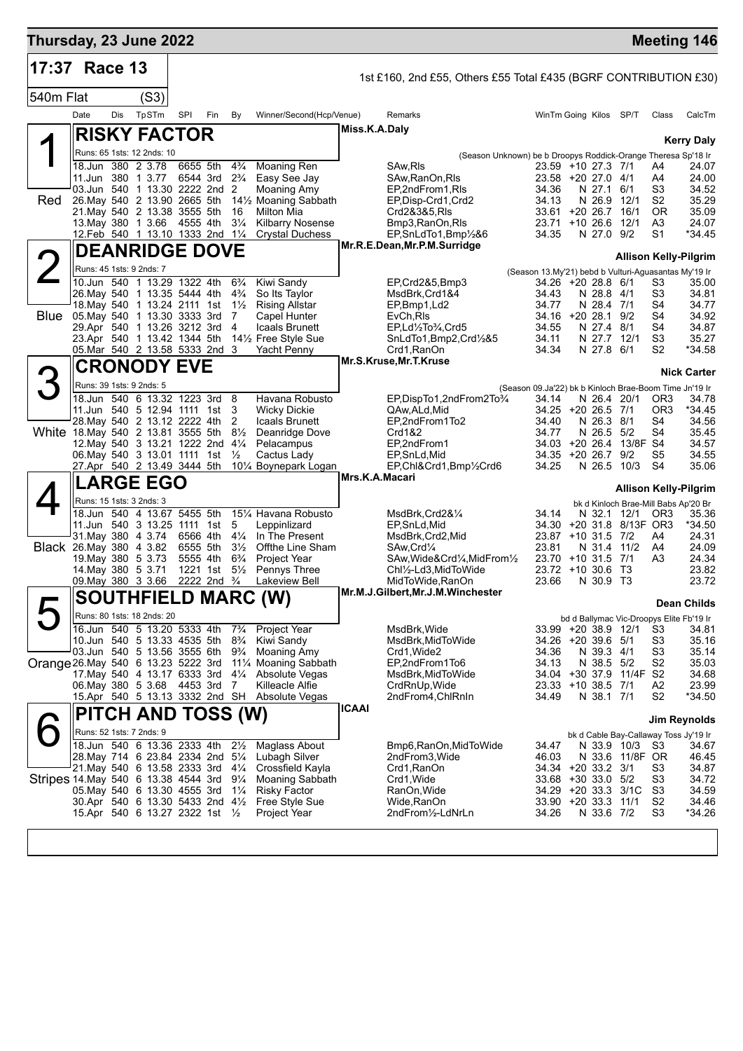# Thursday, 23 June 2022 — Meeting 146

## 17:37 Race 13

1st £160, 2nd £55, Others £55 Total £435 (BGRF CONTRIBUTION £30)

540m Flat (S3)

| Date | Dis | TpSTm | SPI | Fin | By | Winner/Second(Hcp/Venue) | Remarks | WinTm | Going | Kilos | SP/T | Class | CalcTm |
|---|---|---|---|---|---|---|---|---|---|---|---|---|---|

### 1 RISKY FACTOR — Red
Miss.K.A.Daly — Kerry Daly

Runs: 65 1sts: 12 2nds: 10 — (Season Unknown) be b Droopys Roddick-Orange Theresa Sp'18 Ir

| Date | Dis | TpSTm | SPI | Fin | By | Winner/Second(Hcp/Venue) | Remarks | WinTm | Going | Kilos | SP/T | Class | CalcTm |
|---|---|---|---|---|---|---|---|---|---|---|---|---|---|
| 18.Jun | 380 | 2 3.78 | 6655 | 5th | 4¾ | Moaning Ren | SAw,Rls | 23.59 | +10 | 27.3 | 7/1 | A4 | 24.07 |
| 11.Jun | 380 | 1 3.77 | 6544 | 3rd | 2¾ | Easy See Jay | SAw,RanOn,Rls | 23.58 | +20 | 27.0 | 4/1 | A4 | 24.00 |
| 03.Jun | 540 | 1 13.30 | 2222 | 2nd | 2 | Moaning Amy | EP,2ndFrom1,Rls | 34.36 | N | 27.1 | 6/1 | S3 | 34.52 |
| 26.May | 540 | 2 13.90 | 2665 | 5th | 14½ | Moaning Sabbath | EP,Disp-Crd1,Crd2 | 34.13 | N | 26.9 | 12/1 | S2 | 35.29 |
| 21.May | 540 | 2 13.38 | 3555 | 5th | 16 | Milton Mia | Crd2&3&5,Rls | 33.61 | +20 | 26.7 | 16/1 | OR | 35.09 |
| 13.May | 380 | 1 3.66 | 4555 | 4th | 3¼ | Kilbarry Nosense | Bmp3,RanOn,Rls | 23.71 | +10 | 26.6 | 12/1 | A3 | 24.07 |
| 12.Feb | 540 | 1 13.10 | 1333 | 2nd | 1¼ | Crystal Duchess | EP,SnLdTo1,Bmp½&6 | 34.35 | N | 27.0 | 9/2 | S1 | *34.45 |

### 2 DEANRIDGE DOVE — Blue
Mr.R.E.Dean,Mr.P.M.Surridge — Allison Kelly-Pilgrim

Runs: 45 1sts: 9 2nds: 7 — (Season 13.My'21) bebd b Vulturi-Aguasantas My'19 Ir

| Date | Dis | TpSTm | SPI | Fin | By | Winner/Second(Hcp/Venue) | Remarks | WinTm | Going | Kilos | SP/T | Class | CalcTm |
|---|---|---|---|---|---|---|---|---|---|---|---|---|---|
| 10.Jun | 540 | 1 13.29 | 1322 | 4th | 6¾ | Kiwi Sandy | EP,Crd2&5,Bmp3 | 34.26 | +20 | 28.8 | 6/1 | S3 | 35.00 |
| 26.May | 540 | 1 13.35 | 5444 | 4th | 4¾ | So Its Taylor | MsdBrk,Crd1&4 | 34.43 | N | 28.8 | 4/1 | S3 | 34.81 |
| 18.May | 540 | 1 13.24 | 2111 | 1st | 1½ | Rising Allstar | EP,Bmp1,Ld2 | 34.77 | N | 28.4 | 7/1 | S4 | 34.77 |
| 05.May | 540 | 1 13.30 | 3333 | 3rd | 7 | Capel Hunter | EvCh,Rls | 34.16 | +20 | 28.1 | 9/2 | S4 | 34.92 |
| 29.Apr | 540 | 1 13.26 | 3212 | 3rd | 4 | Icaals Brunett | EP,Ld½To¾,Crd5 | 34.55 | N | 27.4 | 8/1 | S4 | 34.87 |
| 23.Apr | 540 | 1 13.42 | 1344 | 5th | 14½ | Free Style Sue | SnLdTo1,Bmp2,Crd½&5 | 34.11 | N | 27.7 | 12/1 | S3 | 35.27 |
| 05.Mar | 540 | 2 13.58 | 5333 | 2nd | 3 | Yacht Penny | Crd1,RanOn | 34.34 | N | 27.8 | 6/1 | S2 | *34.58 |

### 3 CRONODY EVE — White
Mr.S.Kruse,Mr.T.Kruse — Nick Carter

Runs: 39 1sts: 9 2nds: 5 — (Season 09.Ja'22) bk b Kinloch Brae-Boom Time Jn'19 Ir

| Date | Dis | TpSTm | SPI | Fin | By | Winner/Second(Hcp/Venue) | Remarks | WinTm | Going | Kilos | SP/T | Class | CalcTm |
|---|---|---|---|---|---|---|---|---|---|---|---|---|---|
| 18.Jun | 540 | 6 13.32 | 1223 | 3rd | 8 | Havana Robusto | EP,DispTo1,2ndFrom2To¾ | 34.14 | N | 26.4 | 20/1 | OR3 | 34.78 |
| 11.Jun | 540 | 5 12.94 | 1111 | 1st | 3 | Wicky Dickie | QAw,ALd,Mid | 34.25 | +20 | 26.5 | 7/1 | OR3 | *34.45 |
| 28.May | 540 | 2 13.12 | 2222 | 4th | 2 | Icaals Brunett | EP,2ndFrom1To2 | 34.40 | N | 26.3 | 8/1 | S4 | 34.56 |
| 18.May | 540 | 2 13.81 | 3555 | 5th | 8½ | Deanridge Dove | Crd1&2 | 34.77 | N | 26.5 | 5/2 | S4 | 35.45 |
| 12.May | 540 | 3 13.21 | 1222 | 2nd | 4¼ | Pelacampus | EP,2ndFrom1 | 34.03 | +20 | 26.4 | 13/8F | S4 | 34.57 |
| 06.May | 540 | 3 13.01 | 1111 | 1st | ½ | Cactus Lady | EP,SnLd,Mid | 34.35 | +20 | 26.7 | 9/2 | S5 | 34.55 |
| 27.Apr | 540 | 2 13.49 | 3444 | 5th | 10¼ | Boynepark Logan | EP,Chl&Crd1,Bmp½Crd6 | 34.25 | N | 26.5 | 10/3 | S4 | 35.06 |

### 4 LARGE EGO — Black
Mrs.K.A.Macari — Allison Kelly-Pilgrim

Runs: 15 1sts: 3 2nds: 3 — bk d Kinloch Brae-Mill Babs Ap'20 Br

| Date | Dis | TpSTm | SPI | Fin | By | Winner/Second(Hcp/Venue) | Remarks | WinTm | Going | Kilos | SP/T | Class | CalcTm |
|---|---|---|---|---|---|---|---|---|---|---|---|---|---|
| 18.Jun | 540 | 4 13.67 | 5455 | 5th | 15¼ | Havana Robusto | MsdBrk,Crd2&¼ | 34.14 | N | 32.1 | 12/1 | OR3 | 35.36 |
| 11.Jun | 540 | 3 13.25 | 1111 | 1st | 5 | Leppinlizard | EP,SnLd,Mid | 34.30 | +20 | 31.8 | 8/13F | OR3 | *34.50 |
| 31.May | 380 | 4 3.74 | 6566 | 4th | 4¼ | In The Present | MsdBrk,Crd2,Mid | 23.87 | +10 | 31.5 | 7/2 | A4 | 24.31 |
| 26.May | 380 | 4 3.82 | 6555 | 5th | 3½ | Offthe Line Sham | SAw,Crd¼ | 23.81 | N | 31.4 | 11/2 | A4 | 24.09 |
| 19.May | 380 | 5 3.73 | 5555 | 4th | 6¾ | Project Year | SAw,Wide&Crd¼,MidFrom½ | 23.70 | +10 | 31.5 | 7/1 | A3 | 24.34 |
| 14.May | 380 | 5 3.71 | 1221 | 1st | 5½ | Pennys Three | Chl½-Ld3,MidToWide | 23.72 | +10 | 30.6 | T3 | | 23.82 |
| 09.May | 380 | 3 3.66 | 2222 | 2nd | ¾ | Lakeview Bell | MidToWide,RanOn | 23.66 | N | 30.9 | T3 | | 23.72 |

### 5 SOUTHFIELD MARC (W) — Orange
Mr.M.J.Gilbert,Mr.J.M.Winchester — Dean Childs

Runs: 80 1sts: 18 2nds: 20 — bd d Ballymac Vic-Droopys Elite Fb'19 Ir

| Date | Dis | TpSTm | SPI | Fin | By | Winner/Second(Hcp/Venue) | Remarks | WinTm | Going | Kilos | SP/T | Class | CalcTm |
|---|---|---|---|---|---|---|---|---|---|---|---|---|---|
| 16.Jun | 540 | 5 13.20 | 5333 | 4th | 7¾ | Project Year | MsdBrk,Wide | 33.99 | +20 | 38.9 | 12/1 | S3 | 34.81 |
| 10.Jun | 540 | 5 13.33 | 4535 | 5th | 8¾ | Kiwi Sandy | MsdBrk,MidToWide | 34.26 | +20 | 39.6 | 5/1 | S3 | 35.16 |
| 03.Jun | 540 | 5 13.56 | 3555 | 6th | 9¾ | Moaning Amy | Crd1,Wide2 | 34.36 | N | 39.3 | 4/1 | S3 | 35.14 |
| 26.May | 540 | 6 13.23 | 5222 | 3rd | 11¼ | Moaning Sabbath | EP,2ndFrom1To6 | 34.13 | N | 38.5 | 5/2 | S2 | 35.03 |
| 17.May | 540 | 4 13.17 | 6333 | 3rd | 4¼ | Absolute Vegas | MsdBrk,MidToWide | 34.04 | +30 | 37.9 | 11/4F | S2 | 34.68 |
| 06.May | 380 | 5 3.68 | 4453 | 3rd | 7 | Killeacle Alfie | CrdRnUp,Wide | 23.33 | +10 | 38.5 | 7/1 | A2 | 23.99 |
| 15.Apr | 540 | 5 13.13 | 3332 | 2nd | SH | Absolute Vegas | 2ndFrom4,ChlRnIn | 34.49 | N | 38.1 | 7/1 | S2 | *34.50 |

### 6 PITCH AND TOSS (W) — Stripes
ICAAI — Jim Reynolds

Runs: 52 1sts: 7 2nds: 9 — bk d Cable Bay-Callaway Toss Jy'19 Ir

| Date | Dis | TpSTm | SPI | Fin | By | Winner/Second(Hcp/Venue) | Remarks | WinTm | Going | Kilos | SP/T | Class | CalcTm |
|---|---|---|---|---|---|---|---|---|---|---|---|---|---|
| 18.Jun | 540 | 6 13.36 | 2333 | 4th | 2½ | Maglass About | Bmp6,RanOn,MidToWide | 34.47 | N | 33.9 | 10/3 | S3 | 34.67 |
| 28.May | 714 | 6 23.84 | 2334 | 2nd | 5¼ | Lubagh Silver | 2ndFrom3,Wide | 46.03 | N | 33.6 | 11/8F | OR | 46.45 |
| 21.May | 540 | 6 13.58 | 2333 | 3rd | 4¼ | Crossfield Kayla | Crd1,RanOn | 34.34 | +20 | 33.2 | 3/1 | S3 | 34.87 |
| 14.May | 540 | 6 13.38 | 4544 | 3rd | 9¼ | Moaning Sabbath | Crd1,Wide | 33.68 | +30 | 33.0 | 5/2 | S3 | 34.72 |
| 05.May | 540 | 6 13.30 | 4555 | 3rd | 1¼ | Risky Factor | RanOn,Wide | 34.29 | +20 | 33.3 | 3/1C | S3 | 34.59 |
| 30.Apr | 540 | 6 13.30 | 5433 | 2nd | 4½ | Free Style Sue | Wide,RanOn | 33.90 | +20 | 33.3 | 11/1 | S2 | 34.46 |
| 15.Apr | 540 | 6 13.27 | 2322 | 1st | ½ | Project Year | 2ndFrom½-LdNrLn | 34.26 | N | 33.6 | 7/2 | S3 | *34.26 |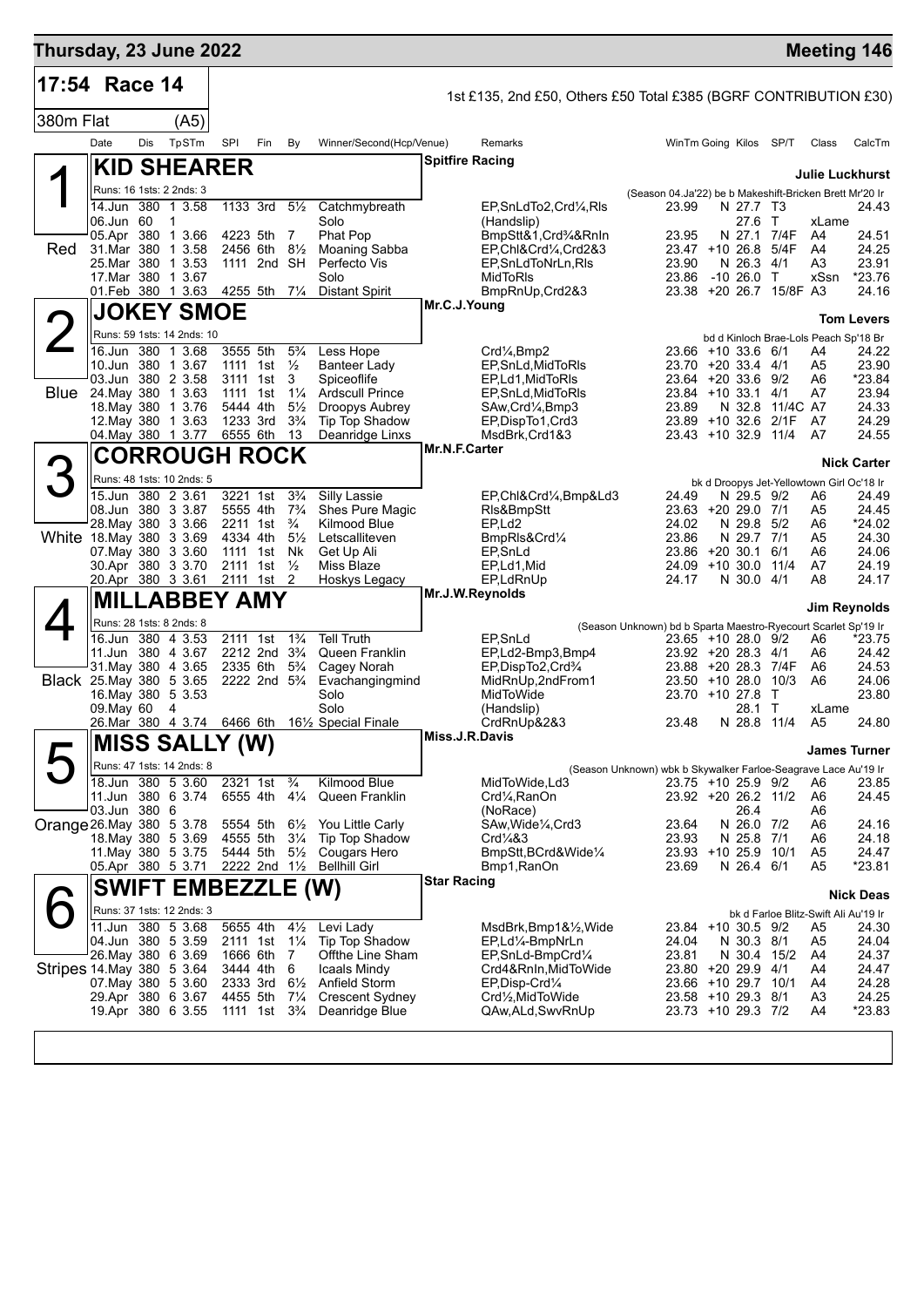# Thursday, 23 June 2022 — Meeting 146

## 17:54 Race 14

1st £135, 2nd £50, Others £50 Total £385 (BGRF CONTRIBUTION £30)

380m Flat (A5)

| Date | Dis | TpSTm | SPI | Fin | By | Winner/Second(Hcp/Venue) | Remarks | WinTm | Going | Kilos | SP/T | Class | CalcTm |
|---|---|---|---|---|---|---|---|---|---|---|---|---|---|

### 1 Red — KID SHEARER
Spitfire Racing — Julie Luckhurst
Runs: 16 1sts: 2 2nds: 3 — (Season 04.Ja'22) be b Makeshift-Bricken Brett Mr'20 Ir

| Date | Dis | TpSTm | SPI | Fin | By | Winner/Second(Hcp/Venue) | Remarks | WinTm | Going | Kilos | SP/T | Class | CalcTm |
|---|---|---|---|---|---|---|---|---|---|---|---|---|---|
| 14.Jun | 380 | 1 3.58 | 1133 | 3rd | 5½ | Catchmybreath | EP,SnLdTo2,Crd¼,Rls | 23.99 | N | 27.7 | T3 | xLame | 24.43 |
| 06.Jun | 60 | 1 | | | | Solo | (Handslip) | | | 27.6 | T | xLame | |
| 05.Apr | 380 | 1 3.66 | 4223 | 5th | 7 | Phat Pop | BmpStt&1,Crd¾&RnIn | 23.95 | N | 27.1 | 7/4F | A4 | 24.51 |
| 31.Mar | 380 | 1 3.58 | 2456 | 6th | 8½ | Moaning Sabba | EP,Chl&Crd¼,Crd2&3 | 23.47 | +10 | 26.8 | 5/4F | A4 | 24.25 |
| 25.Mar | 380 | 1 3.53 | 1111 | 2nd | SH | Perfecto Vis | EP,SnLdToNrLn,Rls | 23.90 | N | 26.3 | 4/1 | A3 | 23.91 |
| 17.Mar | 380 | 1 3.67 | | | | Solo | MidToRls | 23.86 | -10 | 26.0 | T | xSsn | *23.76 |
| 01.Feb | 380 | 1 3.63 | 4255 | 5th | 7¼ | Distant Spirit | BmpRnUp,Crd2&3 | 23.38 | +20 | 26.7 | 15/8F | A3 | 24.16 |

### 2 Blue — JOKEY SMOE
Mr.C.J.Young — Tom Levers
Runs: 59 1sts: 14 2nds: 10 — bd d Kinloch Brae-Lols Peach Sp'18 Br

| Date | Dis | TpSTm | SPI | Fin | By | Winner/Second(Hcp/Venue) | Remarks | WinTm | Going | Kilos | SP/T | Class | CalcTm |
|---|---|---|---|---|---|---|---|---|---|---|---|---|---|
| 16.Jun | 380 | 1 3.68 | 3555 | 5th | 5¾ | Less Hope | Crd¼,Bmp2 | 23.66 | +10 | 33.6 | 6/1 | A4 | 24.22 |
| 10.Jun | 380 | 1 3.67 | 1111 | 1st | ½ | Banteer Lady | EP,SnLd,MidToRls | 23.70 | +20 | 33.4 | 4/1 | A5 | 23.90 |
| 03.Jun | 380 | 2 3.58 | 3111 | 1st | 3 | Spiceoflife | EP,Ld1,MidToRls | 23.64 | +20 | 33.6 | 9/2 | A6 | *23.84 |
| 24.May | 380 | 1 3.63 | 1111 | 1st | 1¼ | Ardscull Prince | EP,SnLd,MidToRls | 23.84 | +10 | 33.1 | 4/1 | A7 | 23.94 |
| 18.May | 380 | 1 3.76 | 5444 | 4th | 5½ | Droopys Aubrey | SAw,Crd¼,Bmp3 | 23.89 | N | 32.8 | 11/4C | A7 | 24.33 |
| 12.May | 380 | 1 3.63 | 1233 | 3rd | 3¾ | Tip Top Shadow | EP,DispTo1,Crd3 | 23.89 | +10 | 32.6 | 2/1F | A7 | 24.29 |
| 04.May | 380 | 1 3.77 | 6555 | 6th | 13 | Deanridge Linxs | MsdBrk,Crd1&3 | 23.43 | +10 | 32.9 | 11/4 | A7 | 24.55 |

### 3 White — CORROUGH ROCK
Mr.N.F.Carter — Nick Carter
Runs: 48 1sts: 10 2nds: 5 — bk d Droopys Jet-Yellowtown Girl Oc'18 Ir

| Date | Dis | TpSTm | SPI | Fin | By | Winner/Second(Hcp/Venue) | Remarks | WinTm | Going | Kilos | SP/T | Class | CalcTm |
|---|---|---|---|---|---|---|---|---|---|---|---|---|---|
| 15.Jun | 380 | 2 3.61 | 3221 | 1st | 3¾ | Silly Lassie | EP,Chl&Crd¼,Bmp&Ld3 | 24.49 | N | 29.5 | 9/2 | A6 | 24.49 |
| 08.Jun | 380 | 3 3.87 | 5555 | 4th | 7¾ | Shes Pure Magic | Rls&BmpStt | 23.63 | +20 | 29.0 | 7/1 | A5 | 24.45 |
| 28.May | 380 | 3 3.66 | 2211 | 1st | ¾ | Kilmood Blue | EP,Ld2 | 24.02 | N | 29.8 | 5/2 | A6 | *24.02 |
| 18.May | 380 | 3 3.69 | 4334 | 4th | 5½ | Letscalliteven | BmpRls&Crd¼ | 23.86 | N | 29.7 | 7/1 | A5 | 24.30 |
| 07.May | 380 | 3 3.60 | 1111 | 1st | Nk | Get Up Ali | EP,SnLd | 23.86 | +20 | 30.1 | 6/1 | A6 | 24.06 |
| 30.Apr | 380 | 3 3.70 | 2111 | 1st | ½ | Miss Blaze | EP,Ld1,Mid | 24.09 | +10 | 30.0 | 11/4 | A7 | 24.19 |
| 20.Apr | 380 | 3 3.61 | 2111 | 1st | 2 | Hoskys Legacy | EP,LdRnUp | 24.17 | N | 30.0 | 4/1 | A8 | 24.17 |

### 4 Black — MILLABBEY AMY
Mr.J.W.Reynolds — Jim Reynolds
Runs: 28 1sts: 8 2nds: 8 — (Season Unknown) bd b Sparta Maestro-Ryecourt Scarlet Sp'19 Ir

| Date | Dis | TpSTm | SPI | Fin | By | Winner/Second(Hcp/Venue) | Remarks | WinTm | Going | Kilos | SP/T | Class | CalcTm |
|---|---|---|---|---|---|---|---|---|---|---|---|---|---|
| 16.Jun | 380 | 4 3.53 | 2111 | 1st | 1¾ | Tell Truth | EP,SnLd | 23.65 | +10 | 28.0 | 9/2 | A6 | *23.75 |
| 11.Jun | 380 | 4 3.67 | 2212 | 2nd | 3¾ | Queen Franklin | EP,Ld2-Bmp3,Bmp4 | 23.92 | +20 | 28.3 | 4/1 | A6 | 24.42 |
| 31.May | 380 | 4 3.65 | 2335 | 6th | 5¾ | Cagey Norah | EP,DispTo2,Crd¾ | 23.88 | +20 | 28.3 | 7/4F | A6 | 24.53 |
| 25.May | 380 | 5 3.65 | 2222 | 2nd | 5¾ | Evachangingmind | MidRnUp,2ndFrom1 | 23.50 | +10 | 28.0 | 10/3 | A6 | 24.06 |
| 16.May | 380 | 5 3.53 | | | | Solo | MidToWide | 23.70 | +10 | 27.8 | T | | 23.80 |
| 09.May | 60 | 4 | | | | Solo | (Handslip) | | | 28.1 | T | xLame | |
| 26.Mar | 380 | 4 3.74 | 6466 | 6th | 16½ | Special Finale | CrdRnUp&2&3 | 23.48 | N | 28.8 | 11/4 | A5 | 24.80 |

### 5 Orange — MISS SALLY (W)
Miss.J.R.Davis — James Turner
Runs: 47 1sts: 14 2nds: 8 — (Season Unknown) wbk b Skywalker Farloe-Seagrave Lace Au'19 Ir

| Date | Dis | TpSTm | SPI | Fin | By | Winner/Second(Hcp/Venue) | Remarks | WinTm | Going | Kilos | SP/T | Class | CalcTm |
|---|---|---|---|---|---|---|---|---|---|---|---|---|---|
| 18.Jun | 380 | 5 3.60 | 2321 | 1st | ¾ | Kilmood Blue | MidToWide,Ld3 | 23.75 | +10 | 25.9 | 9/2 | A6 | 23.85 |
| 11.Jun | 380 | 6 3.74 | 6555 | 4th | 4¼ | Queen Franklin | Crd¼,RanOn | 23.92 | +20 | 26.2 | 11/2 | A6 | 24.45 |
| 03.Jun | 380 | 6 | | | | | (NoRace) | | | 26.4 | | A6 | |
| 26.May | 380 | 5 3.78 | 5554 | 5th | 6½ | You Little Carly | SAw,Wide¼,Crd3 | 23.64 | N | 26.0 | 7/2 | A6 | 24.16 |
| 18.May | 380 | 5 3.69 | 4555 | 5th | 3¼ | Tip Top Shadow | Crd¼&3 | 23.93 | N | 25.8 | 7/1 | A6 | 24.18 |
| 11.May | 380 | 5 3.75 | 5444 | 5th | 5½ | Cougars Hero | BmpStt,BCrd&Wide¼ | 23.93 | +10 | 25.9 | 10/1 | A5 | 24.47 |
| 05.Apr | 380 | 5 3.71 | 2222 | 2nd | 1½ | Bellhill Girl | Bmp1,RanOn | 23.69 | N | 26.4 | 6/1 | A5 | *23.81 |

### 6 Stripes — SWIFT EMBEZZLE (W)
Star Racing — Nick Deas
Runs: 37 1sts: 12 2nds: 3 — bk d Farloe Blitz-Swift Ali Au'19 Ir

| Date | Dis | TpSTm | SPI | Fin | By | Winner/Second(Hcp/Venue) | Remarks | WinTm | Going | Kilos | SP/T | Class | CalcTm |
|---|---|---|---|---|---|---|---|---|---|---|---|---|---|
| 11.Jun | 380 | 5 3.68 | 5655 | 4th | 4½ | Levi Lady | MsdBrk,Bmp1&½,Wide | 23.84 | +10 | 30.5 | 9/2 | A5 | 24.30 |
| 04.Jun | 380 | 5 3.59 | 2111 | 1st | 1¼ | Tip Top Shadow | EP,Ld¼-BmpNrLn | 24.04 | N | 30.3 | 8/1 | A5 | 24.04 |
| 26.May | 380 | 6 3.69 | 1666 | 6th | 7 | Offthe Line Sham | EP,SnLd-BmpCrd¼ | 23.81 | N | 30.4 | 15/2 | A4 | 24.37 |
| 14.May | 380 | 5 3.64 | 3444 | 4th | 6 | Icaals Mindy | Crd4&RnIn,MidToWide | 23.80 | +20 | 29.9 | 4/1 | A4 | 24.47 |
| 07.May | 380 | 5 3.60 | 2333 | 3rd | 6½ | Anfield Storm | EP,Disp-Crd¼ | 23.66 | +10 | 29.7 | 10/1 | A4 | 24.28 |
| 29.Apr | 380 | 6 3.67 | 4455 | 5th | 7¼ | Crescent Sydney | Crd½,MidToWide | 23.58 | +10 | 29.3 | 8/1 | A3 | 24.25 |
| 19.Apr | 380 | 6 3.55 | 1111 | 1st | 3¾ | Deanridge Blue | QAw,ALd,SwvRnUp | 23.73 | +10 | 29.3 | 7/2 | A4 | *23.83 |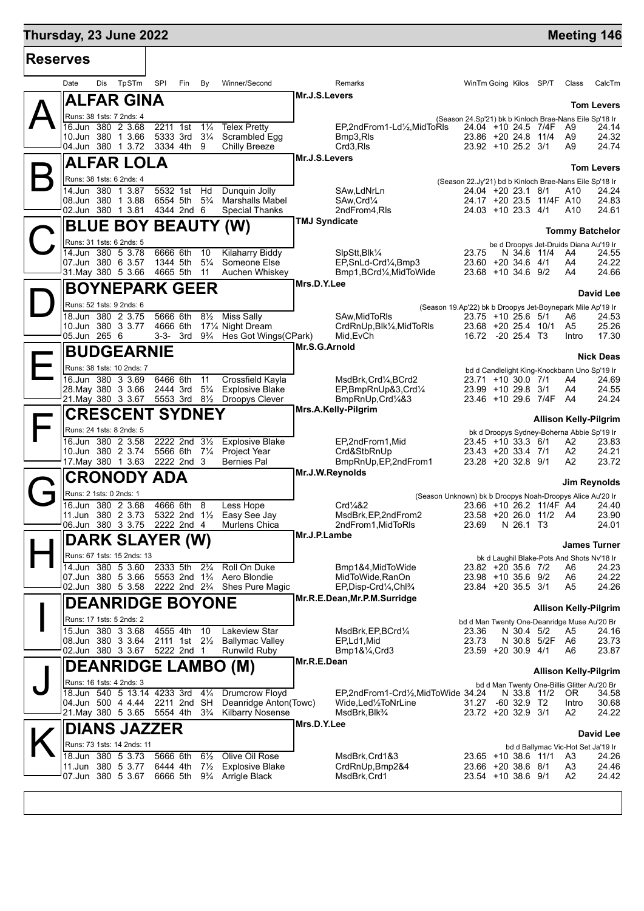# Thursday, 23 June 2022

**Meeting 146**

## Reserves

| Date | Dis | TpSTm | SPI | Fin | By | Winner/Second | Remarks | WinTm | Going | Kilos | SP/T | Class | CalcTm |
|---|---|---|---|---|---|---|---|---|---|---|---|---|---|

### A — ALFAR GINA

Mr.J.S.Levers — **Tom Levers**

Runs: 38 1sts: 7 2nds: 4 — (Season 24.Sp'21) bk b Kinloch Brae-Nans Eile Sp'18 Ir

| Date | Dis | TpSTm | SPI | Fin | By | Winner/Second | Remarks | WinTm | Going | Kilos | SP/T | Class | CalcTm |
|---|---|---|---|---|---|---|---|---|---|---|---|---|---|
| 16.Jun | 380 | 2 3.68 | 2211 | 1st | 1¼ | Telex Pretty | EP,2ndFrom1-Ld½,MidToRls | 24.04 | +10 | 24.5 | 7/4F | A9 | 24.14 |
| 10.Jun | 380 | 1 3.66 | 5333 | 3rd | 3¼ | Scrambled Egg | Bmp3,Rls | 23.86 | +20 | 24.8 | 11/4 | A9 | 24.32 |
| 04.Jun | 380 | 1 3.72 | 3334 | 4th | 9 | Chilly Breeze | Crd3,Rls | 23.92 | +10 | 25.2 | 3/1 | A9 | 24.74 |

### B — ALFAR LOLA

Mr.J.S.Levers — **Tom Levers**

Runs: 38 1sts: 6 2nds: 4 — (Season 22.Jy'21) bd b Kinloch Brae-Nans Eile Sp'18 Ir

| Date | Dis | TpSTm | SPI | Fin | By | Winner/Second | Remarks | WinTm | Going | Kilos | SP/T | Class | CalcTm |
|---|---|---|---|---|---|---|---|---|---|---|---|---|---|
| 14.Jun | 380 | 1 3.87 | 5532 | 1st | Hd | Dunquin Jolly | SAw,LdNrLn | 24.04 | +20 | 23.1 | 8/1 | A10 | 24.24 |
| 08.Jun | 380 | 1 3.88 | 6554 | 5th | 5¾ | Marshalls Mabel | SAw,Crd¼ | 24.17 | +20 | 23.5 | 11/4F | A10 | 24.83 |
| 02.Jun | 380 | 1 3.81 | 4344 | 2nd | 6 | Special Thanks | 2ndFrom4,Rls | 24.03 | +10 | 23.3 | 4/1 | A10 | 24.61 |

### C — BLUE BOY BEAUTY (W)

TMJ Syndicate — **Tommy Batchelor**

Runs: 31 1sts: 6 2nds: 5 — be d Droopys Jet-Druids Diana Au'19 Ir

| Date | Dis | TpSTm | SPI | Fin | By | Winner/Second | Remarks | WinTm | Going | Kilos | SP/T | Class | CalcTm |
|---|---|---|---|---|---|---|---|---|---|---|---|---|---|
| 14.Jun | 380 | 5 3.78 | 6666 | 6th | 10 | Kilaharry Biddy | SlpStt,Blk¼ | 23.75 | N | 34.6 | 11/4 | A4 | 24.55 |
| 07.Jun | 380 | 6 3.57 | 1344 | 5th | 5¼ | Someone Else | EP,SnLd-Crd¼,Bmp3 | 23.60 | +20 | 34.6 | 4/1 | A4 | 24.22 |
| 31.May | 380 | 5 3.66 | 4665 | 5th | 11 | Auchen Whiskey | Bmp1,BCrd¼,MidToWide | 23.68 | +10 | 34.6 | 9/2 | A4 | 24.66 |

### D — BOYNEPARK GEER

Mrs.D.Y.Lee — **David Lee**

Runs: 52 1sts: 9 2nds: 6 — (Season 19.Ap'22) bk b Droopys Jet-Boynepark Mile Ap'19 Ir

| Date | Dis | TpSTm | SPI | Fin | By | Winner/Second | Remarks | WinTm | Going | Kilos | SP/T | Class | CalcTm |
|---|---|---|---|---|---|---|---|---|---|---|---|---|---|
| 18.Jun | 380 | 2 3.75 | 5666 | 6th | 8½ | Miss Sally | SAw,MidToRls | 23.75 | +10 | 25.6 | 5/1 | A6 | 24.53 |
| 10.Jun | 380 | 3 3.77 | 4666 | 6th | 17¼ | Night Dream | CrdRnUp,Blk¼,MidToRls | 23.68 | +20 | 25.4 | 10/1 | A5 | 25.26 |
| 05.Jun | 265 | 6 | 3-3- | 3rd | 9¾ | Hes Got Wings(CPark) | Mid,EvCh | 16.72 | -20 | 25.4 | T3 | Intro | 17.30 |

### E — BUDGEARNIE

Mr.S.G.Arnold — **Nick Deas**

Runs: 38 1sts: 10 2nds: 7 — bd d Candlelight King-Knockbann Uno Sp'19 Ir

| Date | Dis | TpSTm | SPI | Fin | By | Winner/Second | Remarks | WinTm | Going | Kilos | SP/T | Class | CalcTm |
|---|---|---|---|---|---|---|---|---|---|---|---|---|---|
| 16.Jun | 380 | 3 3.69 | 6466 | 6th | 11 | Crossfield Kayla | MsdBrk,Crd¼,BCrd2 | 23.71 | +10 | 30.0 | 7/1 | A4 | 24.69 |
| 28.May | 380 | 3 3.66 | 2444 | 3rd | 5¾ | Explosive Blake | EP,BmpRnUp&3,Crd¼ | 23.99 | +10 | 29.8 | 3/1 | A4 | 24.55 |
| 21.May | 380 | 3 3.67 | 5553 | 3rd | 8½ | Droopys Clever | BmpRnUp,Crd¼&3 | 23.46 | +10 | 29.6 | 7/4F | A4 | 24.24 |

### F — CRESCENT SYDNEY

Mrs.A.Kelly-Pilgrim — **Allison Kelly-Pilgrim**

Runs: 24 1sts: 8 2nds: 5 — bk d Droopys Sydney-Boherna Abbie Sp'19 Ir

| Date | Dis | TpSTm | SPI | Fin | By | Winner/Second | Remarks | WinTm | Going | Kilos | SP/T | Class | CalcTm |
|---|---|---|---|---|---|---|---|---|---|---|---|---|---|
| 16.Jun | 380 | 2 3.58 | 2222 | 2nd | 3½ | Explosive Blake | EP,2ndFrom1,Mid | 23.45 | +10 | 33.3 | 6/1 | A2 | 23.83 |
| 10.Jun | 380 | 2 3.74 | 5566 | 6th | 7¼ | Project Year | Crd&StbRnUp | 23.43 | +20 | 33.4 | 7/1 | A2 | 24.21 |
| 17.May | 380 | 1 3.63 | 2222 | 2nd | 3 | Bernies Pal | BmpRnUp,EP,2ndFrom1 | 23.28 | +20 | 32.8 | 9/1 | A2 | 23.72 |

### G — CRONODY ADA

Mr.J.W.Reynolds — **Jim Reynolds**

Runs: 2 1sts: 0 2nds: 1 — (Season Unknown) bk b Droopys Noah-Droopys Alice Au'20 Ir

| Date | Dis | TpSTm | SPI | Fin | By | Winner/Second | Remarks | WinTm | Going | Kilos | SP/T | Class | CalcTm |
|---|---|---|---|---|---|---|---|---|---|---|---|---|---|
| 16.Jun | 380 | 2 3.68 | 4666 | 6th | 8 | Less Hope | Crd¼&2 | 23.66 | +10 | 26.2 | 11/4F | A4 | 24.40 |
| 11.Jun | 380 | 2 3.73 | 5322 | 2nd | 1½ | Easy See Jay | MsdBrk,EP,2ndFrom2 | 23.58 | +20 | 26.0 | 11/2 | A4 | 23.90 |
| 06.Jun | 380 | 3 3.75 | 2222 | 2nd | 4 | Murlens Chica | 2ndFrom1,MidToRls | 23.69 | N | 26.1 | T3 | | 24.01 |

### H — DARK SLAYER (W)

Mr.J.P.Lambe — **James Turner**

Runs: 67 1sts: 15 2nds: 13 — bk d Laughil Blake-Pots And Shots Nv'18 Ir

| Date | Dis | TpSTm | SPI | Fin | By | Winner/Second | Remarks | WinTm | Going | Kilos | SP/T | Class | CalcTm |
|---|---|---|---|---|---|---|---|---|---|---|---|---|---|
| 14.Jun | 380 | 5 3.60 | 2333 | 5th | 2¾ | Roll On Duke | Bmp1&4,MidToWide | 23.82 | +20 | 35.6 | 7/2 | A6 | 24.23 |
| 07.Jun | 380 | 5 3.66 | 5553 | 2nd | 1¾ | Aero Blondie | MidToWide,RanOn | 23.98 | +10 | 35.6 | 9/2 | A6 | 24.22 |
| 02.Jun | 380 | 5 3.58 | 2222 | 2nd | 2¾ | Shes Pure Magic | EP,Disp-Crd¼,Chl¾ | 23.84 | +20 | 35.5 | 3/1 | A5 | 24.26 |

### I — DEANRIDGE BOYONE

Mr.R.E.Dean,Mr.P.M.Surridge — **Allison Kelly-Pilgrim**

Runs: 17 1sts: 5 2nds: 2 — bd d Man Twenty One-Deanridge Muse Au'20 Br

| Date | Dis | TpSTm | SPI | Fin | By | Winner/Second | Remarks | WinTm | Going | Kilos | SP/T | Class | CalcTm |
|---|---|---|---|---|---|---|---|---|---|---|---|---|---|
| 15.Jun | 380 | 3 3.68 | 4555 | 4th | 10 | Lakeview Star | MsdBrk,EP,BCrd¼ | 23.36 | N | 30.4 | 5/2 | A5 | 24.16 |
| 08.Jun | 380 | 3 3.64 | 2111 | 1st | 2½ | Ballymac Valley | EP,Ld1,Mid | 23.73 | N | 30.8 | 5/2F | A6 | 23.73 |
| 02.Jun | 380 | 3 3.67 | 5222 | 2nd | 1 | Runwild Ruby | Bmp1&¼,Crd3 | 23.59 | +20 | 30.9 | 4/1 | A6 | 23.87 |

### J — DEANRIDGE LAMBO (M)

Mr.R.E.Dean — **Allison Kelly-Pilgrim**

Runs: 16 1sts: 4 2nds: 3 — bd d Man Twenty One-Billis Glitter Au'20 Br

| Date | Dis | TpSTm | SPI | Fin | By | Winner/Second | Remarks | WinTm | Going | Kilos | SP/T | Class | CalcTm |
|---|---|---|---|---|---|---|---|---|---|---|---|---|---|
| 18.Jun | 540 | 5 13.14 | 4233 | 3rd | 4¼ | Drumcrow Floyd | EP,2ndFrom1-Crd½,MidToWide | 34.24 | N | 33.8 | 11/2 | OR | 34.58 |
| 04.Jun | 500 | 4 4.44 | 2211 | 2nd | SH | Deanridge Anton(Towc) | Wide,Led½ToNrLine | 31.27 | -60 | 32.9 | T2 | Intro | 30.68 |
| 21.May | 380 | 5 3.65 | 5554 | 4th | 3¾ | Kilbarry Nosense | MsdBrk,Blk¾ | 23.72 | +20 | 32.9 | 3/1 | A2 | 24.22 |

### K — DIANS JAZZER

Mrs.D.Y.Lee — **David Lee**

Runs: 73 1sts: 14 2nds: 11 — bd d Ballymac Vic-Hot Set Ja'19 Ir

| Date | Dis | TpSTm | SPI | Fin | By | Winner/Second | Remarks | WinTm | Going | Kilos | SP/T | Class | CalcTm |
|---|---|---|---|---|---|---|---|---|---|---|---|---|---|
| 18.Jun | 380 | 5 3.73 | 5666 | 6th | 6½ | Olive Oil Rose | MsdBrk,Crd1&3 | 23.65 | +10 | 38.6 | 11/1 | A3 | 24.26 |
| 11.Jun | 380 | 5 3.77 | 6444 | 4th | 7½ | Explosive Blake | CrdRnUp,Bmp2&4 | 23.66 | +20 | 38.6 | 8/1 | A3 | 24.46 |
| 07.Jun | 380 | 5 3.67 | 6666 | 5th | 9¾ | Arrigle Black | MsdBrk,Crd1 | 23.54 | +10 | 38.6 | 9/1 | A2 | 24.42 |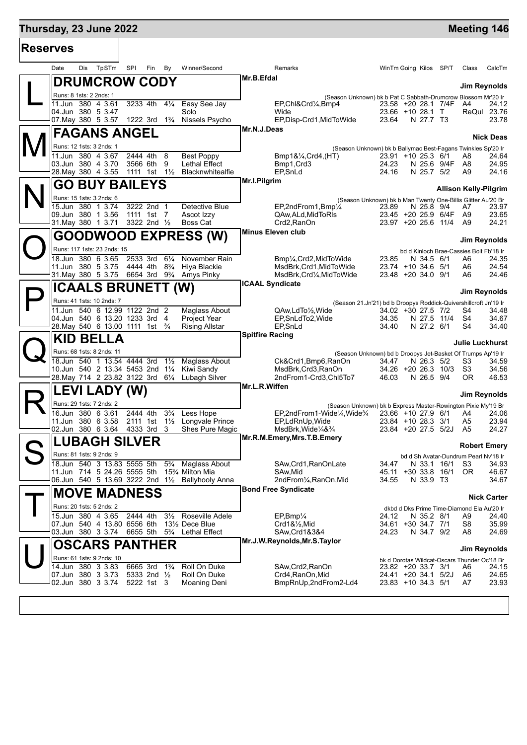# Thursday, 23 June 2022 — Meeting 146

## Reserves

| Date | Dis | TpSTm | SPl | Fin | By | Winner/Second | Remarks | WinTm | Going | Kilos | SP/T | Class | CalcTm |
|---|---|---|---|---|---|---|---|---|---|---|---|---|---|

### L — DRUMCROW CODY
Mr.B.Efdal — Jim Reynolds

Runs: 8 1sts: 2 2nds: 1 — (Season Unknown) bk b Pat C Sabbath-Drumcrow Blossom Mr'20 Ir

| Date | Dis | TpSTm | SPl | Fin | By | Winner/Second | Remarks | WinTm | Going | Kilos | SP/T | Class | CalcTm |
|---|---|---|---|---|---|---|---|---|---|---|---|---|---|
| 11.Jun | 380 | 4 3.61 | 3233 | 4th | 4¼ | Easy See Jay | EP,Chl&Crd¼,Bmp4 | 23.58 | +20 | 28.1 | 7/4F | A4 | 24.12 |
| 04.Jun | 380 | 5 3.47 | | | | Solo | Wide | 23.66 | +10 | 28.1 | T | ReQul | 23.76 |
| 07.May | 380 | 5 3.57 | 1222 | 3rd | 1¾ | Nissels Psycho | EP,Disp-Crd1,MidToWide | 23.64 | N | 27.7 | T3 | | 23.78 |

### M — FAGANS ANGEL
Mr.N.J.Deas — Nick Deas

Runs: 12 1sts: 3 2nds: 1 — (Season Unknown) bk b Ballymac Best-Fagans Twinkles Sp'20 Ir

| Date | Dis | TpSTm | SPl | Fin | By | Winner/Second | Remarks | WinTm | Going | Kilos | SP/T | Class | CalcTm |
|---|---|---|---|---|---|---|---|---|---|---|---|---|---|
| 11.Jun | 380 | 4 3.67 | 2444 | 4th | 8 | Best Poppy | Bmp1&¼,Crd4,(HT) | 23.91 | +10 | 25.3 | 6/1 | A8 | 24.64 |
| 03.Jun | 380 | 4 3.70 | 3566 | 6th | 9 | Lethal Effect | Bmp1,Crd3 | 24.23 | N | 25.6 | 9/4F | A8 | 24.95 |
| 28.May | 380 | 4 3.55 | 1111 | 1st | 1½ | Blacknwhitealfie | EP,SnLd | 24.16 | N | 25.7 | 5/2 | A9 | 24.16 |

### N — GO BUY BAILEYS
Mr.I.Pilgrim — Allison Kelly-Pilgrim

Runs: 15 1sts: 3 2nds: 6 — (Season Unknown) bk b Man Twenty One-Billis Glitter Au'20 Br

| Date | Dis | TpSTm | SPl | Fin | By | Winner/Second | Remarks | WinTm | Going | Kilos | SP/T | Class | CalcTm |
|---|---|---|---|---|---|---|---|---|---|---|---|---|---|
| 15.Jun | 380 | 1 3.74 | 3222 | 2nd | 1 | Detective Blue | EP,2ndFrom1,Bmp¼ | 23.89 | N | 25.8 | 9/4 | A7 | 23.97 |
| 09.Jun | 380 | 1 3.56 | 1111 | 1st | 7 | Ascot Izzy | QAw,ALd,MidToRls | 23.45 | +20 | 25.9 | 6/4F | A9 | 23.65 |
| 31.May | 380 | 1 3.71 | 3322 | 2nd | ½ | Boss Cat | Crd2,RanOn | 23.97 | +20 | 25.6 | 11/4 | A9 | 24.21 |

### O — GOODWOOD EXPRESS (W)
Minus Eleven club — Jim Reynolds

Runs: 117 1sts: 23 2nds: 15 — bd d Kinloch Brae-Cassies Bolt Fb'18 Ir

| Date | Dis | TpSTm | SPl | Fin | By | Winner/Second | Remarks | WinTm | Going | Kilos | SP/T | Class | CalcTm |
|---|---|---|---|---|---|---|---|---|---|---|---|---|---|
| 18.Jun | 380 | 6 3.65 | 2533 | 3rd | 6¼ | November Rain | Bmp¼,Crd2,MidToWide | 23.85 | N | 34.5 | 6/1 | A6 | 24.35 |
| 11.Jun | 380 | 5 3.75 | 4444 | 4th | 8¾ | Hiya Blackie | MsdBrk,Crd1,MidToWide | 23.74 | +10 | 34.6 | 5/1 | A6 | 24.54 |
| 31.May | 380 | 5 3.75 | 6654 | 3rd | 9¾ | Amys Pinky | MsdBrk,Crd¼,MidToWide | 23.48 | +20 | 34.0 | 9/1 | A6 | 24.46 |

### P — ICAALS BRUNETT (W)
ICAAL Syndicate — Jim Reynolds

Runs: 41 1sts: 10 2nds: 7 — (Season 21.Jn'21) bd b Droopys Roddick-Quivershillcroft Jn'19 Ir

| Date | Dis | TpSTm | SPl | Fin | By | Winner/Second | Remarks | WinTm | Going | Kilos | SP/T | Class | CalcTm |
|---|---|---|---|---|---|---|---|---|---|---|---|---|---|
| 11.Jun | 540 | 6 12.99 | 1122 | 2nd | 2 | Maglass About | QAw,LdTo½,Wide | 34.02 | +30 | 27.5 | 7/2 | S4 | 34.48 |
| 04.Jun | 540 | 6 13.20 | 1233 | 3rd | 4 | Project Year | EP,SnLdTo2,Wide | 34.35 | N | 27.5 | 11/4 | S4 | 34.67 |
| 28.May | 540 | 6 13.00 | 1111 | 1st | ¾ | Rising Allstar | EP,SnLd | 34.40 | N | 27.2 | 6/1 | S4 | 34.40 |

### Q — KID BELLA
Spitfire Racing — Julie Luckhurst

Runs: 68 1sts: 8 2nds: 11 — (Season Unknown) bd b Droopys Jet-Basket Of Trumps Ap'19 Ir

| Date | Dis | TpSTm | SPl | Fin | By | Winner/Second | Remarks | WinTm | Going | Kilos | SP/T | Class | CalcTm |
|---|---|---|---|---|---|---|---|---|---|---|---|---|---|
| 18.Jun | 540 | 1 13.54 | 4444 | 3rd | 1½ | Maglass About | Ck&Crd1,Bmp6,RanOn | 34.47 | N | 26.3 | 5/2 | S3 | 34.59 |
| 10.Jun | 540 | 2 13.34 | 5453 | 2nd | 1¼ | Kiwi Sandy | MsdBrk,Crd3,RanOn | 34.26 | +20 | 26.3 | 10/3 | S3 | 34.56 |
| 28.May | 714 | 2 23.82 | 3122 | 3rd | 6¼ | Lubagh Silver | 2ndFrom1-Crd3,Chl5To7 | 46.03 | N | 26.5 | 9/4 | OR | 46.53 |

### R — LEVI LADY (W)
Mr.L.R.Wiffen — Jim Reynolds

Runs: 29 1sts: 7 2nds: 2 — (Season Unknown) bk b Express Master-Rowington Pixie My'19 Br

| Date | Dis | TpSTm | SPl | Fin | By | Winner/Second | Remarks | WinTm | Going | Kilos | SP/T | Class | CalcTm |
|---|---|---|---|---|---|---|---|---|---|---|---|---|---|
| 16.Jun | 380 | 6 3.61 | 2444 | 4th | 3¾ | Less Hope | EP,2ndFrom1-Wide¼,Wide¾ | 23.66 | +10 | 27.9 | 6/1 | A4 | 24.06 |
| 11.Jun | 380 | 6 3.58 | 2111 | 1st | 1½ | Longvale Prince | EP,LdRnUp,Wide | 23.84 | +10 | 28.3 | 3/1 | A5 | 23.94 |
| 02.Jun | 380 | 6 3.64 | 4333 | 3rd | 3 | Shes Pure Magic | MsdBrk,Wide¼&¾ | 23.84 | +20 | 27.5 | 5/2J | A5 | 24.27 |

### S — LUBAGH SILVER
Mr.R.M.Emery,Mrs.T.B.Emery — Robert Emery

Runs: 81 1sts: 9 2nds: 9 — bd d Sh Avatar-Dundrum Pearl Nv'18 Ir

| Date | Dis | TpSTm | SPl | Fin | By | Winner/Second | Remarks | WinTm | Going | Kilos | SP/T | Class | CalcTm |
|---|---|---|---|---|---|---|---|---|---|---|---|---|---|
| 18.Jun | 540 | 3 13.83 | 5555 | 5th | 5¾ | Maglass About | SAw,Crd1,RanOnLate | 34.47 | N | 33.1 | 16/1 | S3 | 34.93 |
| 11.Jun | 714 | 5 24.26 | 5555 | 5th | 15¾ | Milton Mia | SAw,Mid | 45.11 | +30 | 33.8 | 16/1 | OR | 46.67 |
| 06.Jun | 540 | 5 13.69 | 3222 | 2nd | 1½ | Ballyhooly Anna | 2ndFrom¼,RanOn,Mid | 34.55 | N | 33.9 | T3 | | 34.67 |

### T — MOVE MADNESS
Bond Free Syndicate — Nick Carter

Runs: 20 1sts: 5 2nds: 2 — dkbd d Dks Prime Time-Diamond Ela Au'20 Ir

| Date | Dis | TpSTm | SPl | Fin | By | Winner/Second | Remarks | WinTm | Going | Kilos | SP/T | Class | CalcTm |
|---|---|---|---|---|---|---|---|---|---|---|---|---|---|
| 15.Jun | 380 | 4 3.65 | 2444 | 4th | 3½ | Roseville Adele | EP,Bmp¼ | 24.12 | N | 35.2 | 8/1 | A9 | 24.40 |
| 07.Jun | 540 | 4 13.80 | 6556 | 6th | 13½ | Dece Blue | Crd1&½,Mid | 34.61 | +30 | 34.7 | 7/1 | S8 | 35.99 |
| 03.Jun | 380 | 3 3.74 | 6655 | 5th | 5¾ | Lethal Effect | SAw,Crd1&3&4 | 24.23 | N | 34.7 | 9/2 | A8 | 24.69 |

### U — OSCARS PANTHER
Mr.J.W.Reynolds,Mr.S.Taylor — Jim Reynolds

Runs: 61 1sts: 9 2nds: 10 — bk d Dorotas Wildcat-Oscars Thunder Oc'18 Br

| Date | Dis | TpSTm | SPl | Fin | By | Winner/Second | Remarks | WinTm | Going | Kilos | SP/T | Class | CalcTm |
|---|---|---|---|---|---|---|---|---|---|---|---|---|---|
| 14.Jun | 380 | 3 3.83 | 6665 | 3rd | 1¾ | Roll On Duke | SAw,Crd2,RanOn | 23.82 | +20 | 33.7 | 3/1 | A6 | 24.15 |
| 07.Jun | 380 | 3 3.73 | 5333 | 2nd | ½ | Roll On Duke | Crd4,RanOn,Mid | 24.41 | +20 | 34.1 | 5/2J | A6 | 24.65 |
| 02.Jun | 380 | 3 3.74 | 5222 | 1st | 3 | Moaning Deni | BmpRnUp,2ndFrom2-Ld4 | 23.83 | +10 | 34.3 | 5/1 | A7 | 23.93 |